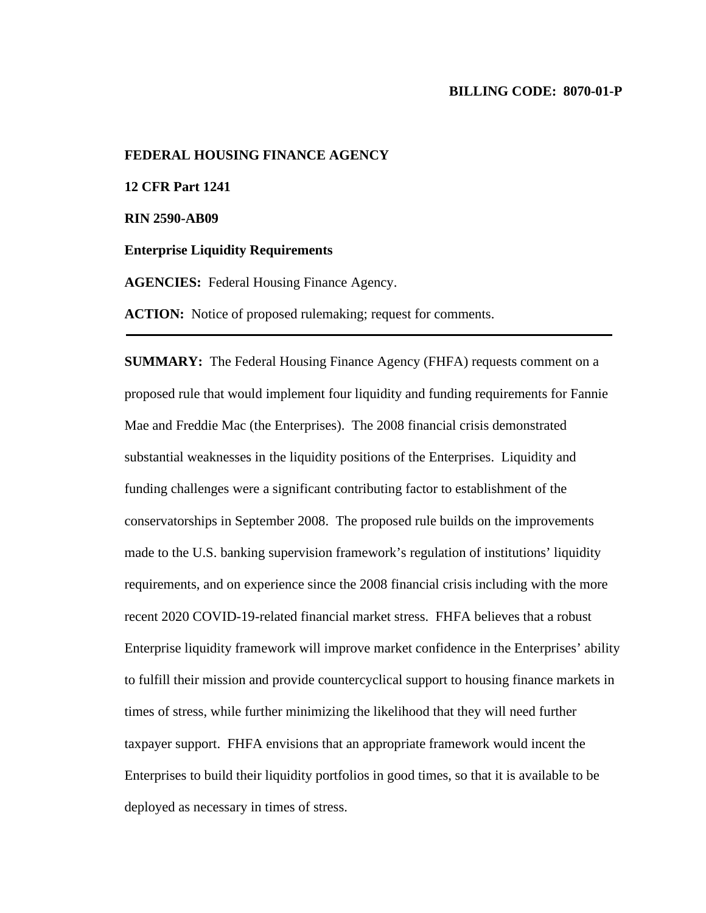**BILLING CODE: 8070-01-P**

**FEDERAL HOUSING FINANCE AGENCY**

**12 CFR Part 1241**

**RIN 2590-AB09**

**Enterprise Liquidity Requirements**

**AGENCIES:** Federal Housing Finance Agency.

**ACTION:** Notice of proposed rulemaking; request for comments.

---

**SUMMARY:** The Federal Housing Finance Agency (FHFA) requests comment on a proposed rule that would implement four liquidity and funding requirements for Fannie Mae and Freddie Mac (the Enterprises). The 2008 financial crisis demonstrated substantial weaknesses in the liquidity positions of the Enterprises. Liquidity and funding challenges were a significant contributing factor to establishment of the conservatorships in September 2008. The proposed rule builds on the improvements made to the U.S. banking supervision framework's regulation of institutions' liquidity requirements, and on experience since the 2008 financial crisis including with the more recent 2020 COVID-19-related financial market stress. FHFA believes that a robust Enterprise liquidity framework will improve market confidence in the Enterprises' ability to fulfill their mission and provide countercyclical support to housing finance markets in times of stress, while further minimizing the likelihood that they will need further taxpayer support. FHFA envisions that an appropriate framework would incent the Enterprises to build their liquidity portfolios in good times, so that it is available to be deployed as necessary in times of stress.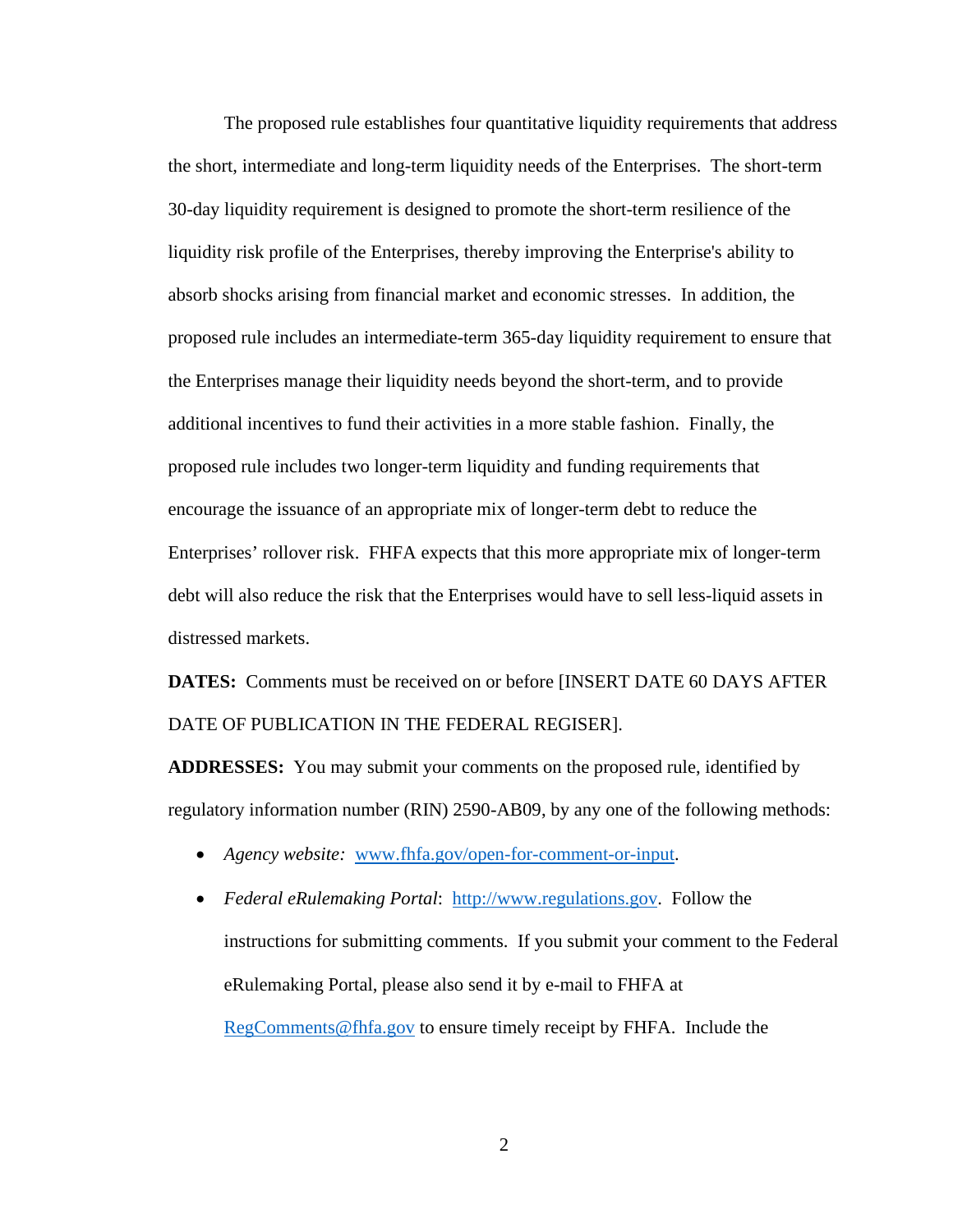The proposed rule establishes four quantitative liquidity requirements that address the short, intermediate and long-term liquidity needs of the Enterprises. The short-term 30-day liquidity requirement is designed to promote the short-term resilience of the liquidity risk profile of the Enterprises, thereby improving the Enterprise's ability to absorb shocks arising from financial market and economic stresses. In addition, the proposed rule includes an intermediate-term 365-day liquidity requirement to ensure that the Enterprises manage their liquidity needs beyond the short-term, and to provide additional incentives to fund their activities in a more stable fashion. Finally, the proposed rule includes two longer-term liquidity and funding requirements that encourage the issuance of an appropriate mix of longer-term debt to reduce the Enterprises' rollover risk. FHFA expects that this more appropriate mix of longer-term debt will also reduce the risk that the Enterprises would have to sell less-liquid assets in distressed markets.

**DATES:** Comments must be received on or before [INSERT DATE 60 DAYS AFTER DATE OF PUBLICATION IN THE FEDERAL REGISER].

**ADDRESSES:** You may submit your comments on the proposed rule, identified by regulatory information number (RIN) 2590-AB09, by any one of the following methods:

- *Agency website:* www.fhfa.gov/open-for-comment-or-input.
- *Federal eRulemaking Portal*: http://www.regulations.gov. Follow the instructions for submitting comments. If you submit your comment to the Federal eRulemaking Portal, please also send it by e-mail to FHFA at RegComments@fhfa.gov to ensure timely receipt by FHFA. Include the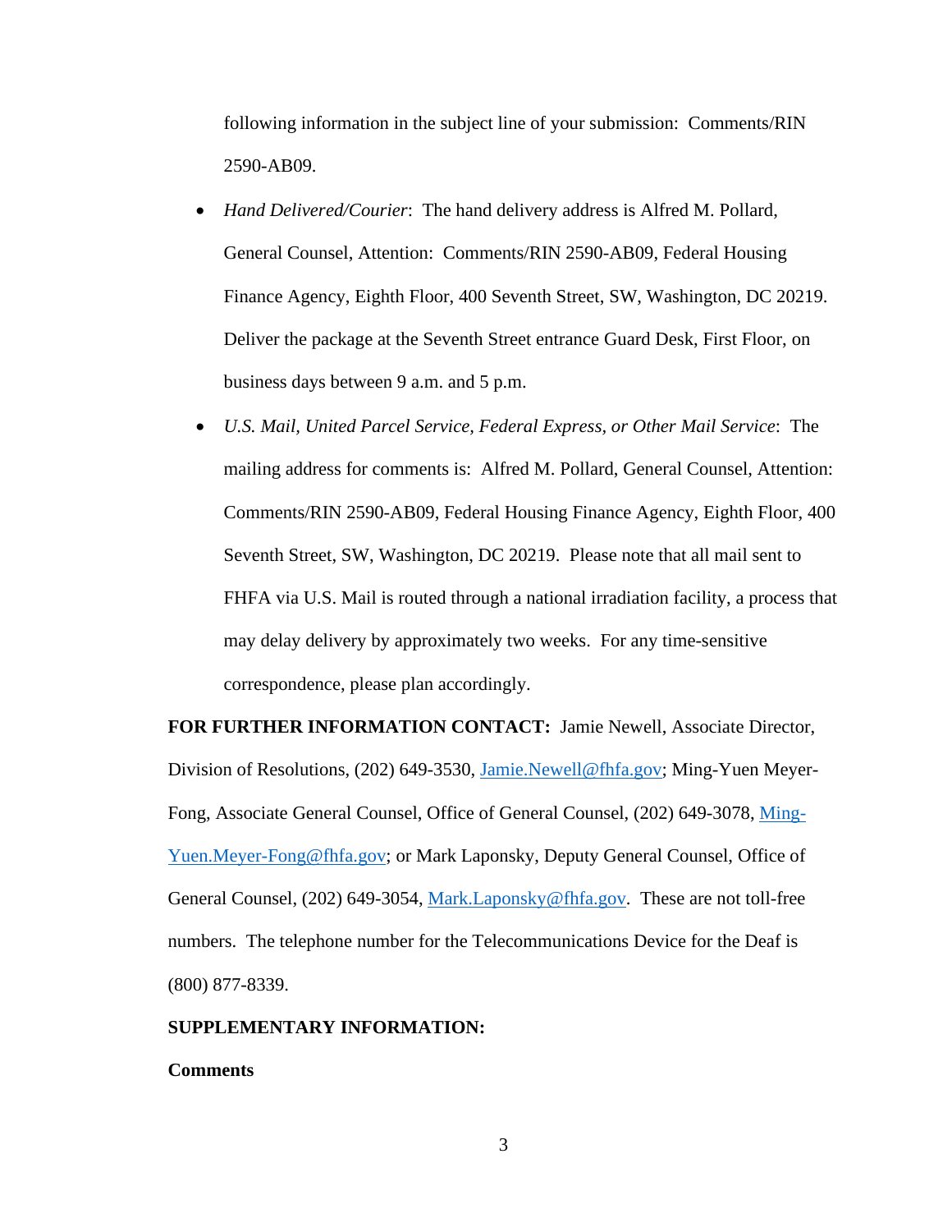following information in the subject line of your submission: Comments/RIN 2590-AB09.

- *Hand Delivered/Courier*: The hand delivery address is Alfred M. Pollard, General Counsel, Attention: Comments/RIN 2590-AB09, Federal Housing Finance Agency, Eighth Floor, 400 Seventh Street, SW, Washington, DC 20219. Deliver the package at the Seventh Street entrance Guard Desk, First Floor, on business days between 9 a.m. and 5 p.m.
- *U.S. Mail, United Parcel Service, Federal Express, or Other Mail Service*: The mailing address for comments is: Alfred M. Pollard, General Counsel, Attention: Comments/RIN 2590-AB09, Federal Housing Finance Agency, Eighth Floor, 400 Seventh Street, SW, Washington, DC 20219. Please note that all mail sent to FHFA via U.S. Mail is routed through a national irradiation facility, a process that may delay delivery by approximately two weeks. For any time-sensitive correspondence, please plan accordingly.

**FOR FURTHER INFORMATION CONTACT:** Jamie Newell, Associate Director, Division of Resolutions, (202) 649-3530, Jamie.Newell@fhfa.gov; Ming-Yuen Meyer-Fong, Associate General Counsel, Office of General Counsel, (202) 649-3078, Ming-Yuen.Meyer-Fong@fhfa.gov; or Mark Laponsky, Deputy General Counsel, Office of General Counsel, (202) 649-3054, Mark.Laponsky@fhfa.gov. These are not toll-free numbers. The telephone number for the Telecommunications Device for the Deaf is (800) 877-8339.

**SUPPLEMENTARY INFORMATION:**

**Comments**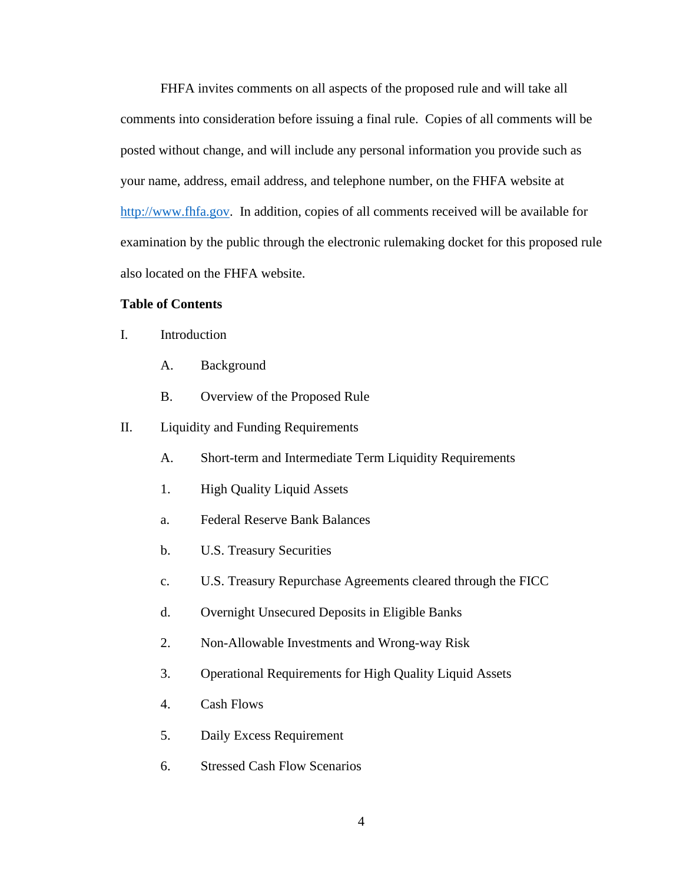FHFA invites comments on all aspects of the proposed rule and will take all comments into consideration before issuing a final rule. Copies of all comments will be posted without change, and will include any personal information you provide such as your name, address, email address, and telephone number, on the FHFA website at http://www.fhfa.gov. In addition, copies of all comments received will be available for examination by the public through the electronic rulemaking docket for this proposed rule also located on the FHFA website.

**Table of Contents**

I. Introduction

- A. Background
- B. Overview of the Proposed Rule

II. Liquidity and Funding Requirements

- A. Short-term and Intermediate Term Liquidity Requirements
- 1. High Quality Liquid Assets
- a. Federal Reserve Bank Balances
- b. U.S. Treasury Securities
- c. U.S. Treasury Repurchase Agreements cleared through the FICC
- d. Overnight Unsecured Deposits in Eligible Banks
- 2. Non-Allowable Investments and Wrong-way Risk
- 3. Operational Requirements for High Quality Liquid Assets
- 4. Cash Flows
- 5. Daily Excess Requirement
- 6. Stressed Cash Flow Scenarios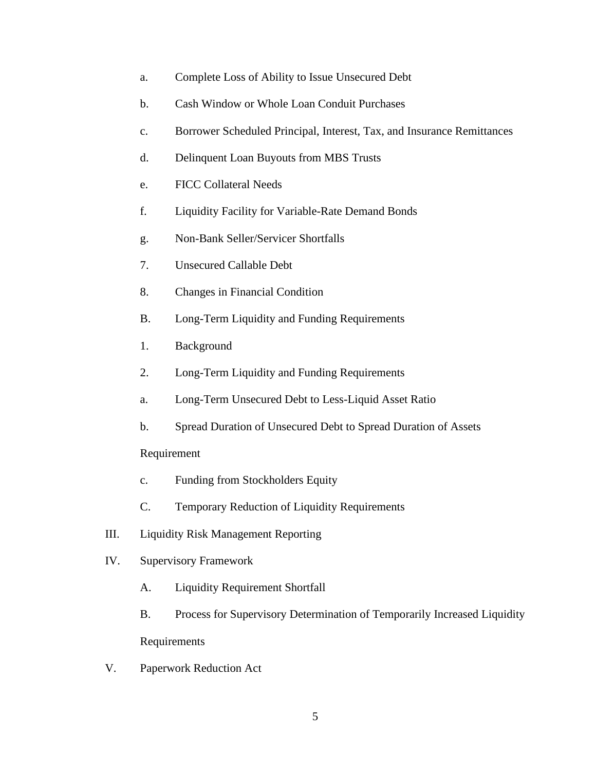a. Complete Loss of Ability to Issue Unsecured Debt

b. Cash Window or Whole Loan Conduit Purchases

c. Borrower Scheduled Principal, Interest, Tax, and Insurance Remittances

d. Delinquent Loan Buyouts from MBS Trusts

e. FICC Collateral Needs

f. Liquidity Facility for Variable-Rate Demand Bonds

g. Non-Bank Seller/Servicer Shortfalls

7. Unsecured Callable Debt

8. Changes in Financial Condition

B. Long-Term Liquidity and Funding Requirements

1. Background

2. Long-Term Liquidity and Funding Requirements

a. Long-Term Unsecured Debt to Less-Liquid Asset Ratio

b. Spread Duration of Unsecured Debt to Spread Duration of Assets Requirement

c. Funding from Stockholders Equity

C. Temporary Reduction of Liquidity Requirements

III. Liquidity Risk Management Reporting

IV. Supervisory Framework

A. Liquidity Requirement Shortfall

B. Process for Supervisory Determination of Temporarily Increased Liquidity Requirements

V. Paperwork Reduction Act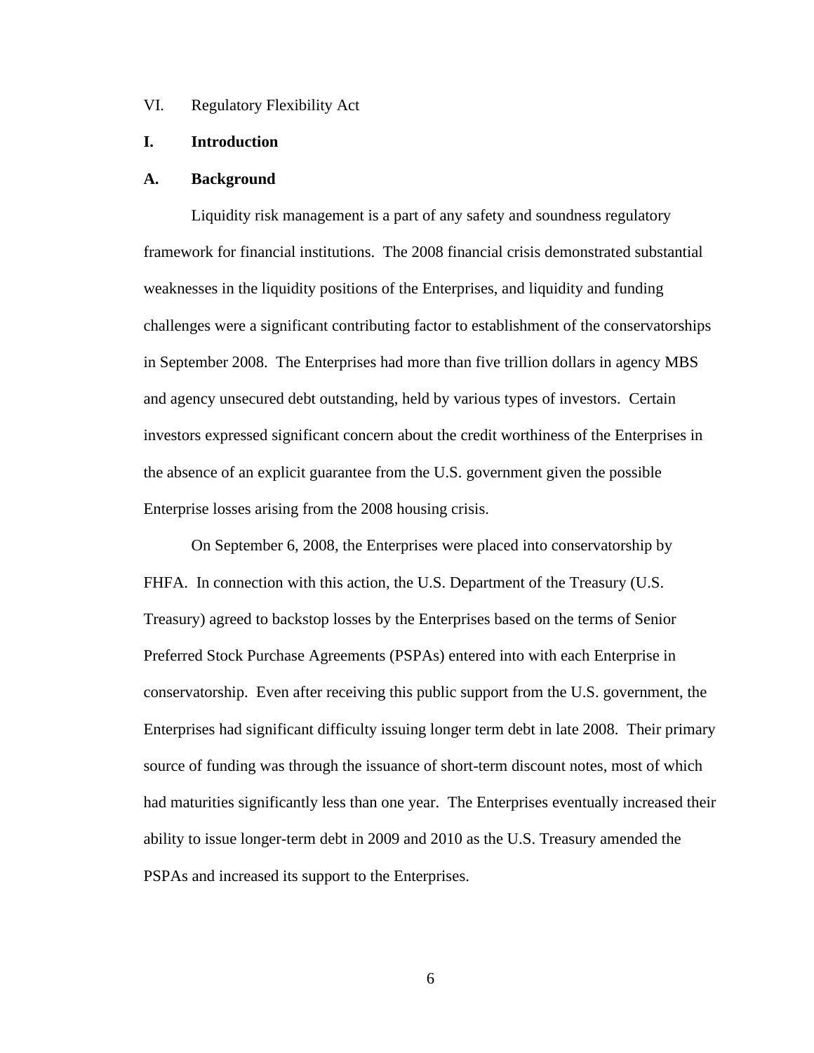VI. Regulatory Flexibility Act

# I. Introduction

## A. Background

Liquidity risk management is a part of any safety and soundness regulatory framework for financial institutions. The 2008 financial crisis demonstrated substantial weaknesses in the liquidity positions of the Enterprises, and liquidity and funding challenges were a significant contributing factor to establishment of the conservatorships in September 2008. The Enterprises had more than five trillion dollars in agency MBS and agency unsecured debt outstanding, held by various types of investors. Certain investors expressed significant concern about the credit worthiness of the Enterprises in the absence of an explicit guarantee from the U.S. government given the possible Enterprise losses arising from the 2008 housing crisis.

On September 6, 2008, the Enterprises were placed into conservatorship by FHFA. In connection with this action, the U.S. Department of the Treasury (U.S. Treasury) agreed to backstop losses by the Enterprises based on the terms of Senior Preferred Stock Purchase Agreements (PSPAs) entered into with each Enterprise in conservatorship. Even after receiving this public support from the U.S. government, the Enterprises had significant difficulty issuing longer term debt in late 2008. Their primary source of funding was through the issuance of short-term discount notes, most of which had maturities significantly less than one year. The Enterprises eventually increased their ability to issue longer-term debt in 2009 and 2010 as the U.S. Treasury amended the PSPAs and increased its support to the Enterprises.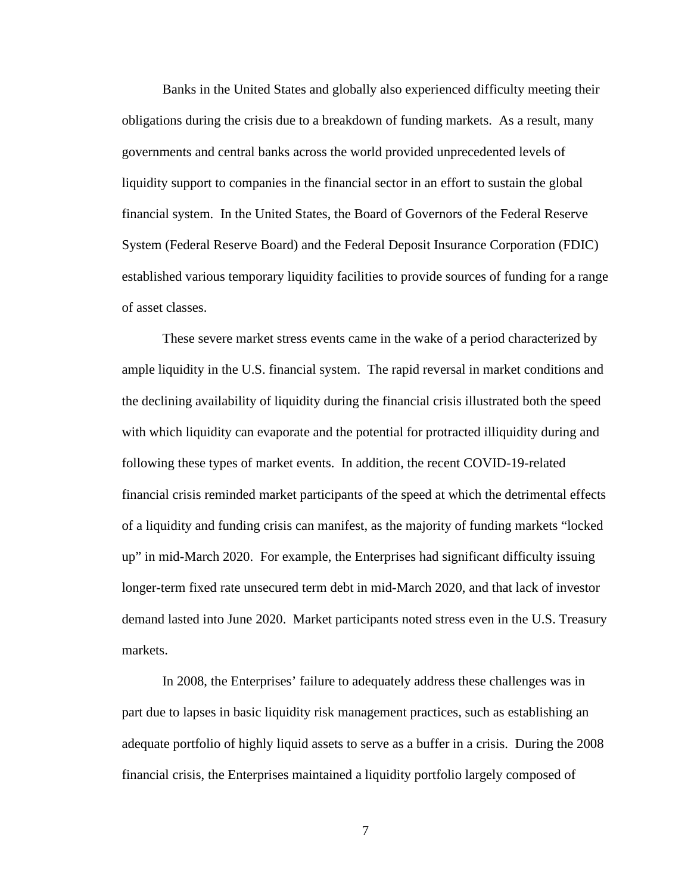Banks in the United States and globally also experienced difficulty meeting their obligations during the crisis due to a breakdown of funding markets. As a result, many governments and central banks across the world provided unprecedented levels of liquidity support to companies in the financial sector in an effort to sustain the global financial system. In the United States, the Board of Governors of the Federal Reserve System (Federal Reserve Board) and the Federal Deposit Insurance Corporation (FDIC) established various temporary liquidity facilities to provide sources of funding for a range of asset classes.

These severe market stress events came in the wake of a period characterized by ample liquidity in the U.S. financial system. The rapid reversal in market conditions and the declining availability of liquidity during the financial crisis illustrated both the speed with which liquidity can evaporate and the potential for protracted illiquidity during and following these types of market events. In addition, the recent COVID-19-related financial crisis reminded market participants of the speed at which the detrimental effects of a liquidity and funding crisis can manifest, as the majority of funding markets "locked up" in mid-March 2020. For example, the Enterprises had significant difficulty issuing longer-term fixed rate unsecured term debt in mid-March 2020, and that lack of investor demand lasted into June 2020. Market participants noted stress even in the U.S. Treasury markets.

In 2008, the Enterprises' failure to adequately address these challenges was in part due to lapses in basic liquidity risk management practices, such as establishing an adequate portfolio of highly liquid assets to serve as a buffer in a crisis. During the 2008 financial crisis, the Enterprises maintained a liquidity portfolio largely composed of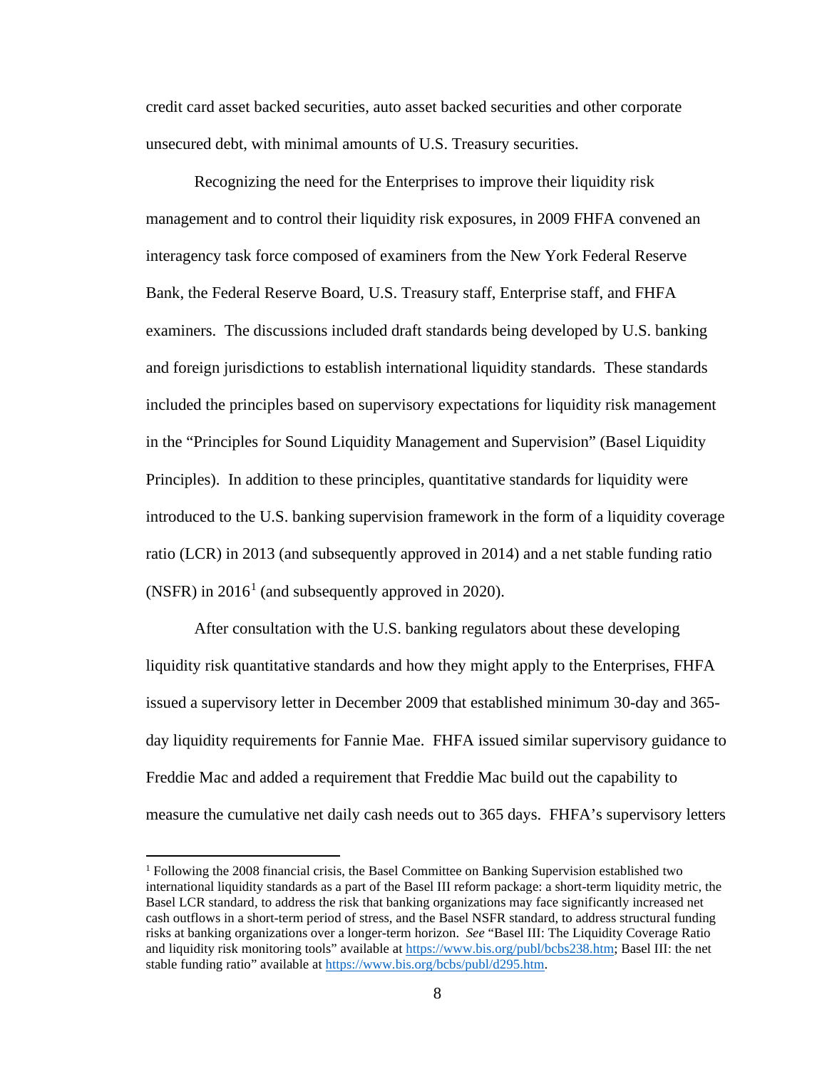credit card asset backed securities, auto asset backed securities and other corporate unsecured debt, with minimal amounts of U.S. Treasury securities.

Recognizing the need for the Enterprises to improve their liquidity risk management and to control their liquidity risk exposures, in 2009 FHFA convened an interagency task force composed of examiners from the New York Federal Reserve Bank, the Federal Reserve Board, U.S. Treasury staff, Enterprise staff, and FHFA examiners. The discussions included draft standards being developed by U.S. banking and foreign jurisdictions to establish international liquidity standards. These standards included the principles based on supervisory expectations for liquidity risk management in the "Principles for Sound Liquidity Management and Supervision" (Basel Liquidity Principles). In addition to these principles, quantitative standards for liquidity were introduced to the U.S. banking supervision framework in the form of a liquidity coverage ratio (LCR) in 2013 (and subsequently approved in 2014) and a net stable funding ratio (NSFR) in 2016[1] (and subsequently approved in 2020).

After consultation with the U.S. banking regulators about these developing liquidity risk quantitative standards and how they might apply to the Enterprises, FHFA issued a supervisory letter in December 2009 that established minimum 30-day and 365-day liquidity requirements for Fannie Mae. FHFA issued similar supervisory guidance to Freddie Mac and added a requirement that Freddie Mac build out the capability to measure the cumulative net daily cash needs out to 365 days. FHFA's supervisory letters

---

[1] Following the 2008 financial crisis, the Basel Committee on Banking Supervision established two international liquidity standards as a part of the Basel III reform package: a short-term liquidity metric, the Basel LCR standard, to address the risk that banking organizations may face significantly increased net cash outflows in a short-term period of stress, and the Basel NSFR standard, to address structural funding risks at banking organizations over a longer-term horizon. *See* "Basel III: The Liquidity Coverage Ratio and liquidity risk monitoring tools" available at https://www.bis.org/publ/bcbs238.htm; Basel III: the net stable funding ratio" available at https://www.bis.org/bcbs/publ/d295.htm.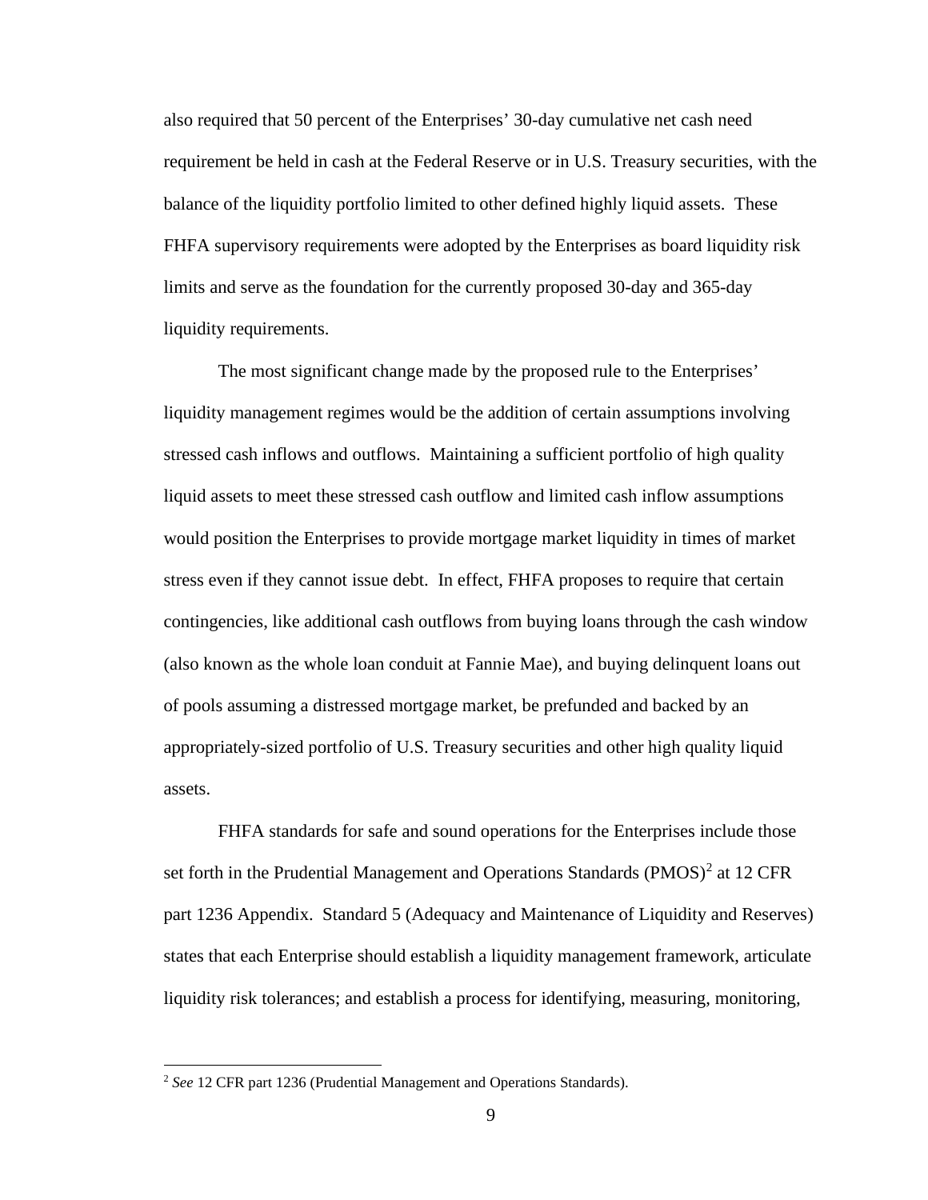also required that 50 percent of the Enterprises' 30-day cumulative net cash need requirement be held in cash at the Federal Reserve or in U.S. Treasury securities, with the balance of the liquidity portfolio limited to other defined highly liquid assets. These FHFA supervisory requirements were adopted by the Enterprises as board liquidity risk limits and serve as the foundation for the currently proposed 30-day and 365-day liquidity requirements.

The most significant change made by the proposed rule to the Enterprises' liquidity management regimes would be the addition of certain assumptions involving stressed cash inflows and outflows. Maintaining a sufficient portfolio of high quality liquid assets to meet these stressed cash outflow and limited cash inflow assumptions would position the Enterprises to provide mortgage market liquidity in times of market stress even if they cannot issue debt. In effect, FHFA proposes to require that certain contingencies, like additional cash outflows from buying loans through the cash window (also known as the whole loan conduit at Fannie Mae), and buying delinquent loans out of pools assuming a distressed mortgage market, be prefunded and backed by an appropriately-sized portfolio of U.S. Treasury securities and other high quality liquid assets.

FHFA standards for safe and sound operations for the Enterprises include those set forth in the Prudential Management and Operations Standards (PMOS)[2] at 12 CFR part 1236 Appendix. Standard 5 (Adequacy and Maintenance of Liquidity and Reserves) states that each Enterprise should establish a liquidity management framework, articulate liquidity risk tolerances; and establish a process for identifying, measuring, monitoring,

[2] *See* 12 CFR part 1236 (Prudential Management and Operations Standards).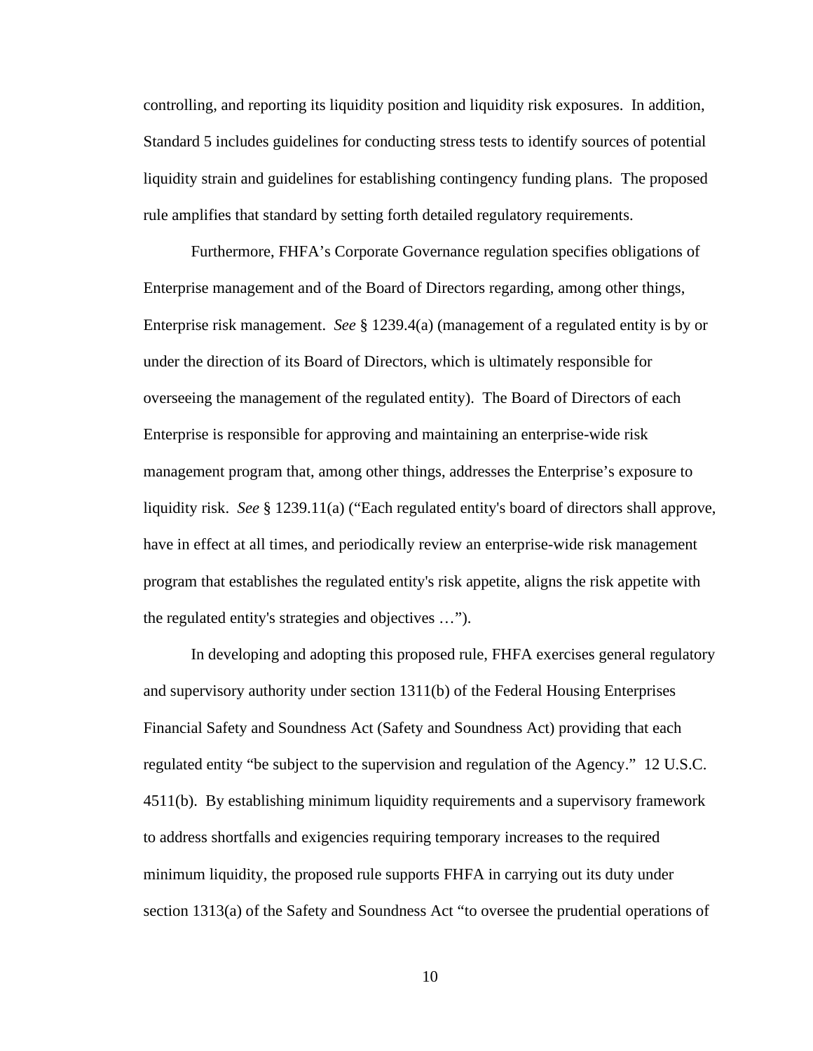controlling, and reporting its liquidity position and liquidity risk exposures. In addition, Standard 5 includes guidelines for conducting stress tests to identify sources of potential liquidity strain and guidelines for establishing contingency funding plans. The proposed rule amplifies that standard by setting forth detailed regulatory requirements.

Furthermore, FHFA's Corporate Governance regulation specifies obligations of Enterprise management and of the Board of Directors regarding, among other things, Enterprise risk management. *See* § 1239.4(a) (management of a regulated entity is by or under the direction of its Board of Directors, which is ultimately responsible for overseeing the management of the regulated entity). The Board of Directors of each Enterprise is responsible for approving and maintaining an enterprise-wide risk management program that, among other things, addresses the Enterprise's exposure to liquidity risk. *See* § 1239.11(a) ("Each regulated entity's board of directors shall approve, have in effect at all times, and periodically review an enterprise-wide risk management program that establishes the regulated entity's risk appetite, aligns the risk appetite with the regulated entity's strategies and objectives …").

In developing and adopting this proposed rule, FHFA exercises general regulatory and supervisory authority under section 1311(b) of the Federal Housing Enterprises Financial Safety and Soundness Act (Safety and Soundness Act) providing that each regulated entity "be subject to the supervision and regulation of the Agency." 12 U.S.C. 4511(b). By establishing minimum liquidity requirements and a supervisory framework to address shortfalls and exigencies requiring temporary increases to the required minimum liquidity, the proposed rule supports FHFA in carrying out its duty under section 1313(a) of the Safety and Soundness Act "to oversee the prudential operations of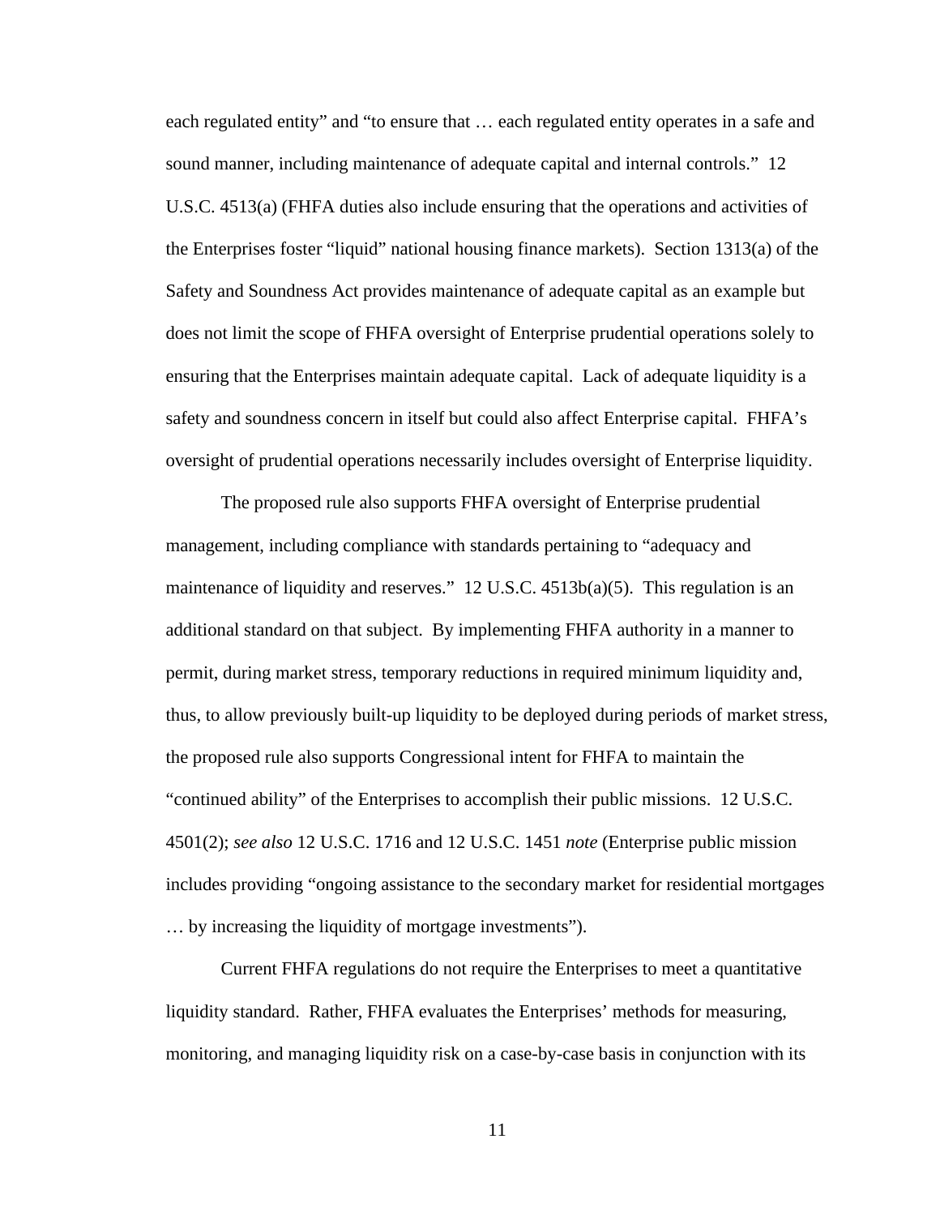each regulated entity" and "to ensure that … each regulated entity operates in a safe and sound manner, including maintenance of adequate capital and internal controls." 12 U.S.C. 4513(a) (FHFA duties also include ensuring that the operations and activities of the Enterprises foster "liquid" national housing finance markets). Section 1313(a) of the Safety and Soundness Act provides maintenance of adequate capital as an example but does not limit the scope of FHFA oversight of Enterprise prudential operations solely to ensuring that the Enterprises maintain adequate capital. Lack of adequate liquidity is a safety and soundness concern in itself but could also affect Enterprise capital. FHFA's oversight of prudential operations necessarily includes oversight of Enterprise liquidity.

The proposed rule also supports FHFA oversight of Enterprise prudential management, including compliance with standards pertaining to "adequacy and maintenance of liquidity and reserves." 12 U.S.C. 4513b(a)(5). This regulation is an additional standard on that subject. By implementing FHFA authority in a manner to permit, during market stress, temporary reductions in required minimum liquidity and, thus, to allow previously built-up liquidity to be deployed during periods of market stress, the proposed rule also supports Congressional intent for FHFA to maintain the "continued ability" of the Enterprises to accomplish their public missions. 12 U.S.C. 4501(2); *see also* 12 U.S.C. 1716 and 12 U.S.C. 1451 *note* (Enterprise public mission includes providing "ongoing assistance to the secondary market for residential mortgages … by increasing the liquidity of mortgage investments").

Current FHFA regulations do not require the Enterprises to meet a quantitative liquidity standard. Rather, FHFA evaluates the Enterprises' methods for measuring, monitoring, and managing liquidity risk on a case-by-case basis in conjunction with its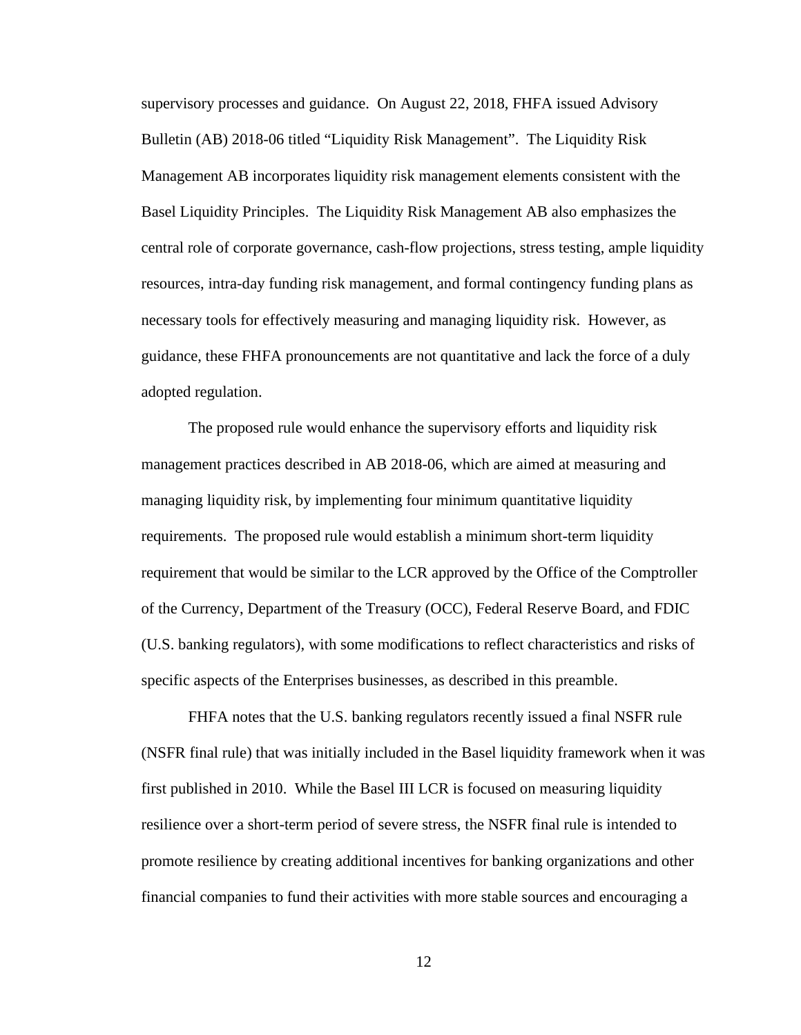supervisory processes and guidance. On August 22, 2018, FHFA issued Advisory Bulletin (AB) 2018-06 titled "Liquidity Risk Management". The Liquidity Risk Management AB incorporates liquidity risk management elements consistent with the Basel Liquidity Principles. The Liquidity Risk Management AB also emphasizes the central role of corporate governance, cash-flow projections, stress testing, ample liquidity resources, intra-day funding risk management, and formal contingency funding plans as necessary tools for effectively measuring and managing liquidity risk. However, as guidance, these FHFA pronouncements are not quantitative and lack the force of a duly adopted regulation.

The proposed rule would enhance the supervisory efforts and liquidity risk management practices described in AB 2018-06, which are aimed at measuring and managing liquidity risk, by implementing four minimum quantitative liquidity requirements. The proposed rule would establish a minimum short-term liquidity requirement that would be similar to the LCR approved by the Office of the Comptroller of the Currency, Department of the Treasury (OCC), Federal Reserve Board, and FDIC (U.S. banking regulators), with some modifications to reflect characteristics and risks of specific aspects of the Enterprises businesses, as described in this preamble.

FHFA notes that the U.S. banking regulators recently issued a final NSFR rule (NSFR final rule) that was initially included in the Basel liquidity framework when it was first published in 2010. While the Basel III LCR is focused on measuring liquidity resilience over a short-term period of severe stress, the NSFR final rule is intended to promote resilience by creating additional incentives for banking organizations and other financial companies to fund their activities with more stable sources and encouraging a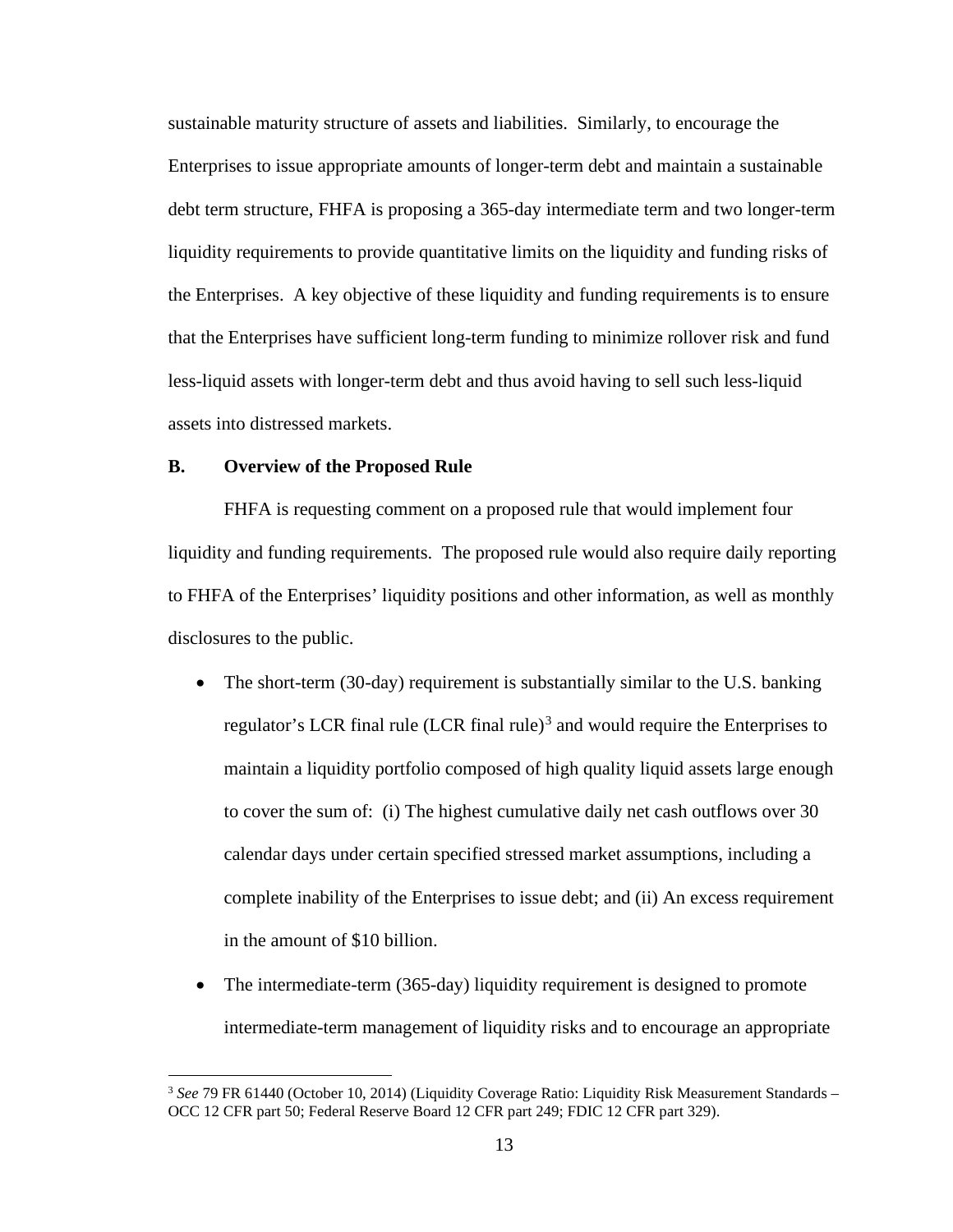sustainable maturity structure of assets and liabilities. Similarly, to encourage the Enterprises to issue appropriate amounts of longer-term debt and maintain a sustainable debt term structure, FHFA is proposing a 365-day intermediate term and two longer-term liquidity requirements to provide quantitative limits on the liquidity and funding risks of the Enterprises. A key objective of these liquidity and funding requirements is to ensure that the Enterprises have sufficient long-term funding to minimize rollover risk and fund less-liquid assets with longer-term debt and thus avoid having to sell such less-liquid assets into distressed markets.

### B. Overview of the Proposed Rule

FHFA is requesting comment on a proposed rule that would implement four liquidity and funding requirements. The proposed rule would also require daily reporting to FHFA of the Enterprises' liquidity positions and other information, as well as monthly disclosures to the public.

- The short-term (30-day) requirement is substantially similar to the U.S. banking regulator's LCR final rule (LCR final rule)[3] and would require the Enterprises to maintain a liquidity portfolio composed of high quality liquid assets large enough to cover the sum of: (i) The highest cumulative daily net cash outflows over 30 calendar days under certain specified stressed market assumptions, including a complete inability of the Enterprises to issue debt; and (ii) An excess requirement in the amount of $10 billion.
- The intermediate-term (365-day) liquidity requirement is designed to promote intermediate-term management of liquidity risks and to encourage an appropriate

[3] *See* 79 FR 61440 (October 10, 2014) (Liquidity Coverage Ratio: Liquidity Risk Measurement Standards – OCC 12 CFR part 50; Federal Reserve Board 12 CFR part 249; FDIC 12 CFR part 329).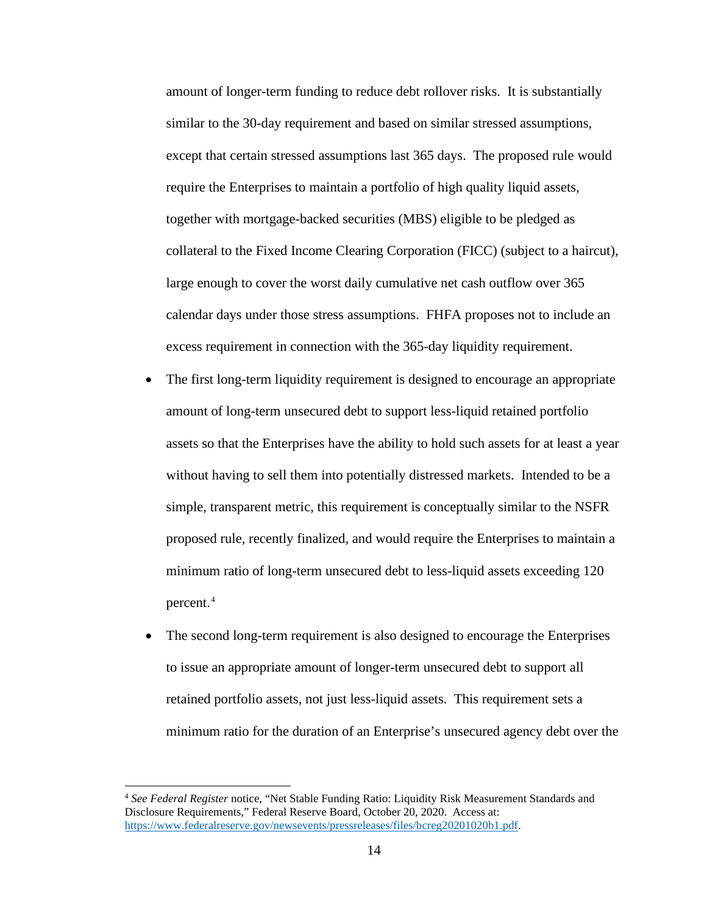amount of longer-term funding to reduce debt rollover risks. It is substantially similar to the 30-day requirement and based on similar stressed assumptions, except that certain stressed assumptions last 365 days. The proposed rule would require the Enterprises to maintain a portfolio of high quality liquid assets, together with mortgage-backed securities (MBS) eligible to be pledged as collateral to the Fixed Income Clearing Corporation (FICC) (subject to a haircut), large enough to cover the worst daily cumulative net cash outflow over 365 calendar days under those stress assumptions. FHFA proposes not to include an excess requirement in connection with the 365-day liquidity requirement.

- The first long-term liquidity requirement is designed to encourage an appropriate amount of long-term unsecured debt to support less-liquid retained portfolio assets so that the Enterprises have the ability to hold such assets for at least a year without having to sell them into potentially distressed markets. Intended to be a simple, transparent metric, this requirement is conceptually similar to the NSFR proposed rule, recently finalized, and would require the Enterprises to maintain a minimum ratio of long-term unsecured debt to less-liquid assets exceeding 120 percent.[4]

- The second long-term requirement is also designed to encourage the Enterprises to issue an appropriate amount of longer-term unsecured debt to support all retained portfolio assets, not just less-liquid assets. This requirement sets a minimum ratio for the duration of an Enterprise's unsecured agency debt over the

[4] *See Federal Register* notice, "Net Stable Funding Ratio: Liquidity Risk Measurement Standards and Disclosure Requirements," Federal Reserve Board, October 20, 2020. Access at: https://www.federalreserve.gov/newsevents/pressreleases/files/bcreg20201020b1.pdf.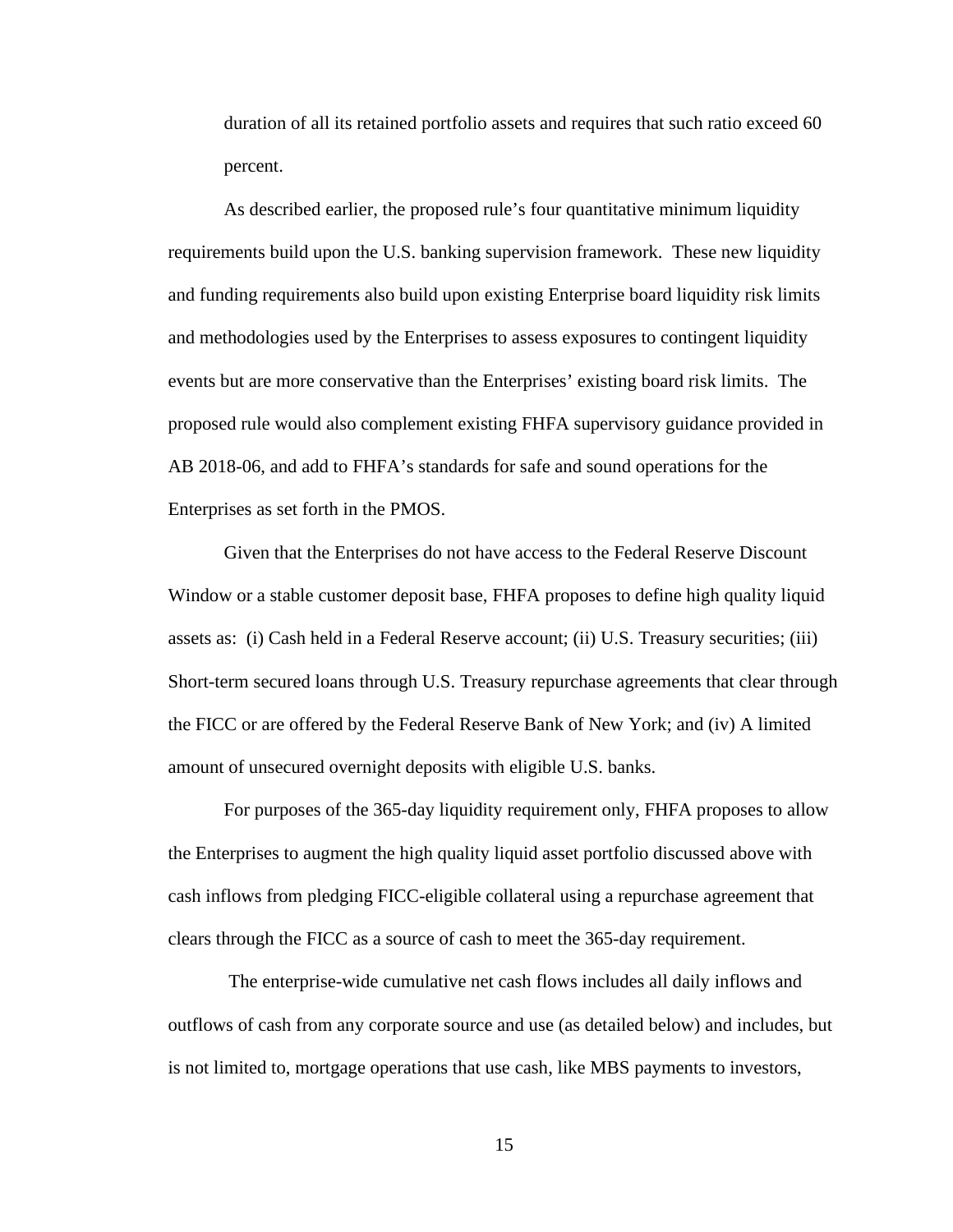duration of all its retained portfolio assets and requires that such ratio exceed 60 percent.

As described earlier, the proposed rule's four quantitative minimum liquidity requirements build upon the U.S. banking supervision framework. These new liquidity and funding requirements also build upon existing Enterprise board liquidity risk limits and methodologies used by the Enterprises to assess exposures to contingent liquidity events but are more conservative than the Enterprises' existing board risk limits. The proposed rule would also complement existing FHFA supervisory guidance provided in AB 2018-06, and add to FHFA's standards for safe and sound operations for the Enterprises as set forth in the PMOS.

Given that the Enterprises do not have access to the Federal Reserve Discount Window or a stable customer deposit base, FHFA proposes to define high quality liquid assets as: (i) Cash held in a Federal Reserve account; (ii) U.S. Treasury securities; (iii) Short-term secured loans through U.S. Treasury repurchase agreements that clear through the FICC or are offered by the Federal Reserve Bank of New York; and (iv) A limited amount of unsecured overnight deposits with eligible U.S. banks.

For purposes of the 365-day liquidity requirement only, FHFA proposes to allow the Enterprises to augment the high quality liquid asset portfolio discussed above with cash inflows from pledging FICC-eligible collateral using a repurchase agreement that clears through the FICC as a source of cash to meet the 365-day requirement.

The enterprise-wide cumulative net cash flows includes all daily inflows and outflows of cash from any corporate source and use (as detailed below) and includes, but is not limited to, mortgage operations that use cash, like MBS payments to investors,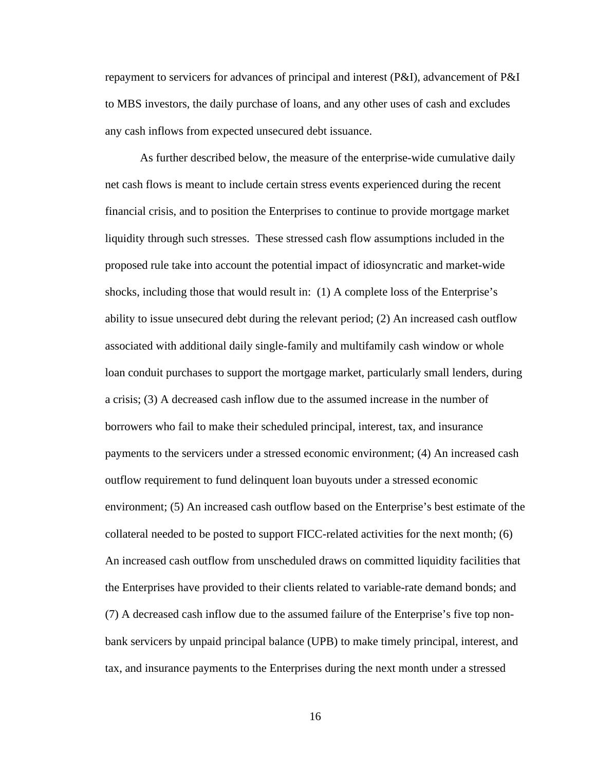repayment to servicers for advances of principal and interest (P&I), advancement of P&I to MBS investors, the daily purchase of loans, and any other uses of cash and excludes any cash inflows from expected unsecured debt issuance.

As further described below, the measure of the enterprise-wide cumulative daily net cash flows is meant to include certain stress events experienced during the recent financial crisis, and to position the Enterprises to continue to provide mortgage market liquidity through such stresses. These stressed cash flow assumptions included in the proposed rule take into account the potential impact of idiosyncratic and market-wide shocks, including those that would result in: (1) A complete loss of the Enterprise's ability to issue unsecured debt during the relevant period; (2) An increased cash outflow associated with additional daily single-family and multifamily cash window or whole loan conduit purchases to support the mortgage market, particularly small lenders, during a crisis; (3) A decreased cash inflow due to the assumed increase in the number of borrowers who fail to make their scheduled principal, interest, tax, and insurance payments to the servicers under a stressed economic environment; (4) An increased cash outflow requirement to fund delinquent loan buyouts under a stressed economic environment; (5) An increased cash outflow based on the Enterprise's best estimate of the collateral needed to be posted to support FICC-related activities for the next month; (6) An increased cash outflow from unscheduled draws on committed liquidity facilities that the Enterprises have provided to their clients related to variable-rate demand bonds; and (7) A decreased cash inflow due to the assumed failure of the Enterprise's five top non-bank servicers by unpaid principal balance (UPB) to make timely principal, interest, and tax, and insurance payments to the Enterprises during the next month under a stressed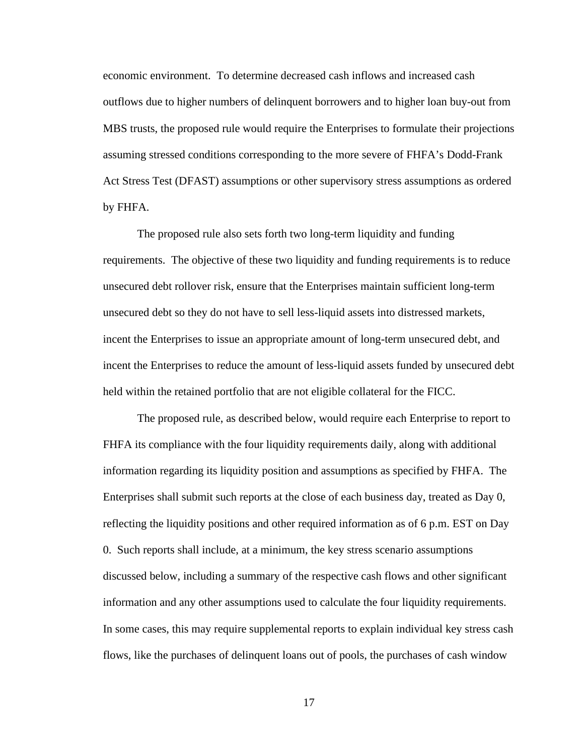economic environment. To determine decreased cash inflows and increased cash outflows due to higher numbers of delinquent borrowers and to higher loan buy-out from MBS trusts, the proposed rule would require the Enterprises to formulate their projections assuming stressed conditions corresponding to the more severe of FHFA's Dodd-Frank Act Stress Test (DFAST) assumptions or other supervisory stress assumptions as ordered by FHFA.

The proposed rule also sets forth two long-term liquidity and funding requirements. The objective of these two liquidity and funding requirements is to reduce unsecured debt rollover risk, ensure that the Enterprises maintain sufficient long-term unsecured debt so they do not have to sell less-liquid assets into distressed markets, incent the Enterprises to issue an appropriate amount of long-term unsecured debt, and incent the Enterprises to reduce the amount of less-liquid assets funded by unsecured debt held within the retained portfolio that are not eligible collateral for the FICC.

The proposed rule, as described below, would require each Enterprise to report to FHFA its compliance with the four liquidity requirements daily, along with additional information regarding its liquidity position and assumptions as specified by FHFA. The Enterprises shall submit such reports at the close of each business day, treated as Day 0, reflecting the liquidity positions and other required information as of 6 p.m. EST on Day 0. Such reports shall include, at a minimum, the key stress scenario assumptions discussed below, including a summary of the respective cash flows and other significant information and any other assumptions used to calculate the four liquidity requirements. In some cases, this may require supplemental reports to explain individual key stress cash flows, like the purchases of delinquent loans out of pools, the purchases of cash window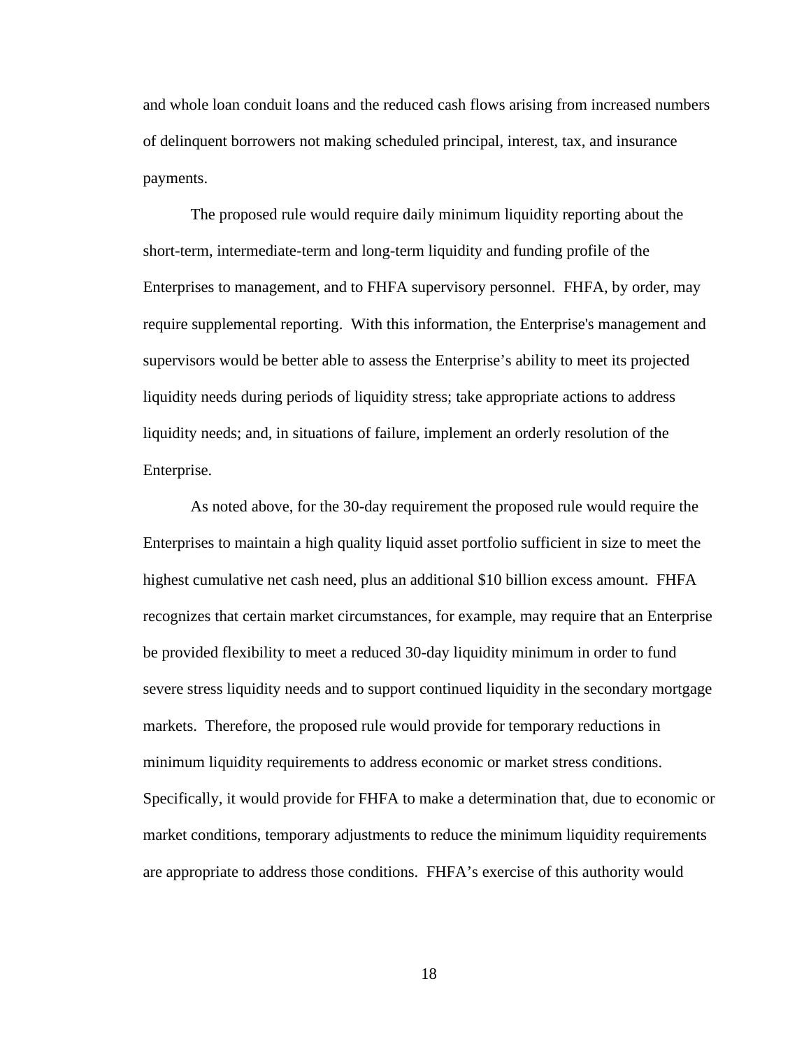and whole loan conduit loans and the reduced cash flows arising from increased numbers of delinquent borrowers not making scheduled principal, interest, tax, and insurance payments.

The proposed rule would require daily minimum liquidity reporting about the short-term, intermediate-term and long-term liquidity and funding profile of the Enterprises to management, and to FHFA supervisory personnel. FHFA, by order, may require supplemental reporting. With this information, the Enterprise's management and supervisors would be better able to assess the Enterprise's ability to meet its projected liquidity needs during periods of liquidity stress; take appropriate actions to address liquidity needs; and, in situations of failure, implement an orderly resolution of the Enterprise.

As noted above, for the 30-day requirement the proposed rule would require the Enterprises to maintain a high quality liquid asset portfolio sufficient in size to meet the highest cumulative net cash need, plus an additional $10 billion excess amount. FHFA recognizes that certain market circumstances, for example, may require that an Enterprise be provided flexibility to meet a reduced 30-day liquidity minimum in order to fund severe stress liquidity needs and to support continued liquidity in the secondary mortgage markets. Therefore, the proposed rule would provide for temporary reductions in minimum liquidity requirements to address economic or market stress conditions. Specifically, it would provide for FHFA to make a determination that, due to economic or market conditions, temporary adjustments to reduce the minimum liquidity requirements are appropriate to address those conditions. FHFA's exercise of this authority would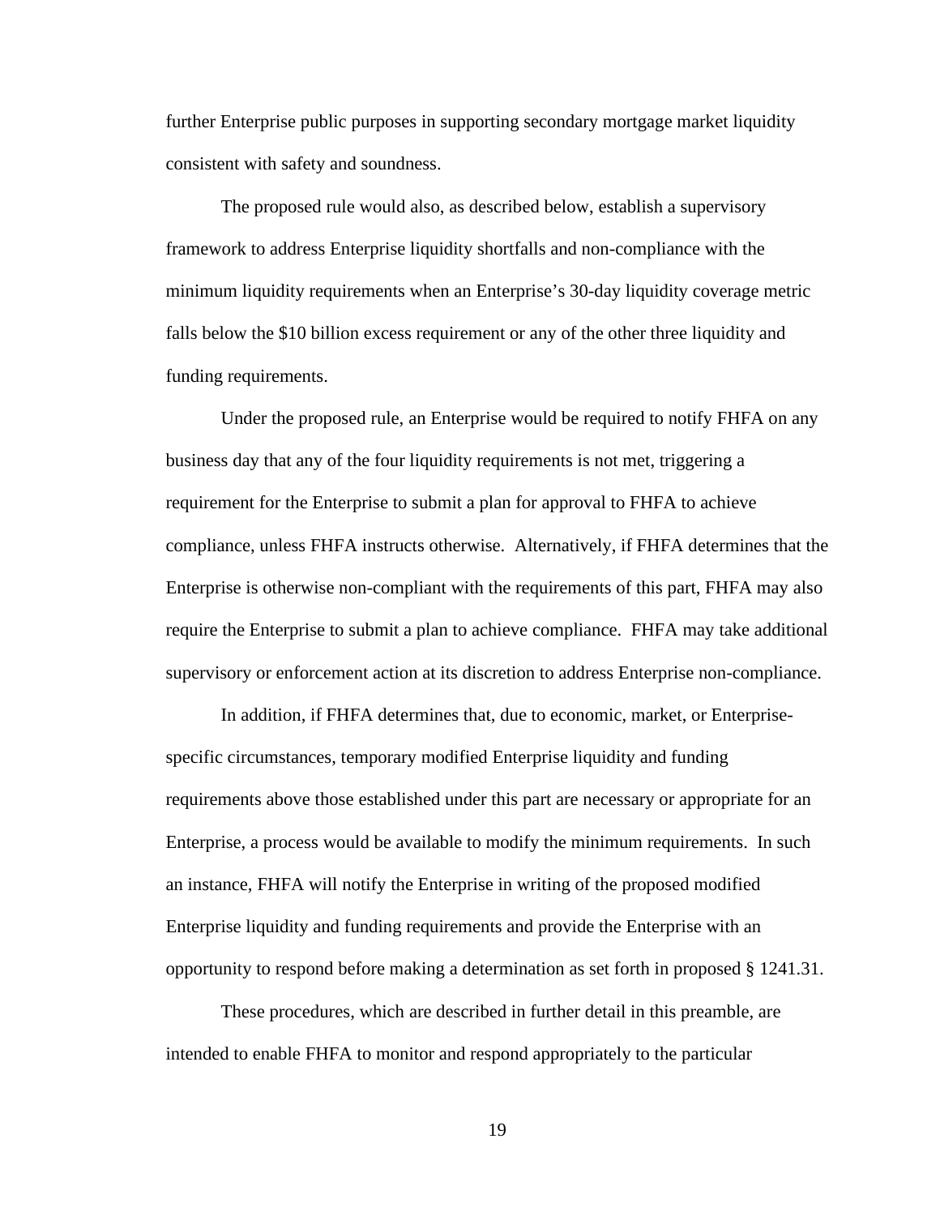further Enterprise public purposes in supporting secondary mortgage market liquidity consistent with safety and soundness.

The proposed rule would also, as described below, establish a supervisory framework to address Enterprise liquidity shortfalls and non-compliance with the minimum liquidity requirements when an Enterprise's 30-day liquidity coverage metric falls below the $10 billion excess requirement or any of the other three liquidity and funding requirements.

Under the proposed rule, an Enterprise would be required to notify FHFA on any business day that any of the four liquidity requirements is not met, triggering a requirement for the Enterprise to submit a plan for approval to FHFA to achieve compliance, unless FHFA instructs otherwise. Alternatively, if FHFA determines that the Enterprise is otherwise non-compliant with the requirements of this part, FHFA may also require the Enterprise to submit a plan to achieve compliance. FHFA may take additional supervisory or enforcement action at its discretion to address Enterprise non-compliance.

In addition, if FHFA determines that, due to economic, market, or Enterprise-specific circumstances, temporary modified Enterprise liquidity and funding requirements above those established under this part are necessary or appropriate for an Enterprise, a process would be available to modify the minimum requirements. In such an instance, FHFA will notify the Enterprise in writing of the proposed modified Enterprise liquidity and funding requirements and provide the Enterprise with an opportunity to respond before making a determination as set forth in proposed § 1241.31.

These procedures, which are described in further detail in this preamble, are intended to enable FHFA to monitor and respond appropriately to the particular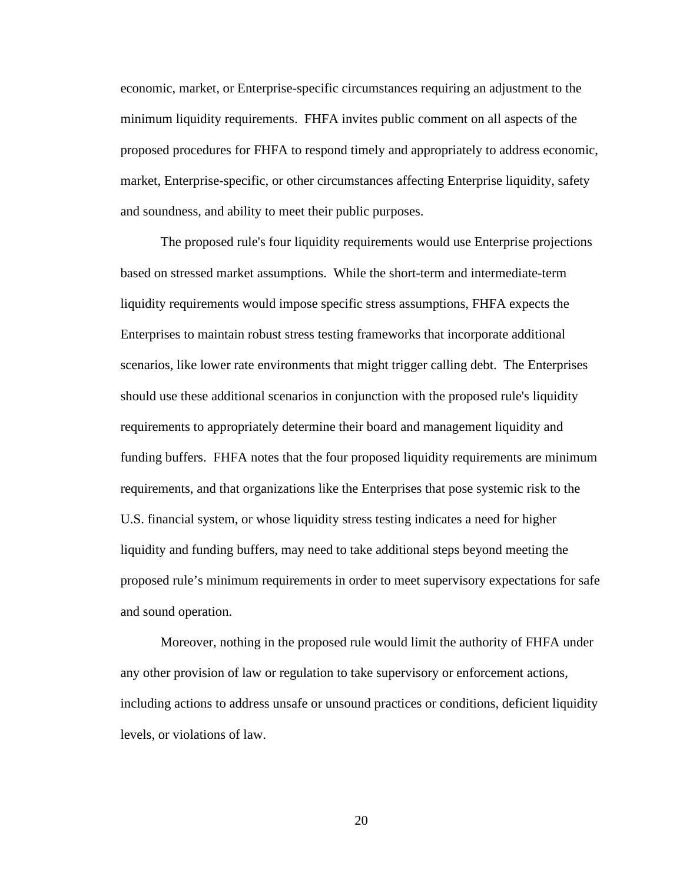economic, market, or Enterprise-specific circumstances requiring an adjustment to the minimum liquidity requirements. FHFA invites public comment on all aspects of the proposed procedures for FHFA to respond timely and appropriately to address economic, market, Enterprise-specific, or other circumstances affecting Enterprise liquidity, safety and soundness, and ability to meet their public purposes.

The proposed rule's four liquidity requirements would use Enterprise projections based on stressed market assumptions. While the short-term and intermediate-term liquidity requirements would impose specific stress assumptions, FHFA expects the Enterprises to maintain robust stress testing frameworks that incorporate additional scenarios, like lower rate environments that might trigger calling debt. The Enterprises should use these additional scenarios in conjunction with the proposed rule's liquidity requirements to appropriately determine their board and management liquidity and funding buffers. FHFA notes that the four proposed liquidity requirements are minimum requirements, and that organizations like the Enterprises that pose systemic risk to the U.S. financial system, or whose liquidity stress testing indicates a need for higher liquidity and funding buffers, may need to take additional steps beyond meeting the proposed rule’s minimum requirements in order to meet supervisory expectations for safe and sound operation.

Moreover, nothing in the proposed rule would limit the authority of FHFA under any other provision of law or regulation to take supervisory or enforcement actions, including actions to address unsafe or unsound practices or conditions, deficient liquidity levels, or violations of law.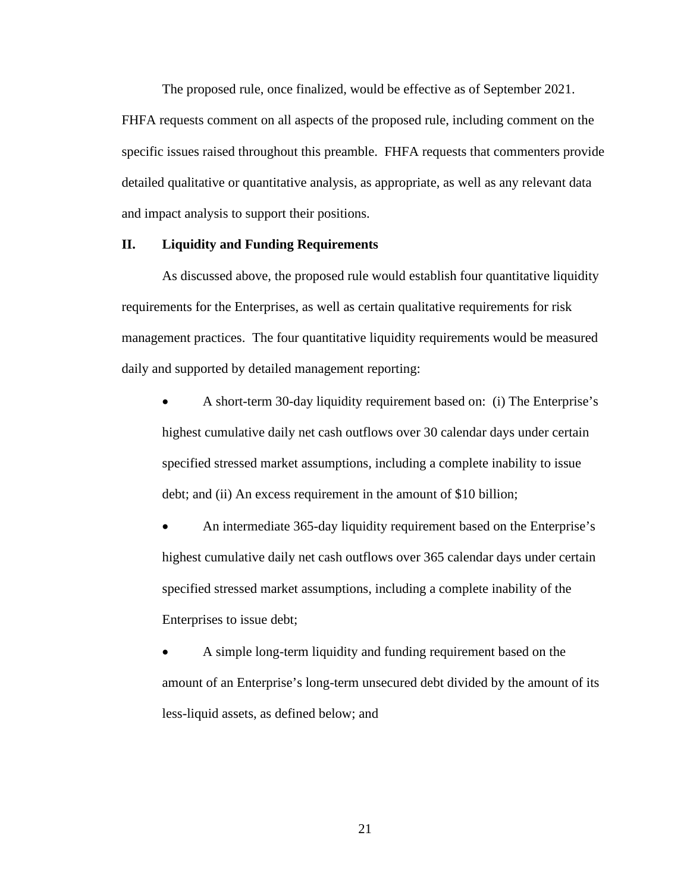The proposed rule, once finalized, would be effective as of September 2021. FHFA requests comment on all aspects of the proposed rule, including comment on the specific issues raised throughout this preamble. FHFA requests that commenters provide detailed qualitative or quantitative analysis, as appropriate, as well as any relevant data and impact analysis to support their positions.

## II. Liquidity and Funding Requirements

As discussed above, the proposed rule would establish four quantitative liquidity requirements for the Enterprises, as well as certain qualitative requirements for risk management practices. The four quantitative liquidity requirements would be measured daily and supported by detailed management reporting:

- A short-term 30-day liquidity requirement based on: (i) The Enterprise's highest cumulative daily net cash outflows over 30 calendar days under certain specified stressed market assumptions, including a complete inability to issue debt; and (ii) An excess requirement in the amount of $10 billion;
- An intermediate 365-day liquidity requirement based on the Enterprise's highest cumulative daily net cash outflows over 365 calendar days under certain specified stressed market assumptions, including a complete inability of the Enterprises to issue debt;
- A simple long-term liquidity and funding requirement based on the amount of an Enterprise's long-term unsecured debt divided by the amount of its less-liquid assets, as defined below; and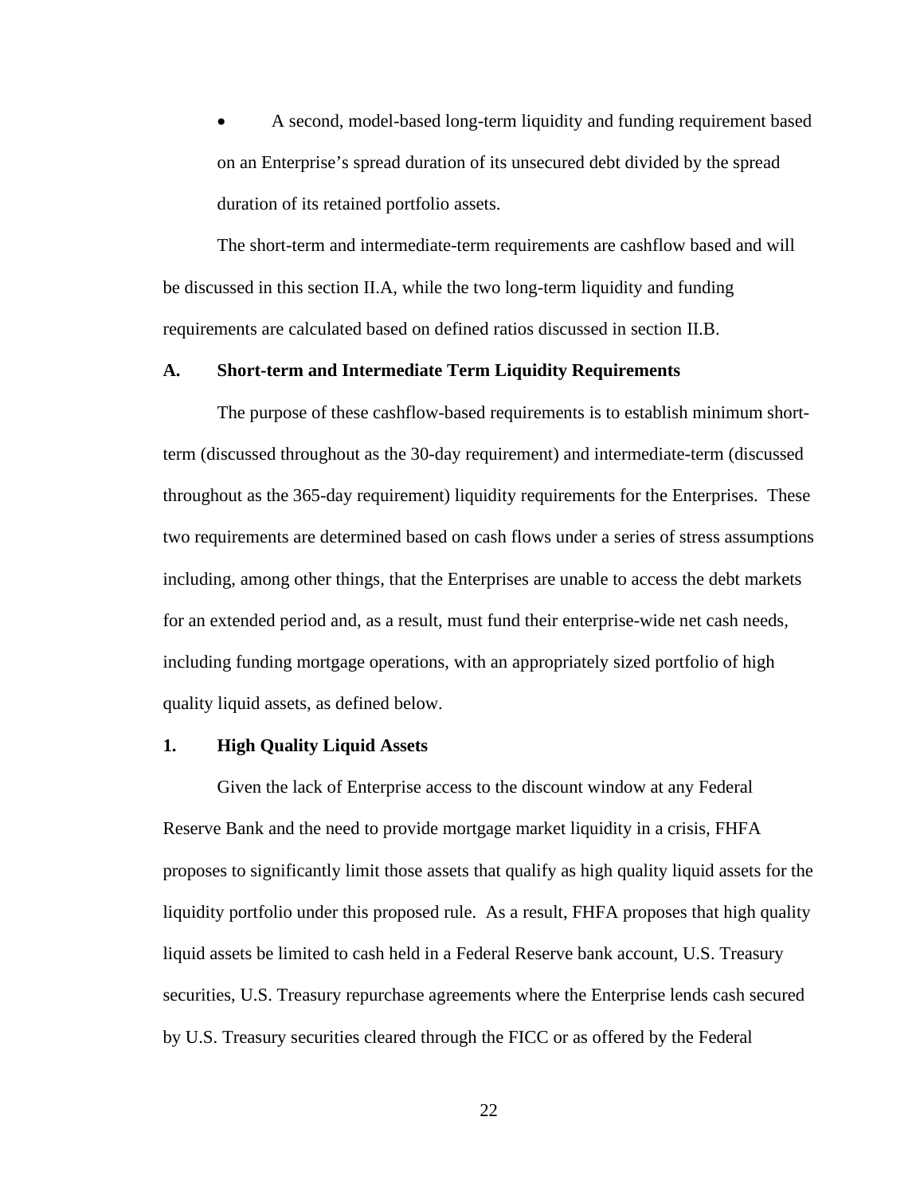- A second, model-based long-term liquidity and funding requirement based on an Enterprise's spread duration of its unsecured debt divided by the spread duration of its retained portfolio assets.

The short-term and intermediate-term requirements are cashflow based and will be discussed in this section II.A, while the two long-term liquidity and funding requirements are calculated based on defined ratios discussed in section II.B.

### A. Short-term and Intermediate Term Liquidity Requirements

The purpose of these cashflow-based requirements is to establish minimum short-term (discussed throughout as the 30-day requirement) and intermediate-term (discussed throughout as the 365-day requirement) liquidity requirements for the Enterprises. These two requirements are determined based on cash flows under a series of stress assumptions including, among other things, that the Enterprises are unable to access the debt markets for an extended period and, as a result, must fund their enterprise-wide net cash needs, including funding mortgage operations, with an appropriately sized portfolio of high quality liquid assets, as defined below.

#### 1. High Quality Liquid Assets

Given the lack of Enterprise access to the discount window at any Federal Reserve Bank and the need to provide mortgage market liquidity in a crisis, FHFA proposes to significantly limit those assets that qualify as high quality liquid assets for the liquidity portfolio under this proposed rule. As a result, FHFA proposes that high quality liquid assets be limited to cash held in a Federal Reserve bank account, U.S. Treasury securities, U.S. Treasury repurchase agreements where the Enterprise lends cash secured by U.S. Treasury securities cleared through the FICC or as offered by the Federal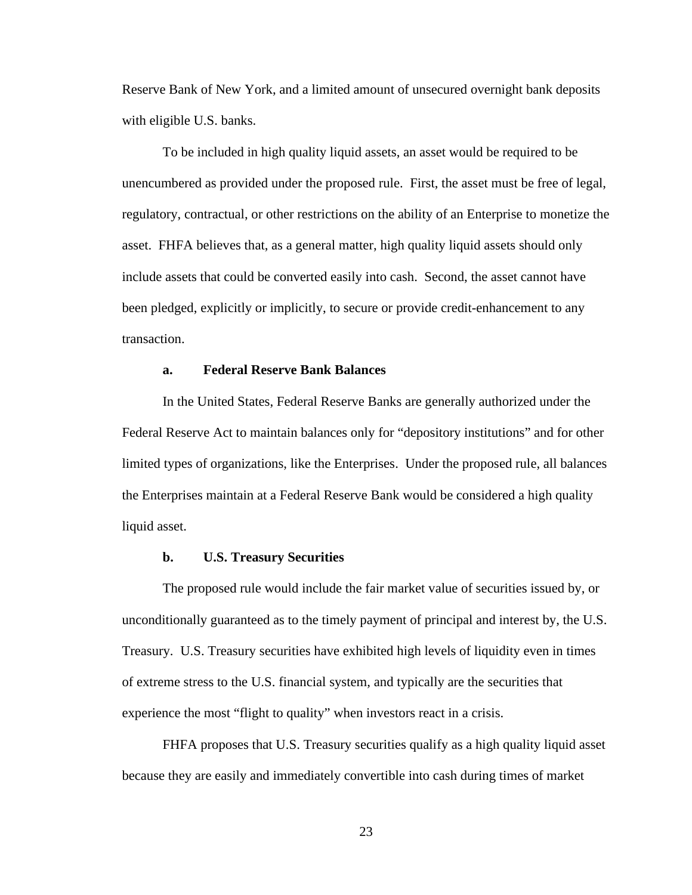Reserve Bank of New York, and a limited amount of unsecured overnight bank deposits with eligible U.S. banks.

To be included in high quality liquid assets, an asset would be required to be unencumbered as provided under the proposed rule. First, the asset must be free of legal, regulatory, contractual, or other restrictions on the ability of an Enterprise to monetize the asset. FHFA believes that, as a general matter, high quality liquid assets should only include assets that could be converted easily into cash. Second, the asset cannot have been pledged, explicitly or implicitly, to secure or provide credit-enhancement to any transaction.

#### a. Federal Reserve Bank Balances

In the United States, Federal Reserve Banks are generally authorized under the Federal Reserve Act to maintain balances only for "depository institutions" and for other limited types of organizations, like the Enterprises. Under the proposed rule, all balances the Enterprises maintain at a Federal Reserve Bank would be considered a high quality liquid asset.

#### b. U.S. Treasury Securities

The proposed rule would include the fair market value of securities issued by, or unconditionally guaranteed as to the timely payment of principal and interest by, the U.S. Treasury. U.S. Treasury securities have exhibited high levels of liquidity even in times of extreme stress to the U.S. financial system, and typically are the securities that experience the most "flight to quality" when investors react in a crisis.

FHFA proposes that U.S. Treasury securities qualify as a high quality liquid asset because they are easily and immediately convertible into cash during times of market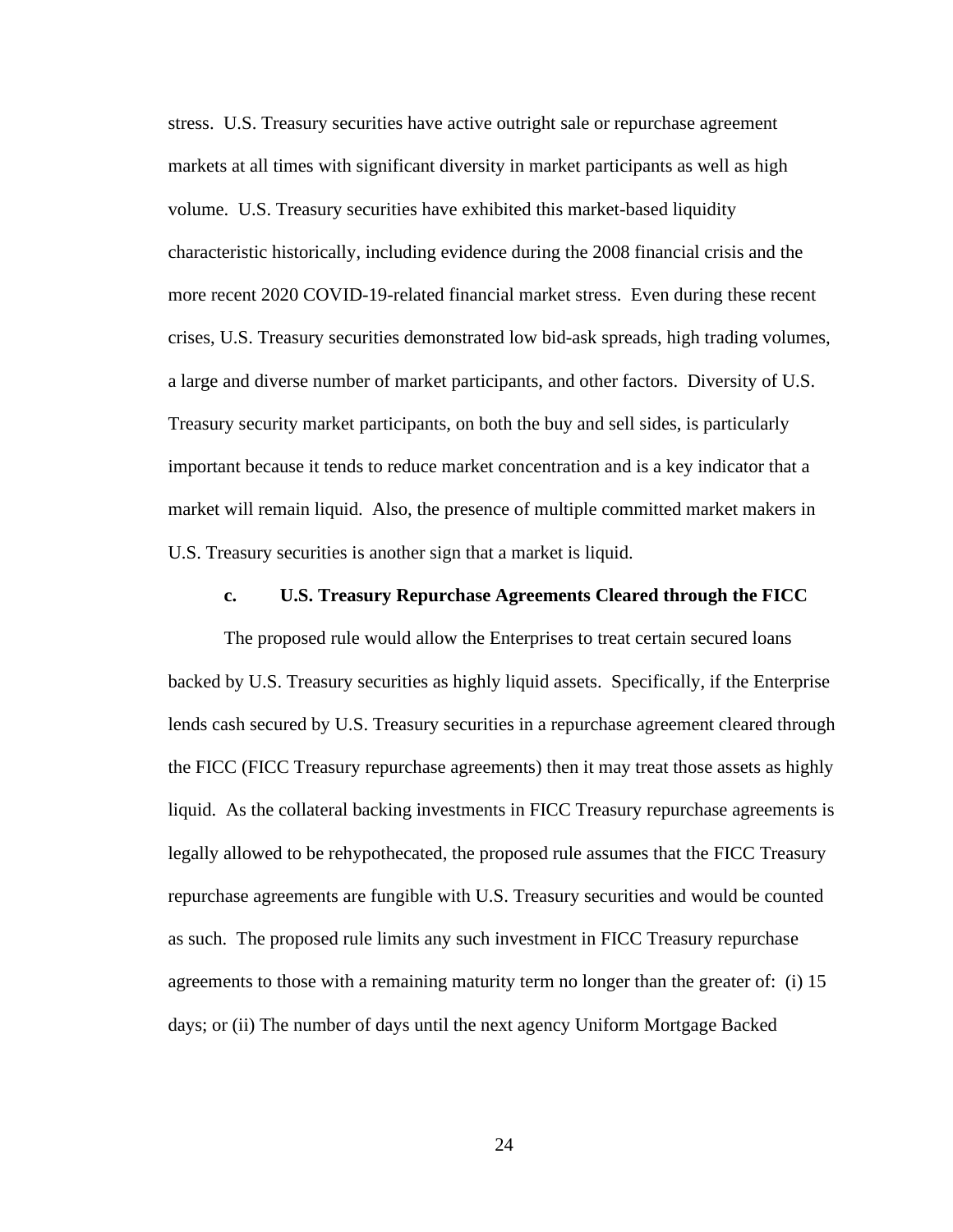stress. U.S. Treasury securities have active outright sale or repurchase agreement markets at all times with significant diversity in market participants as well as high volume. U.S. Treasury securities have exhibited this market-based liquidity characteristic historically, including evidence during the 2008 financial crisis and the more recent 2020 COVID-19-related financial market stress. Even during these recent crises, U.S. Treasury securities demonstrated low bid-ask spreads, high trading volumes, a large and diverse number of market participants, and other factors. Diversity of U.S. Treasury security market participants, on both the buy and sell sides, is particularly important because it tends to reduce market concentration and is a key indicator that a market will remain liquid. Also, the presence of multiple committed market makers in U.S. Treasury securities is another sign that a market is liquid.

### c. U.S. Treasury Repurchase Agreements Cleared through the FICC

The proposed rule would allow the Enterprises to treat certain secured loans backed by U.S. Treasury securities as highly liquid assets. Specifically, if the Enterprise lends cash secured by U.S. Treasury securities in a repurchase agreement cleared through the FICC (FICC Treasury repurchase agreements) then it may treat those assets as highly liquid. As the collateral backing investments in FICC Treasury repurchase agreements is legally allowed to be rehypothecated, the proposed rule assumes that the FICC Treasury repurchase agreements are fungible with U.S. Treasury securities and would be counted as such. The proposed rule limits any such investment in FICC Treasury repurchase agreements to those with a remaining maturity term no longer than the greater of: (i) 15 days; or (ii) The number of days until the next agency Uniform Mortgage Backed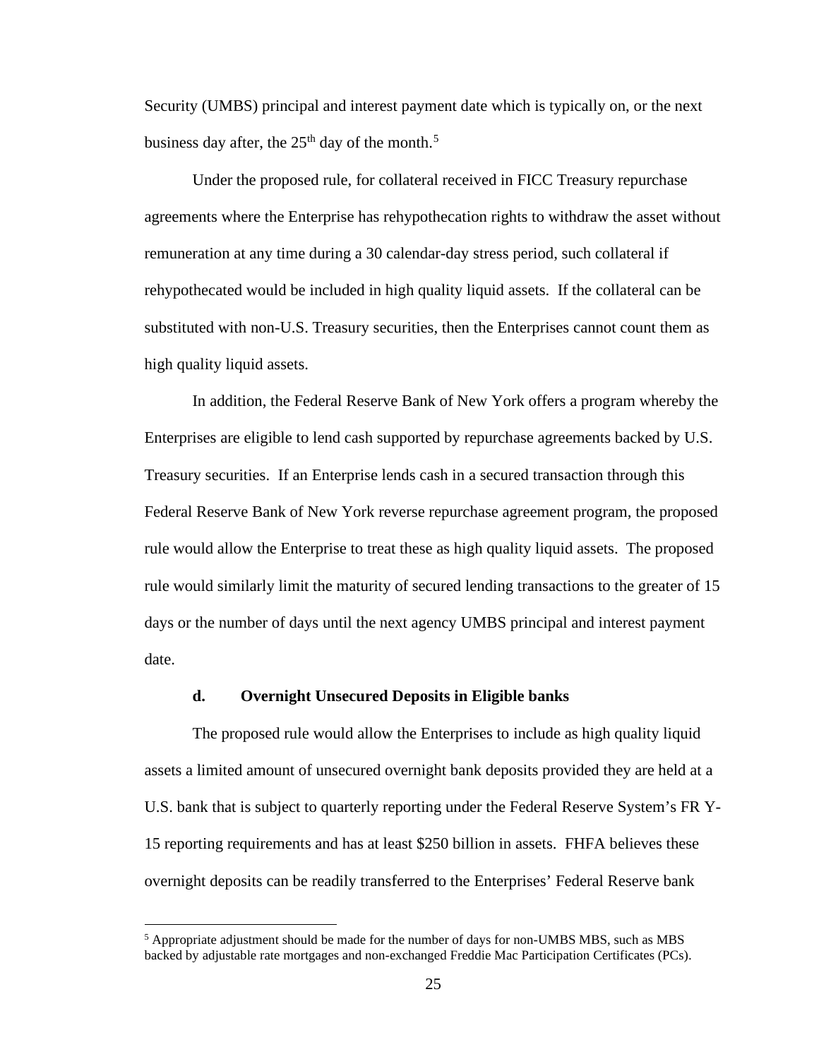Security (UMBS) principal and interest payment date which is typically on, or the next business day after, the 25th day of the month.[5]

Under the proposed rule, for collateral received in FICC Treasury repurchase agreements where the Enterprise has rehypothecation rights to withdraw the asset without remuneration at any time during a 30 calendar-day stress period, such collateral if rehypothecated would be included in high quality liquid assets. If the collateral can be substituted with non-U.S. Treasury securities, then the Enterprises cannot count them as high quality liquid assets.

In addition, the Federal Reserve Bank of New York offers a program whereby the Enterprises are eligible to lend cash supported by repurchase agreements backed by U.S. Treasury securities. If an Enterprise lends cash in a secured transaction through this Federal Reserve Bank of New York reverse repurchase agreement program, the proposed rule would allow the Enterprise to treat these as high quality liquid assets. The proposed rule would similarly limit the maturity of secured lending transactions to the greater of 15 days or the number of days until the next agency UMBS principal and interest payment date.

**d. Overnight Unsecured Deposits in Eligible banks**

The proposed rule would allow the Enterprises to include as high quality liquid assets a limited amount of unsecured overnight bank deposits provided they are held at a U.S. bank that is subject to quarterly reporting under the Federal Reserve System's FR Y-15 reporting requirements and has at least $250 billion in assets. FHFA believes these overnight deposits can be readily transferred to the Enterprises' Federal Reserve bank

[5] Appropriate adjustment should be made for the number of days for non-UMBS MBS, such as MBS backed by adjustable rate mortgages and non-exchanged Freddie Mac Participation Certificates (PCs).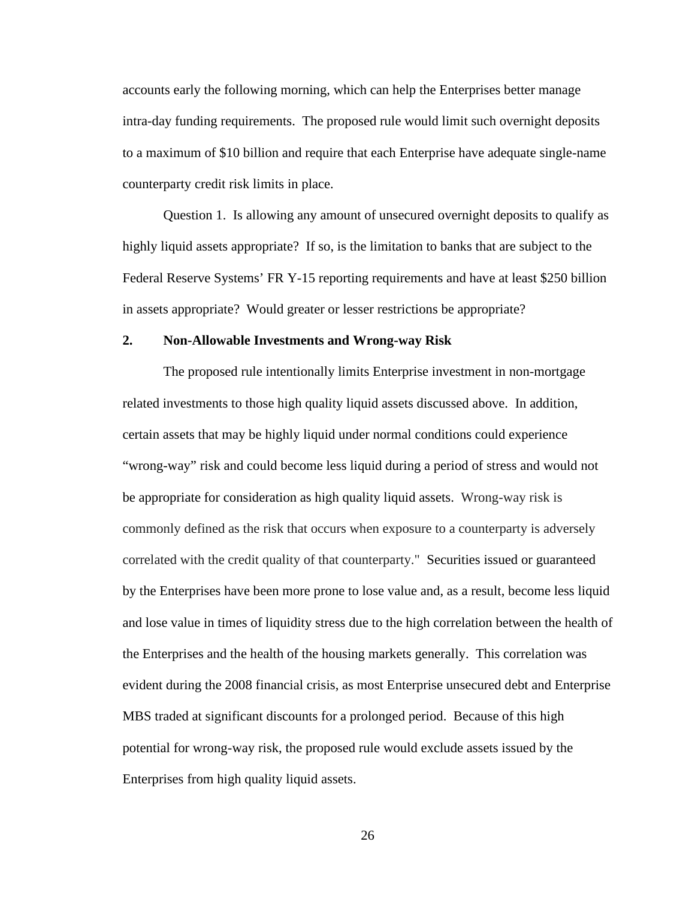accounts early the following morning, which can help the Enterprises better manage intra-day funding requirements. The proposed rule would limit such overnight deposits to a maximum of $10 billion and require that each Enterprise have adequate single-name counterparty credit risk limits in place.

Question 1. Is allowing any amount of unsecured overnight deposits to qualify as highly liquid assets appropriate? If so, is the limitation to banks that are subject to the Federal Reserve Systems' FR Y-15 reporting requirements and have at least $250 billion in assets appropriate? Would greater or lesser restrictions be appropriate?

### 2. Non-Allowable Investments and Wrong-way Risk

The proposed rule intentionally limits Enterprise investment in non-mortgage related investments to those high quality liquid assets discussed above. In addition, certain assets that may be highly liquid under normal conditions could experience "wrong-way" risk and could become less liquid during a period of stress and would not be appropriate for consideration as high quality liquid assets. Wrong-way risk is commonly defined as the risk that occurs when exposure to a counterparty is adversely correlated with the credit quality of that counterparty." Securities issued or guaranteed by the Enterprises have been more prone to lose value and, as a result, become less liquid and lose value in times of liquidity stress due to the high correlation between the health of the Enterprises and the health of the housing markets generally. This correlation was evident during the 2008 financial crisis, as most Enterprise unsecured debt and Enterprise MBS traded at significant discounts for a prolonged period. Because of this high potential for wrong-way risk, the proposed rule would exclude assets issued by the Enterprises from high quality liquid assets.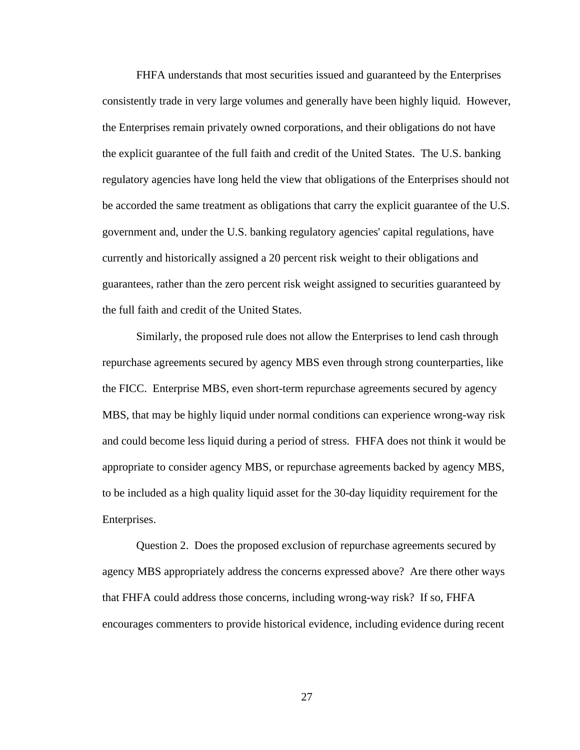FHFA understands that most securities issued and guaranteed by the Enterprises consistently trade in very large volumes and generally have been highly liquid. However, the Enterprises remain privately owned corporations, and their obligations do not have the explicit guarantee of the full faith and credit of the United States. The U.S. banking regulatory agencies have long held the view that obligations of the Enterprises should not be accorded the same treatment as obligations that carry the explicit guarantee of the U.S. government and, under the U.S. banking regulatory agencies' capital regulations, have currently and historically assigned a 20 percent risk weight to their obligations and guarantees, rather than the zero percent risk weight assigned to securities guaranteed by the full faith and credit of the United States.

Similarly, the proposed rule does not allow the Enterprises to lend cash through repurchase agreements secured by agency MBS even through strong counterparties, like the FICC. Enterprise MBS, even short-term repurchase agreements secured by agency MBS, that may be highly liquid under normal conditions can experience wrong-way risk and could become less liquid during a period of stress. FHFA does not think it would be appropriate to consider agency MBS, or repurchase agreements backed by agency MBS, to be included as a high quality liquid asset for the 30-day liquidity requirement for the Enterprises.

Question 2. Does the proposed exclusion of repurchase agreements secured by agency MBS appropriately address the concerns expressed above? Are there other ways that FHFA could address those concerns, including wrong-way risk? If so, FHFA encourages commenters to provide historical evidence, including evidence during recent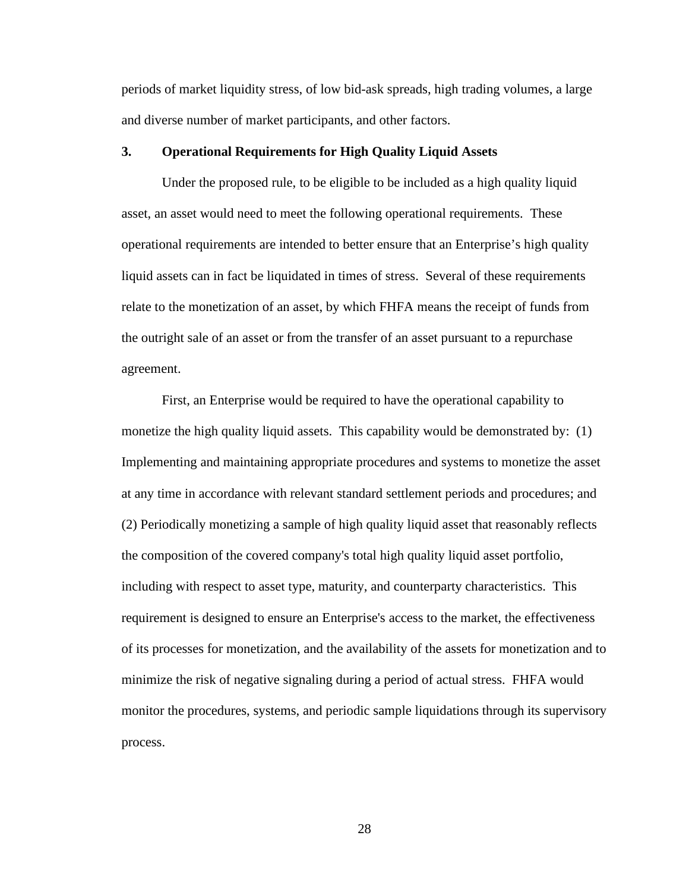periods of market liquidity stress, of low bid-ask spreads, high trading volumes, a large and diverse number of market participants, and other factors.

### 3. Operational Requirements for High Quality Liquid Assets

Under the proposed rule, to be eligible to be included as a high quality liquid asset, an asset would need to meet the following operational requirements. These operational requirements are intended to better ensure that an Enterprise's high quality liquid assets can in fact be liquidated in times of stress. Several of these requirements relate to the monetization of an asset, by which FHFA means the receipt of funds from the outright sale of an asset or from the transfer of an asset pursuant to a repurchase agreement.

First, an Enterprise would be required to have the operational capability to monetize the high quality liquid assets. This capability would be demonstrated by: (1) Implementing and maintaining appropriate procedures and systems to monetize the asset at any time in accordance with relevant standard settlement periods and procedures; and (2) Periodically monetizing a sample of high quality liquid asset that reasonably reflects the composition of the covered company's total high quality liquid asset portfolio, including with respect to asset type, maturity, and counterparty characteristics. This requirement is designed to ensure an Enterprise's access to the market, the effectiveness of its processes for monetization, and the availability of the assets for monetization and to minimize the risk of negative signaling during a period of actual stress. FHFA would monitor the procedures, systems, and periodic sample liquidations through its supervisory process.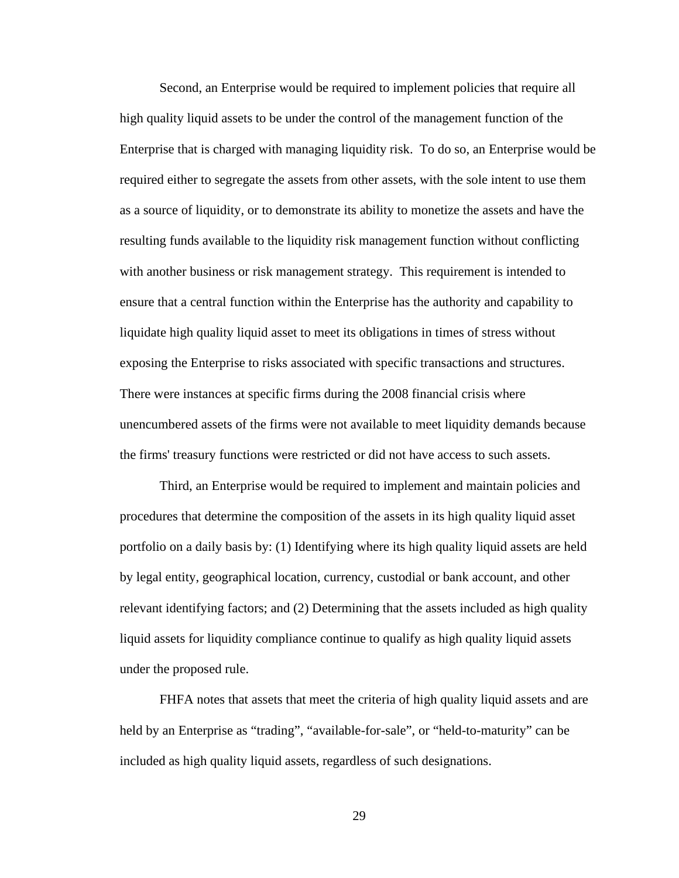Second, an Enterprise would be required to implement policies that require all high quality liquid assets to be under the control of the management function of the Enterprise that is charged with managing liquidity risk. To do so, an Enterprise would be required either to segregate the assets from other assets, with the sole intent to use them as a source of liquidity, or to demonstrate its ability to monetize the assets and have the resulting funds available to the liquidity risk management function without conflicting with another business or risk management strategy. This requirement is intended to ensure that a central function within the Enterprise has the authority and capability to liquidate high quality liquid asset to meet its obligations in times of stress without exposing the Enterprise to risks associated with specific transactions and structures. There were instances at specific firms during the 2008 financial crisis where unencumbered assets of the firms were not available to meet liquidity demands because the firms' treasury functions were restricted or did not have access to such assets.

Third, an Enterprise would be required to implement and maintain policies and procedures that determine the composition of the assets in its high quality liquid asset portfolio on a daily basis by: (1) Identifying where its high quality liquid assets are held by legal entity, geographical location, currency, custodial or bank account, and other relevant identifying factors; and (2) Determining that the assets included as high quality liquid assets for liquidity compliance continue to qualify as high quality liquid assets under the proposed rule.

FHFA notes that assets that meet the criteria of high quality liquid assets and are held by an Enterprise as "trading", "available-for-sale", or "held-to-maturity" can be included as high quality liquid assets, regardless of such designations.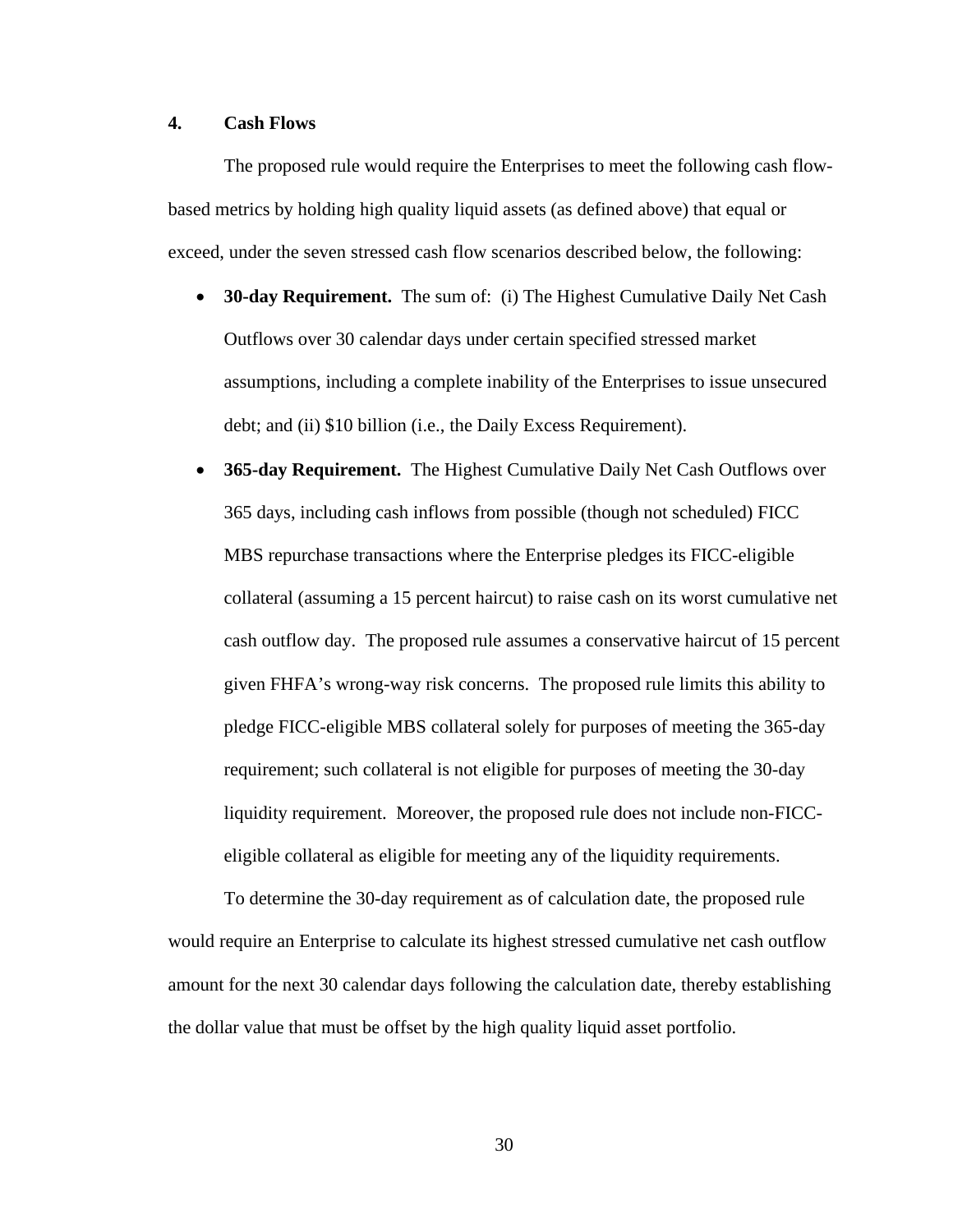## 4. Cash Flows

The proposed rule would require the Enterprises to meet the following cash flow-based metrics by holding high quality liquid assets (as defined above) that equal or exceed, under the seven stressed cash flow scenarios described below, the following:

- **30-day Requirement.** The sum of: (i) The Highest Cumulative Daily Net Cash Outflows over 30 calendar days under certain specified stressed market assumptions, including a complete inability of the Enterprises to issue unsecured debt; and (ii) $10 billion (i.e., the Daily Excess Requirement).
- **365-day Requirement.** The Highest Cumulative Daily Net Cash Outflows over 365 days, including cash inflows from possible (though not scheduled) FICC MBS repurchase transactions where the Enterprise pledges its FICC-eligible collateral (assuming a 15 percent haircut) to raise cash on its worst cumulative net cash outflow day. The proposed rule assumes a conservative haircut of 15 percent given FHFA's wrong-way risk concerns. The proposed rule limits this ability to pledge FICC-eligible MBS collateral solely for purposes of meeting the 365-day requirement; such collateral is not eligible for purposes of meeting the 30-day liquidity requirement. Moreover, the proposed rule does not include non-FICC-eligible collateral as eligible for meeting any of the liquidity requirements.

To determine the 30-day requirement as of calculation date, the proposed rule would require an Enterprise to calculate its highest stressed cumulative net cash outflow amount for the next 30 calendar days following the calculation date, thereby establishing the dollar value that must be offset by the high quality liquid asset portfolio.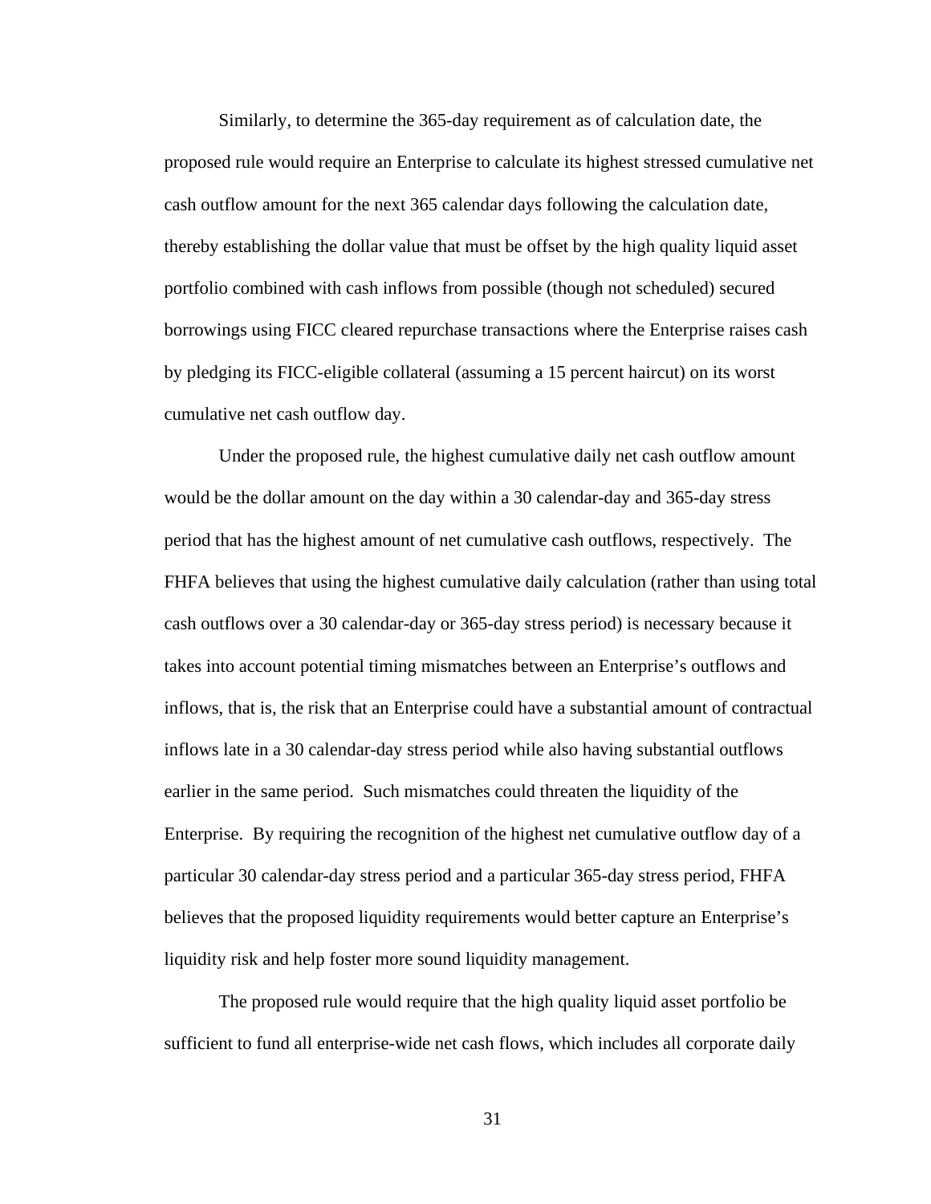Similarly, to determine the 365-day requirement as of calculation date, the proposed rule would require an Enterprise to calculate its highest stressed cumulative net cash outflow amount for the next 365 calendar days following the calculation date, thereby establishing the dollar value that must be offset by the high quality liquid asset portfolio combined with cash inflows from possible (though not scheduled) secured borrowings using FICC cleared repurchase transactions where the Enterprise raises cash by pledging its FICC-eligible collateral (assuming a 15 percent haircut) on its worst cumulative net cash outflow day.

Under the proposed rule, the highest cumulative daily net cash outflow amount would be the dollar amount on the day within a 30 calendar-day and 365-day stress period that has the highest amount of net cumulative cash outflows, respectively. The FHFA believes that using the highest cumulative daily calculation (rather than using total cash outflows over a 30 calendar-day or 365-day stress period) is necessary because it takes into account potential timing mismatches between an Enterprise's outflows and inflows, that is, the risk that an Enterprise could have a substantial amount of contractual inflows late in a 30 calendar-day stress period while also having substantial outflows earlier in the same period. Such mismatches could threaten the liquidity of the Enterprise. By requiring the recognition of the highest net cumulative outflow day of a particular 30 calendar-day stress period and a particular 365-day stress period, FHFA believes that the proposed liquidity requirements would better capture an Enterprise's liquidity risk and help foster more sound liquidity management.

The proposed rule would require that the high quality liquid asset portfolio be sufficient to fund all enterprise-wide net cash flows, which includes all corporate daily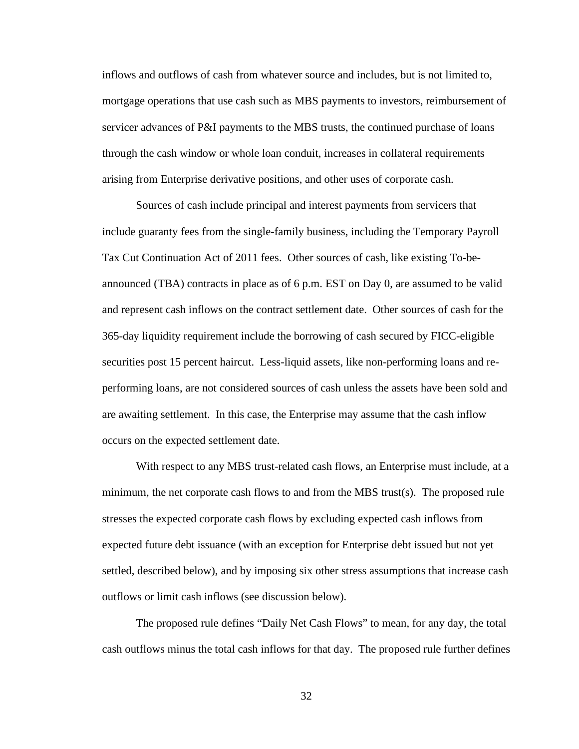inflows and outflows of cash from whatever source and includes, but is not limited to, mortgage operations that use cash such as MBS payments to investors, reimbursement of servicer advances of P&I payments to the MBS trusts, the continued purchase of loans through the cash window or whole loan conduit, increases in collateral requirements arising from Enterprise derivative positions, and other uses of corporate cash.

Sources of cash include principal and interest payments from servicers that include guaranty fees from the single-family business, including the Temporary Payroll Tax Cut Continuation Act of 2011 fees. Other sources of cash, like existing To-be-announced (TBA) contracts in place as of 6 p.m. EST on Day 0, are assumed to be valid and represent cash inflows on the contract settlement date. Other sources of cash for the 365-day liquidity requirement include the borrowing of cash secured by FICC-eligible securities post 15 percent haircut. Less-liquid assets, like non-performing loans and re-performing loans, are not considered sources of cash unless the assets have been sold and are awaiting settlement. In this case, the Enterprise may assume that the cash inflow occurs on the expected settlement date.

With respect to any MBS trust-related cash flows, an Enterprise must include, at a minimum, the net corporate cash flows to and from the MBS trust(s). The proposed rule stresses the expected corporate cash flows by excluding expected cash inflows from expected future debt issuance (with an exception for Enterprise debt issued but not yet settled, described below), and by imposing six other stress assumptions that increase cash outflows or limit cash inflows (see discussion below).

The proposed rule defines "Daily Net Cash Flows" to mean, for any day, the total cash outflows minus the total cash inflows for that day. The proposed rule further defines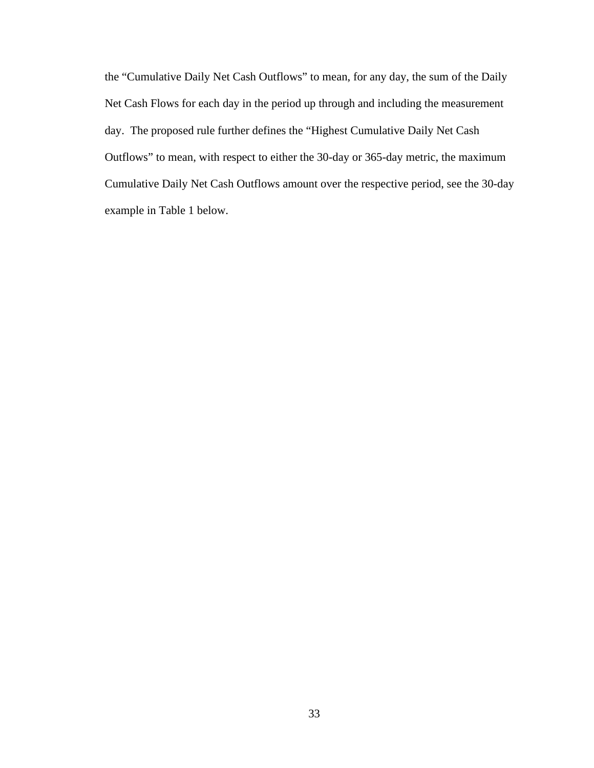the "Cumulative Daily Net Cash Outflows" to mean, for any day, the sum of the Daily Net Cash Flows for each day in the period up through and including the measurement day. The proposed rule further defines the "Highest Cumulative Daily Net Cash Outflows" to mean, with respect to either the 30-day or 365-day metric, the maximum Cumulative Daily Net Cash Outflows amount over the respective period, see the 30-day example in Table 1 below.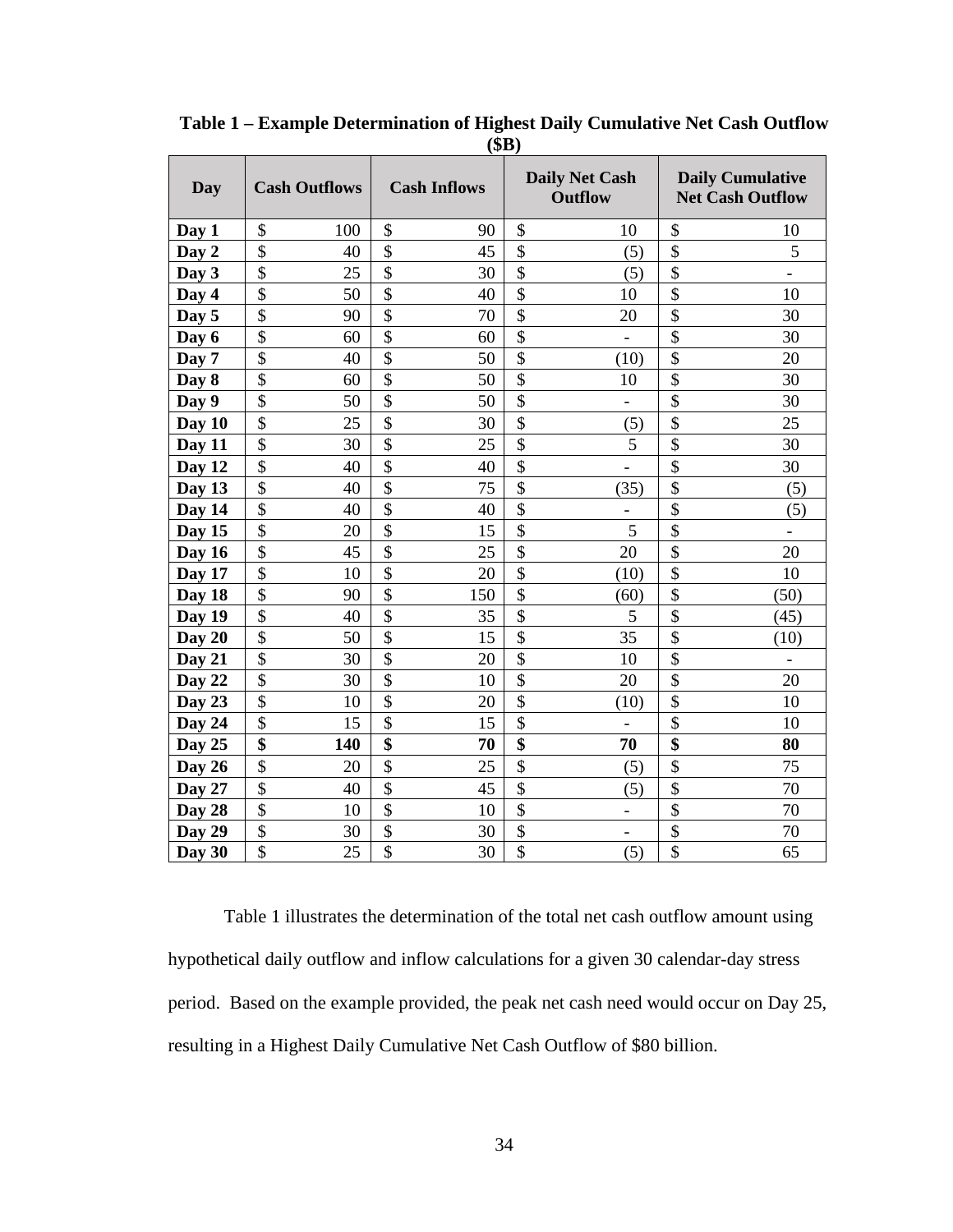**Table 1 – Example Determination of Highest Daily Cumulative Net Cash Outflow ($B)**

| Day | Cash Outflows | Cash Inflows | Daily Net Cash Outflow | Daily Cumulative Net Cash Outflow |
|---|---|---|---|---|
| **Day 1** | $ 100 | $ 90 | $ 10 | $ 10 |
| **Day 2** | $ 40 | $ 45 | $ (5) | $ 5 |
| **Day 3** | $ 25 | $ 30 | $ (5) | $ - |
| **Day 4** | $ 50 | $ 40 | $ 10 | $ 10 |
| **Day 5** | $ 90 | $ 70 | $ 20 | $ 30 |
| **Day 6** | $ 60 | $ 60 | $ - | $ 30 |
| **Day 7** | $ 40 | $ 50 | $ (10) | $ 20 |
| **Day 8** | $ 60 | $ 50 | $ 10 | $ 30 |
| **Day 9** | $ 50 | $ 50 | $ - | $ 30 |
| **Day 10** | $ 25 | $ 30 | $ (5) | $ 25 |
| **Day 11** | $ 30 | $ 25 | $ 5 | $ 30 |
| **Day 12** | $ 40 | $ 40 | $ - | $ 30 |
| **Day 13** | $ 40 | $ 75 | $ (35) | $ (5) |
| **Day 14** | $ 40 | $ 40 | $ - | $ (5) |
| **Day 15** | $ 20 | $ 15 | $ 5 | $ - |
| **Day 16** | $ 45 | $ 25 | $ 20 | $ 20 |
| **Day 17** | $ 10 | $ 20 | $ (10) | $ 10 |
| **Day 18** | $ 90 | $ 150 | $ (60) | $ (50) |
| **Day 19** | $ 40 | $ 35 | $ 5 | $ (45) |
| **Day 20** | $ 50 | $ 15 | $ 35 | $ (10) |
| **Day 21** | $ 30 | $ 20 | $ 10 | $ - |
| **Day 22** | $ 30 | $ 10 | $ 20 | $ 20 |
| **Day 23** | $ 10 | $ 20 | $ (10) | $ 10 |
| **Day 24** | $ 15 | $ 15 | $ - | $ 10 |
| **Day 25** | **$ 140** | **$ 70** | **$ 70** | **$ 80** |
| **Day 26** | $ 20 | $ 25 | $ (5) | $ 75 |
| **Day 27** | $ 40 | $ 45 | $ (5) | $ 70 |
| **Day 28** | $ 10 | $ 10 | $ - | $ 70 |
| **Day 29** | $ 30 | $ 30 | $ - | $ 70 |
| **Day 30** | $ 25 | $ 30 | $ (5) | $ 65 |

Table 1 illustrates the determination of the total net cash outflow amount using hypothetical daily outflow and inflow calculations for a given 30 calendar-day stress period. Based on the example provided, the peak net cash need would occur on Day 25, resulting in a Highest Daily Cumulative Net Cash Outflow of $80 billion.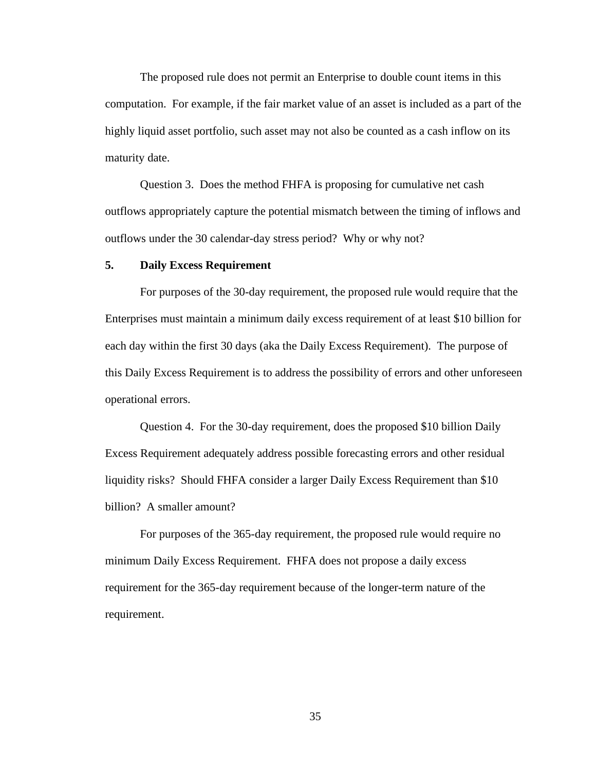The proposed rule does not permit an Enterprise to double count items in this computation. For example, if the fair market value of an asset is included as a part of the highly liquid asset portfolio, such asset may not also be counted as a cash inflow on its maturity date.

Question 3. Does the method FHFA is proposing for cumulative net cash outflows appropriately capture the potential mismatch between the timing of inflows and outflows under the 30 calendar-day stress period? Why or why not?

### 5. Daily Excess Requirement

For purposes of the 30-day requirement, the proposed rule would require that the Enterprises must maintain a minimum daily excess requirement of at least $10 billion for each day within the first 30 days (aka the Daily Excess Requirement). The purpose of this Daily Excess Requirement is to address the possibility of errors and other unforeseen operational errors.

Question 4. For the 30-day requirement, does the proposed $10 billion Daily Excess Requirement adequately address possible forecasting errors and other residual liquidity risks? Should FHFA consider a larger Daily Excess Requirement than $10 billion? A smaller amount?

For purposes of the 365-day requirement, the proposed rule would require no minimum Daily Excess Requirement. FHFA does not propose a daily excess requirement for the 365-day requirement because of the longer-term nature of the requirement.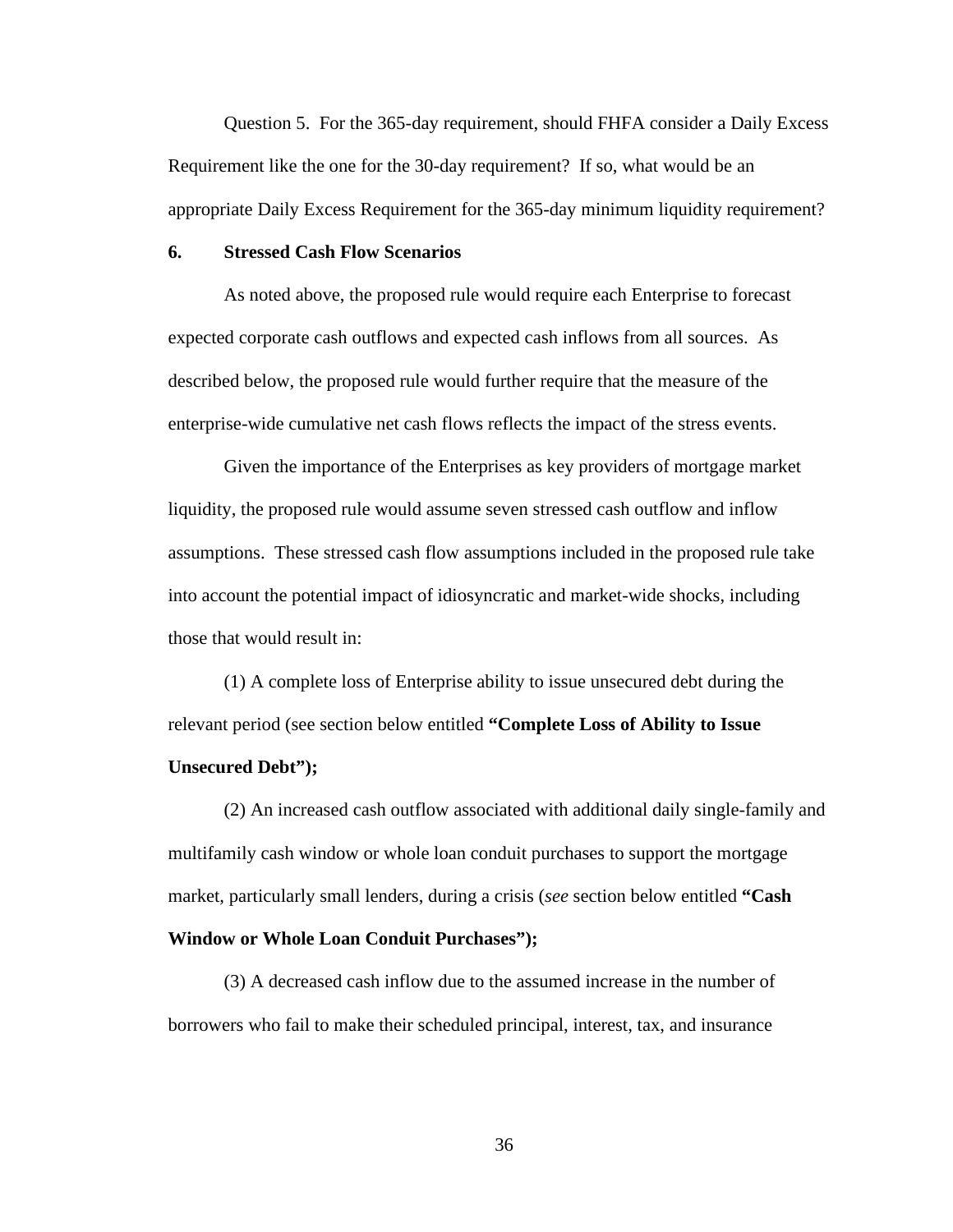Question 5. For the 365-day requirement, should FHFA consider a Daily Excess Requirement like the one for the 30-day requirement? If so, what would be an appropriate Daily Excess Requirement for the 365-day minimum liquidity requirement?

### 6. Stressed Cash Flow Scenarios

As noted above, the proposed rule would require each Enterprise to forecast expected corporate cash outflows and expected cash inflows from all sources. As described below, the proposed rule would further require that the measure of the enterprise-wide cumulative net cash flows reflects the impact of the stress events.

Given the importance of the Enterprises as key providers of mortgage market liquidity, the proposed rule would assume seven stressed cash outflow and inflow assumptions. These stressed cash flow assumptions included in the proposed rule take into account the potential impact of idiosyncratic and market-wide shocks, including those that would result in:

(1) A complete loss of Enterprise ability to issue unsecured debt during the relevant period (see section below entitled **"Complete Loss of Ability to Issue Unsecured Debt");**

(2) An increased cash outflow associated with additional daily single-family and multifamily cash window or whole loan conduit purchases to support the mortgage market, particularly small lenders, during a crisis (*see* section below entitled **"Cash Window or Whole Loan Conduit Purchases");**

(3) A decreased cash inflow due to the assumed increase in the number of borrowers who fail to make their scheduled principal, interest, tax, and insurance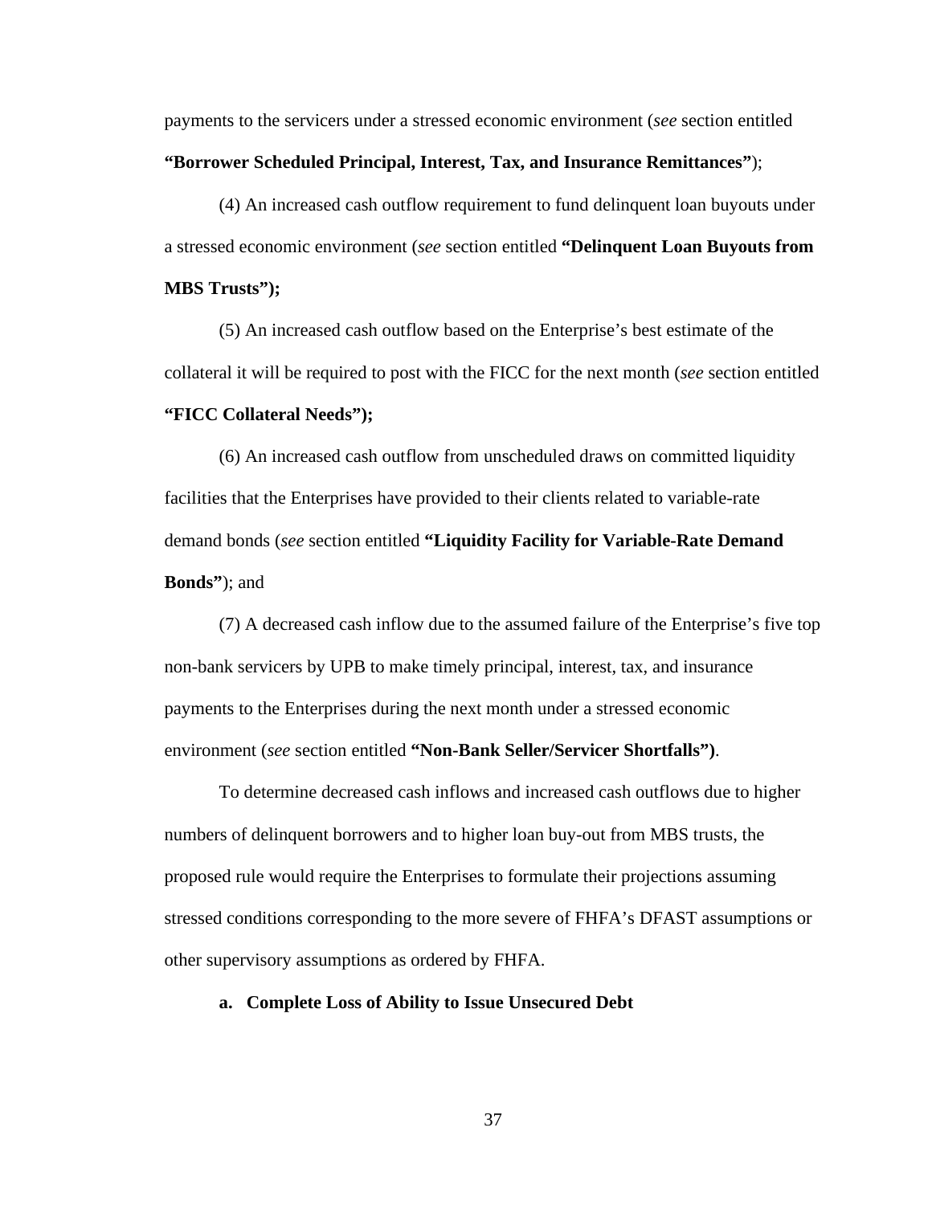payments to the servicers under a stressed economic environment (*see* section entitled **"Borrower Scheduled Principal, Interest, Tax, and Insurance Remittances"**);

(4) An increased cash outflow requirement to fund delinquent loan buyouts under a stressed economic environment (*see* section entitled **"Delinquent Loan Buyouts from MBS Trusts");**

(5) An increased cash outflow based on the Enterprise's best estimate of the collateral it will be required to post with the FICC for the next month (*see* section entitled **"FICC Collateral Needs");**

(6) An increased cash outflow from unscheduled draws on committed liquidity facilities that the Enterprises have provided to their clients related to variable-rate demand bonds (*see* section entitled **"Liquidity Facility for Variable-Rate Demand Bonds"**); and

(7) A decreased cash inflow due to the assumed failure of the Enterprise's five top non-bank servicers by UPB to make timely principal, interest, tax, and insurance payments to the Enterprises during the next month under a stressed economic environment (*see* section entitled **"Non-Bank Seller/Servicer Shortfalls")**.

To determine decreased cash inflows and increased cash outflows due to higher numbers of delinquent borrowers and to higher loan buy-out from MBS trusts, the proposed rule would require the Enterprises to formulate their projections assuming stressed conditions corresponding to the more severe of FHFA's DFAST assumptions or other supervisory assumptions as ordered by FHFA.

### a. Complete Loss of Ability to Issue Unsecured Debt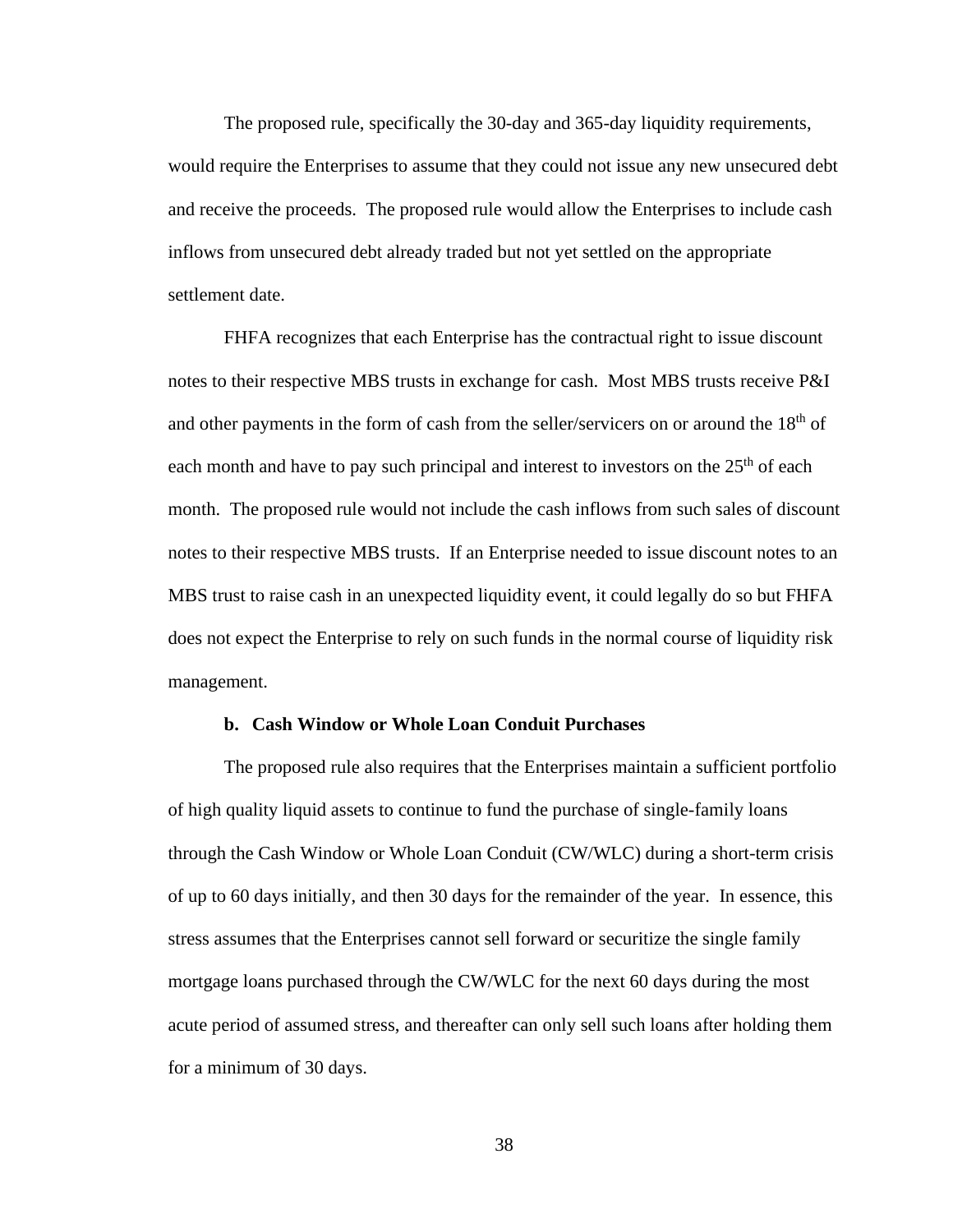The proposed rule, specifically the 30-day and 365-day liquidity requirements, would require the Enterprises to assume that they could not issue any new unsecured debt and receive the proceeds. The proposed rule would allow the Enterprises to include cash inflows from unsecured debt already traded but not yet settled on the appropriate settlement date.

FHFA recognizes that each Enterprise has the contractual right to issue discount notes to their respective MBS trusts in exchange for cash. Most MBS trusts receive P&I and other payments in the form of cash from the seller/servicers on or around the 18th of each month and have to pay such principal and interest to investors on the 25th of each month. The proposed rule would not include the cash inflows from such sales of discount notes to their respective MBS trusts. If an Enterprise needed to issue discount notes to an MBS trust to raise cash in an unexpected liquidity event, it could legally do so but FHFA does not expect the Enterprise to rely on such funds in the normal course of liquidity risk management.

#### b. Cash Window or Whole Loan Conduit Purchases

The proposed rule also requires that the Enterprises maintain a sufficient portfolio of high quality liquid assets to continue to fund the purchase of single-family loans through the Cash Window or Whole Loan Conduit (CW/WLC) during a short-term crisis of up to 60 days initially, and then 30 days for the remainder of the year. In essence, this stress assumes that the Enterprises cannot sell forward or securitize the single family mortgage loans purchased through the CW/WLC for the next 60 days during the most acute period of assumed stress, and thereafter can only sell such loans after holding them for a minimum of 30 days.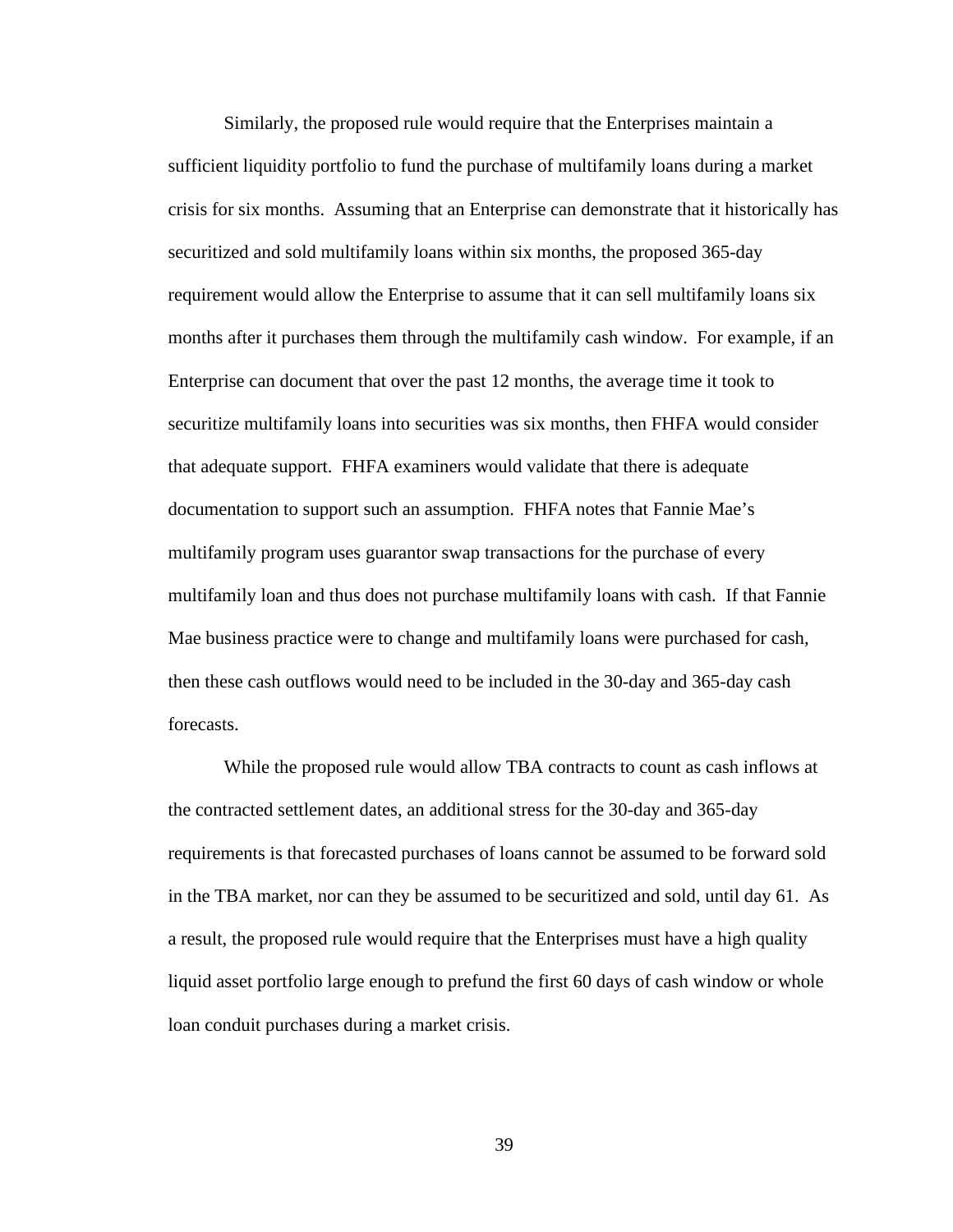Similarly, the proposed rule would require that the Enterprises maintain a sufficient liquidity portfolio to fund the purchase of multifamily loans during a market crisis for six months. Assuming that an Enterprise can demonstrate that it historically has securitized and sold multifamily loans within six months, the proposed 365-day requirement would allow the Enterprise to assume that it can sell multifamily loans six months after it purchases them through the multifamily cash window. For example, if an Enterprise can document that over the past 12 months, the average time it took to securitize multifamily loans into securities was six months, then FHFA would consider that adequate support. FHFA examiners would validate that there is adequate documentation to support such an assumption. FHFA notes that Fannie Mae's multifamily program uses guarantor swap transactions for the purchase of every multifamily loan and thus does not purchase multifamily loans with cash. If that Fannie Mae business practice were to change and multifamily loans were purchased for cash, then these cash outflows would need to be included in the 30-day and 365-day cash forecasts.

While the proposed rule would allow TBA contracts to count as cash inflows at the contracted settlement dates, an additional stress for the 30-day and 365-day requirements is that forecasted purchases of loans cannot be assumed to be forward sold in the TBA market, nor can they be assumed to be securitized and sold, until day 61. As a result, the proposed rule would require that the Enterprises must have a high quality liquid asset portfolio large enough to prefund the first 60 days of cash window or whole loan conduit purchases during a market crisis.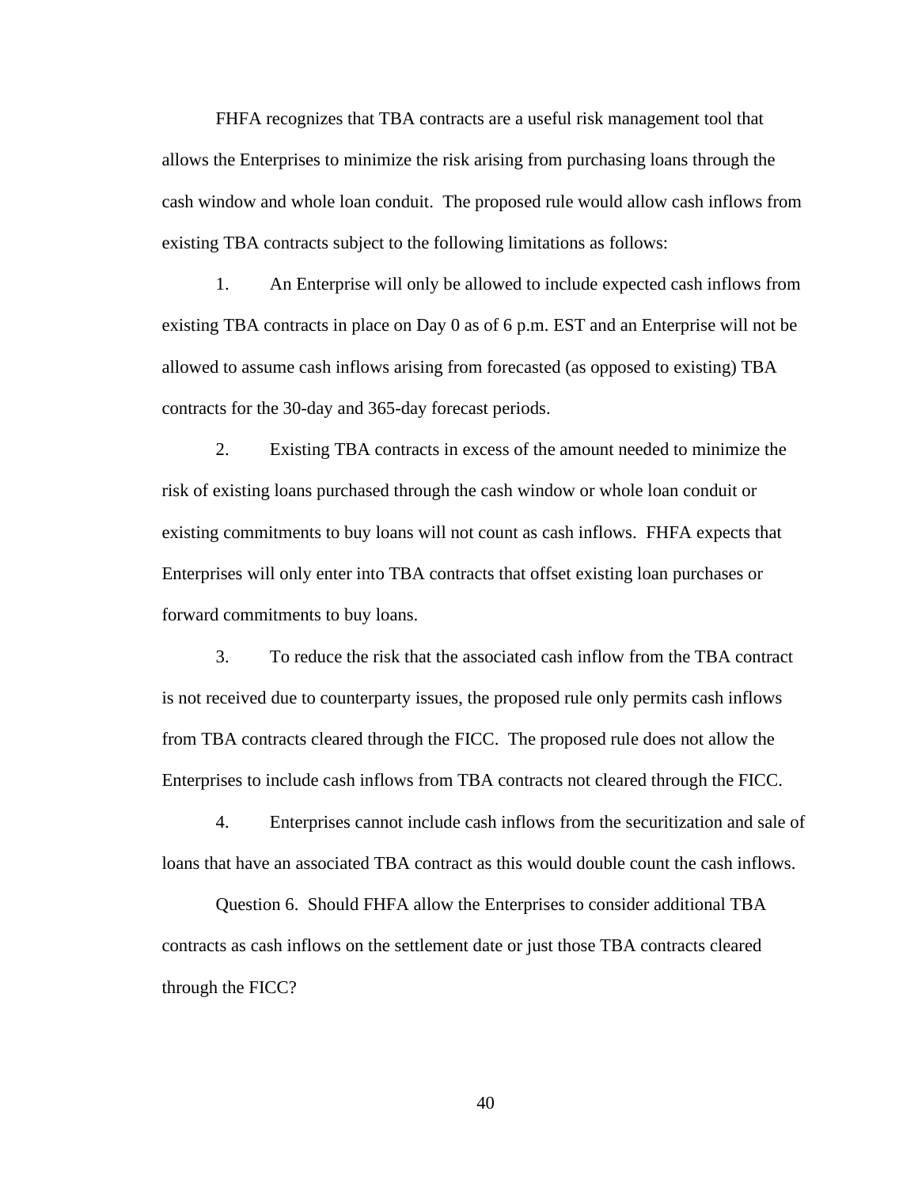FHFA recognizes that TBA contracts are a useful risk management tool that allows the Enterprises to minimize the risk arising from purchasing loans through the cash window and whole loan conduit. The proposed rule would allow cash inflows from existing TBA contracts subject to the following limitations as follows:

1. An Enterprise will only be allowed to include expected cash inflows from existing TBA contracts in place on Day 0 as of 6 p.m. EST and an Enterprise will not be allowed to assume cash inflows arising from forecasted (as opposed to existing) TBA contracts for the 30-day and 365-day forecast periods.

2. Existing TBA contracts in excess of the amount needed to minimize the risk of existing loans purchased through the cash window or whole loan conduit or existing commitments to buy loans will not count as cash inflows. FHFA expects that Enterprises will only enter into TBA contracts that offset existing loan purchases or forward commitments to buy loans.

3. To reduce the risk that the associated cash inflow from the TBA contract is not received due to counterparty issues, the proposed rule only permits cash inflows from TBA contracts cleared through the FICC. The proposed rule does not allow the Enterprises to include cash inflows from TBA contracts not cleared through the FICC.

4. Enterprises cannot include cash inflows from the securitization and sale of loans that have an associated TBA contract as this would double count the cash inflows.

Question 6. Should FHFA allow the Enterprises to consider additional TBA contracts as cash inflows on the settlement date or just those TBA contracts cleared through the FICC?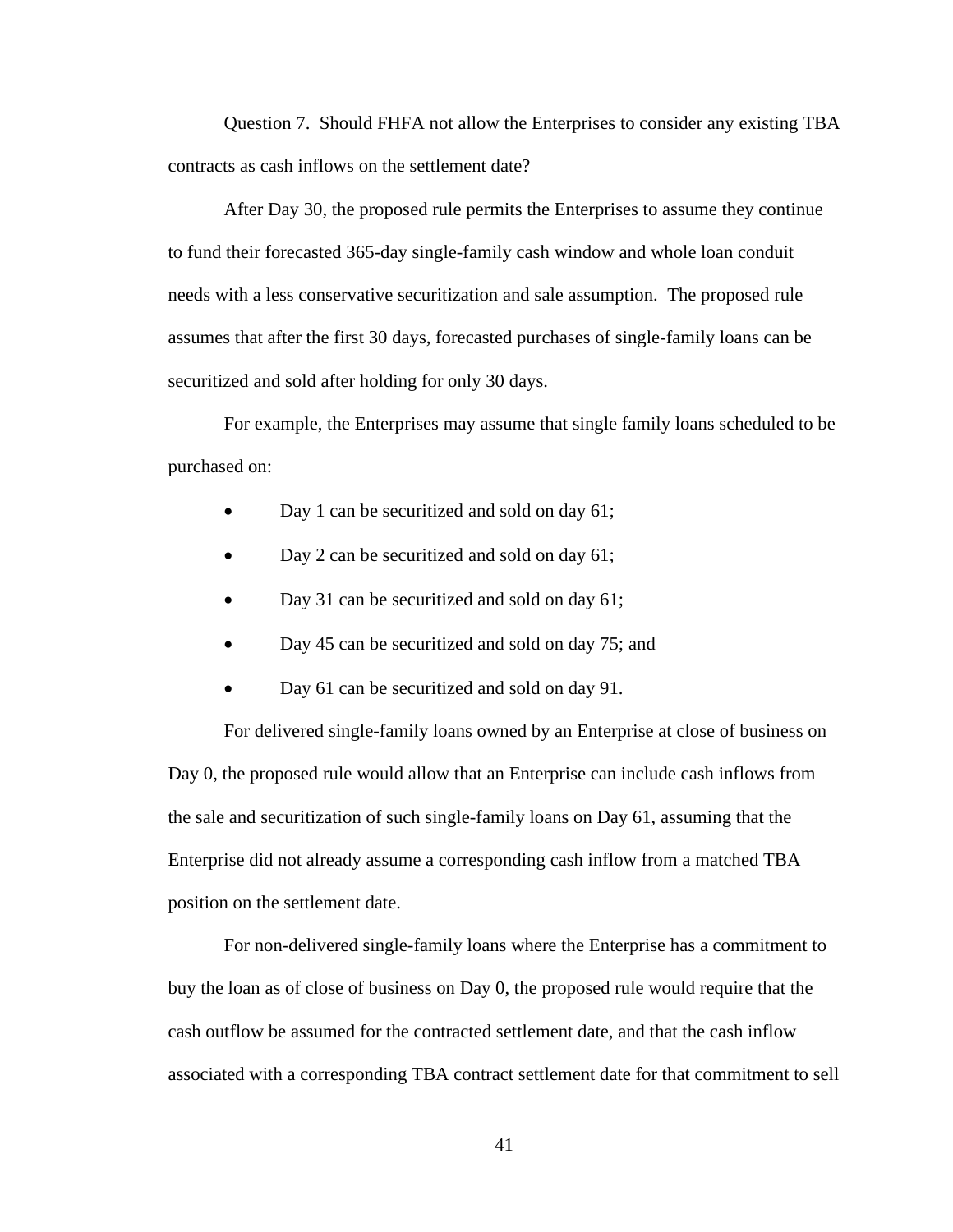Question 7. Should FHFA not allow the Enterprises to consider any existing TBA contracts as cash inflows on the settlement date?

After Day 30, the proposed rule permits the Enterprises to assume they continue to fund their forecasted 365-day single-family cash window and whole loan conduit needs with a less conservative securitization and sale assumption. The proposed rule assumes that after the first 30 days, forecasted purchases of single-family loans can be securitized and sold after holding for only 30 days.

For example, the Enterprises may assume that single family loans scheduled to be purchased on:

- Day 1 can be securitized and sold on day 61;
- Day 2 can be securitized and sold on day 61;
- Day 31 can be securitized and sold on day 61;
- Day 45 can be securitized and sold on day 75; and
- Day 61 can be securitized and sold on day 91.

For delivered single-family loans owned by an Enterprise at close of business on Day 0, the proposed rule would allow that an Enterprise can include cash inflows from the sale and securitization of such single-family loans on Day 61, assuming that the Enterprise did not already assume a corresponding cash inflow from a matched TBA position on the settlement date.

For non-delivered single-family loans where the Enterprise has a commitment to buy the loan as of close of business on Day 0, the proposed rule would require that the cash outflow be assumed for the contracted settlement date, and that the cash inflow associated with a corresponding TBA contract settlement date for that commitment to sell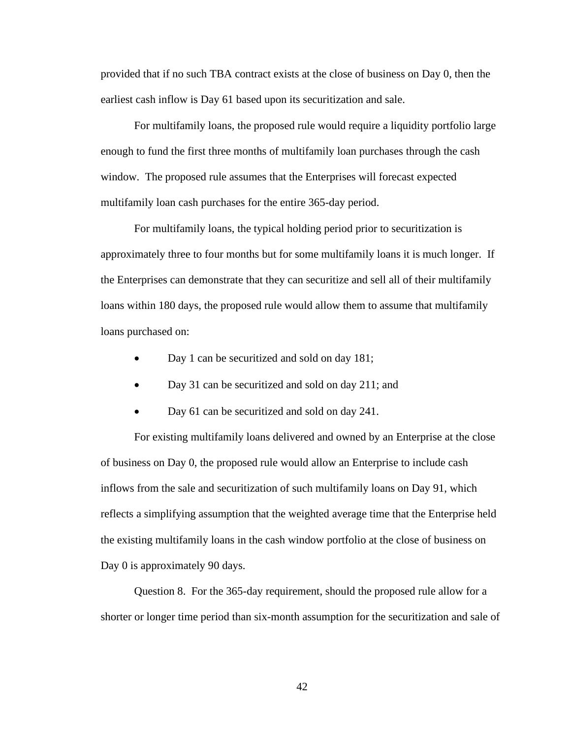provided that if no such TBA contract exists at the close of business on Day 0, then the earliest cash inflow is Day 61 based upon its securitization and sale.

For multifamily loans, the proposed rule would require a liquidity portfolio large enough to fund the first three months of multifamily loan purchases through the cash window. The proposed rule assumes that the Enterprises will forecast expected multifamily loan cash purchases for the entire 365-day period.

For multifamily loans, the typical holding period prior to securitization is approximately three to four months but for some multifamily loans it is much longer. If the Enterprises can demonstrate that they can securitize and sell all of their multifamily loans within 180 days, the proposed rule would allow them to assume that multifamily loans purchased on:

- Day 1 can be securitized and sold on day 181;
- Day 31 can be securitized and sold on day 211; and
- Day 61 can be securitized and sold on day 241.

For existing multifamily loans delivered and owned by an Enterprise at the close of business on Day 0, the proposed rule would allow an Enterprise to include cash inflows from the sale and securitization of such multifamily loans on Day 91, which reflects a simplifying assumption that the weighted average time that the Enterprise held the existing multifamily loans in the cash window portfolio at the close of business on Day 0 is approximately 90 days.

Question 8. For the 365-day requirement, should the proposed rule allow for a shorter or longer time period than six-month assumption for the securitization and sale of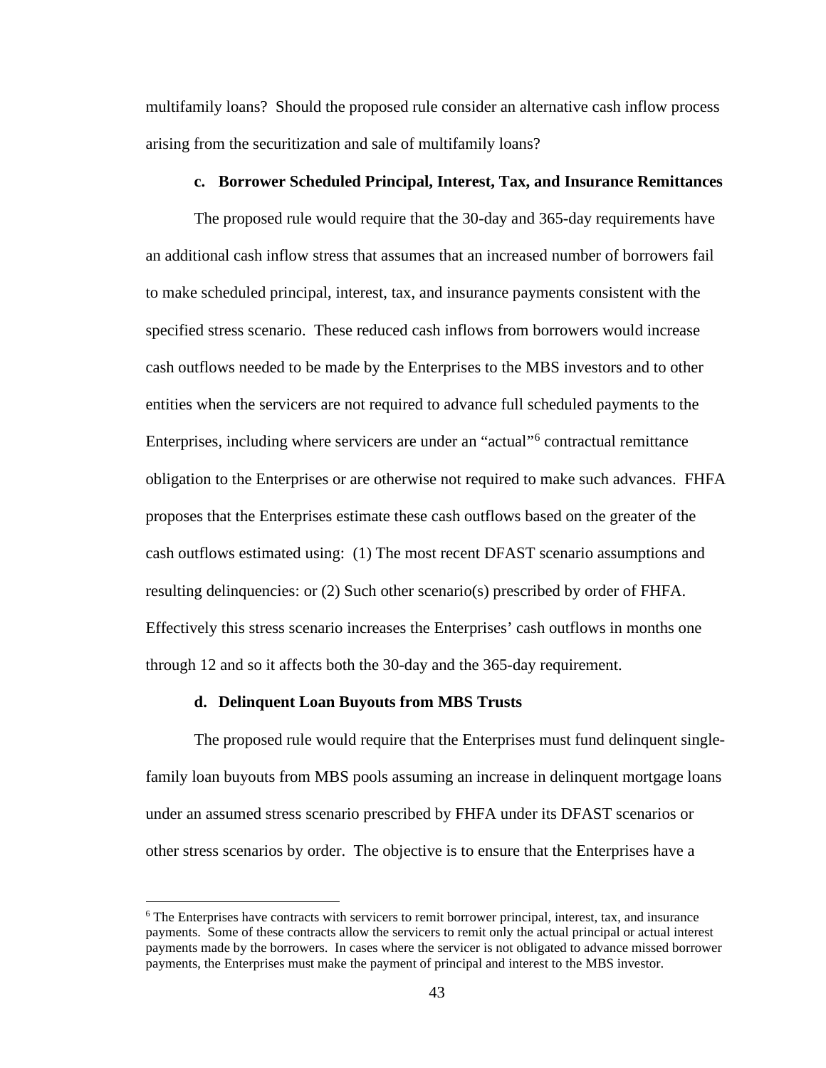multifamily loans? Should the proposed rule consider an alternative cash inflow process arising from the securitization and sale of multifamily loans?

#### c. Borrower Scheduled Principal, Interest, Tax, and Insurance Remittances

The proposed rule would require that the 30-day and 365-day requirements have an additional cash inflow stress that assumes that an increased number of borrowers fail to make scheduled principal, interest, tax, and insurance payments consistent with the specified stress scenario. These reduced cash inflows from borrowers would increase cash outflows needed to be made by the Enterprises to the MBS investors and to other entities when the servicers are not required to advance full scheduled payments to the Enterprises, including where servicers are under an "actual"[6] contractual remittance obligation to the Enterprises or are otherwise not required to make such advances. FHFA proposes that the Enterprises estimate these cash outflows based on the greater of the cash outflows estimated using: (1) The most recent DFAST scenario assumptions and resulting delinquencies: or (2) Such other scenario(s) prescribed by order of FHFA. Effectively this stress scenario increases the Enterprises' cash outflows in months one through 12 and so it affects both the 30-day and the 365-day requirement.

#### d. Delinquent Loan Buyouts from MBS Trusts

The proposed rule would require that the Enterprises must fund delinquent single-family loan buyouts from MBS pools assuming an increase in delinquent mortgage loans under an assumed stress scenario prescribed by FHFA under its DFAST scenarios or other stress scenarios by order. The objective is to ensure that the Enterprises have a

---

[6] The Enterprises have contracts with servicers to remit borrower principal, interest, tax, and insurance payments. Some of these contracts allow the servicers to remit only the actual principal or actual interest payments made by the borrowers. In cases where the servicer is not obligated to advance missed borrower payments, the Enterprises must make the payment of principal and interest to the MBS investor.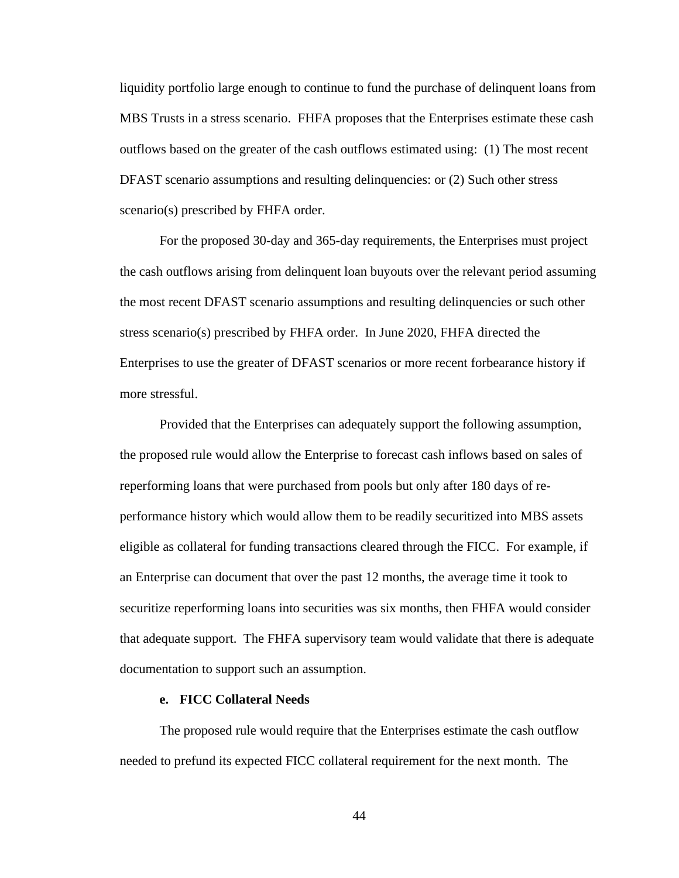liquidity portfolio large enough to continue to fund the purchase of delinquent loans from MBS Trusts in a stress scenario. FHFA proposes that the Enterprises estimate these cash outflows based on the greater of the cash outflows estimated using: (1) The most recent DFAST scenario assumptions and resulting delinquencies: or (2) Such other stress scenario(s) prescribed by FHFA order.

For the proposed 30-day and 365-day requirements, the Enterprises must project the cash outflows arising from delinquent loan buyouts over the relevant period assuming the most recent DFAST scenario assumptions and resulting delinquencies or such other stress scenario(s) prescribed by FHFA order. In June 2020, FHFA directed the Enterprises to use the greater of DFAST scenarios or more recent forbearance history if more stressful.

Provided that the Enterprises can adequately support the following assumption, the proposed rule would allow the Enterprise to forecast cash inflows based on sales of reperforming loans that were purchased from pools but only after 180 days of re-performance history which would allow them to be readily securitized into MBS assets eligible as collateral for funding transactions cleared through the FICC. For example, if an Enterprise can document that over the past 12 months, the average time it took to securitize reperforming loans into securities was six months, then FHFA would consider that adequate support. The FHFA supervisory team would validate that there is adequate documentation to support such an assumption.

**e. FICC Collateral Needs**

The proposed rule would require that the Enterprises estimate the cash outflow needed to prefund its expected FICC collateral requirement for the next month. The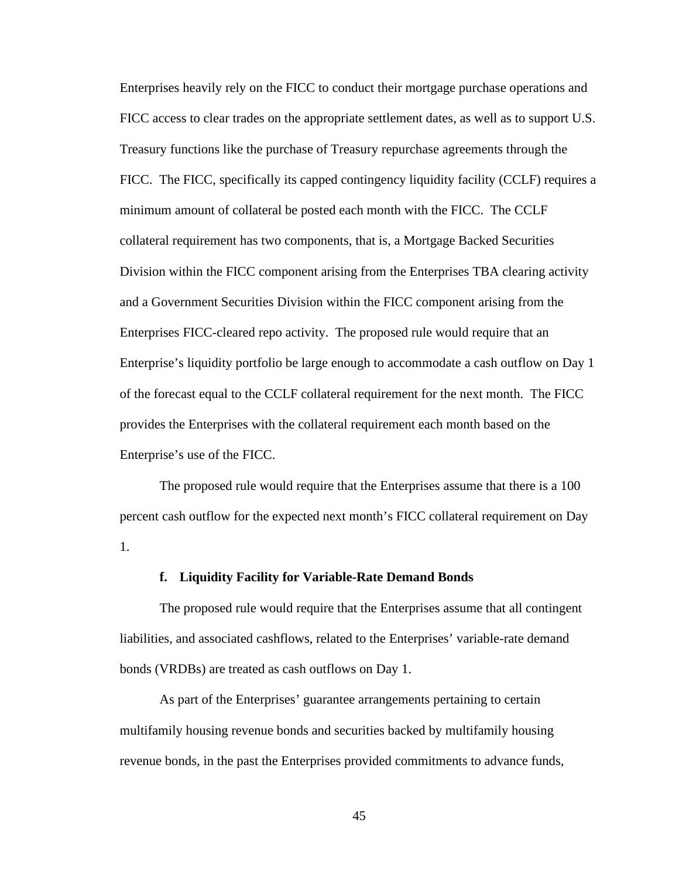Enterprises heavily rely on the FICC to conduct their mortgage purchase operations and FICC access to clear trades on the appropriate settlement dates, as well as to support U.S. Treasury functions like the purchase of Treasury repurchase agreements through the FICC.  The FICC, specifically its capped contingency liquidity facility (CCLF) requires a minimum amount of collateral be posted each month with the FICC.  The CCLF collateral requirement has two components, that is, a Mortgage Backed Securities Division within the FICC component arising from the Enterprises TBA clearing activity and a Government Securities Division within the FICC component arising from the Enterprises FICC-cleared repo activity.  The proposed rule would require that an Enterprise's liquidity portfolio be large enough to accommodate a cash outflow on Day 1 of the forecast equal to the CCLF collateral requirement for the next month.  The FICC provides the Enterprises with the collateral requirement each month based on the Enterprise's use of the FICC.

The proposed rule would require that the Enterprises assume that there is a 100 percent cash outflow for the expected next month's FICC collateral requirement on Day 1.

**f. Liquidity Facility for Variable-Rate Demand Bonds**

The proposed rule would require that the Enterprises assume that all contingent liabilities, and associated cashflows, related to the Enterprises' variable-rate demand bonds (VRDBs) are treated as cash outflows on Day 1.

As part of the Enterprises' guarantee arrangements pertaining to certain multifamily housing revenue bonds and securities backed by multifamily housing revenue bonds, in the past the Enterprises provided commitments to advance funds,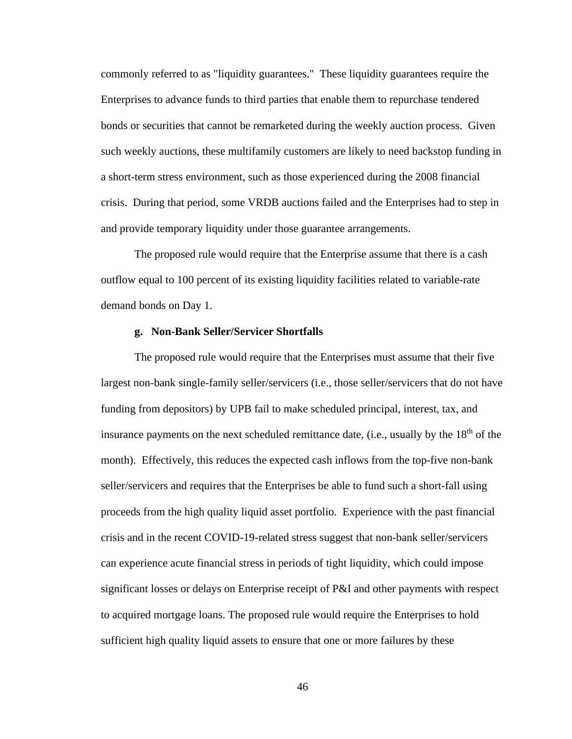commonly referred to as "liquidity guarantees." These liquidity guarantees require the Enterprises to advance funds to third parties that enable them to repurchase tendered bonds or securities that cannot be remarketed during the weekly auction process. Given such weekly auctions, these multifamily customers are likely to need backstop funding in a short-term stress environment, such as those experienced during the 2008 financial crisis. During that period, some VRDB auctions failed and the Enterprises had to step in and provide temporary liquidity under those guarantee arrangements.

The proposed rule would require that the Enterprise assume that there is a cash outflow equal to 100 percent of its existing liquidity facilities related to variable-rate demand bonds on Day 1.

#### g. Non-Bank Seller/Servicer Shortfalls

The proposed rule would require that the Enterprises must assume that their five largest non-bank single-family seller/servicers (i.e., those seller/servicers that do not have funding from depositors) by UPB fail to make scheduled principal, interest, tax, and insurance payments on the next scheduled remittance date, (i.e., usually by the 18th of the month). Effectively, this reduces the expected cash inflows from the top-five non-bank seller/servicers and requires that the Enterprises be able to fund such a short-fall using proceeds from the high quality liquid asset portfolio. Experience with the past financial crisis and in the recent COVID-19-related stress suggest that non-bank seller/servicers can experience acute financial stress in periods of tight liquidity, which could impose significant losses or delays on Enterprise receipt of P&I and other payments with respect to acquired mortgage loans. The proposed rule would require the Enterprises to hold sufficient high quality liquid assets to ensure that one or more failures by these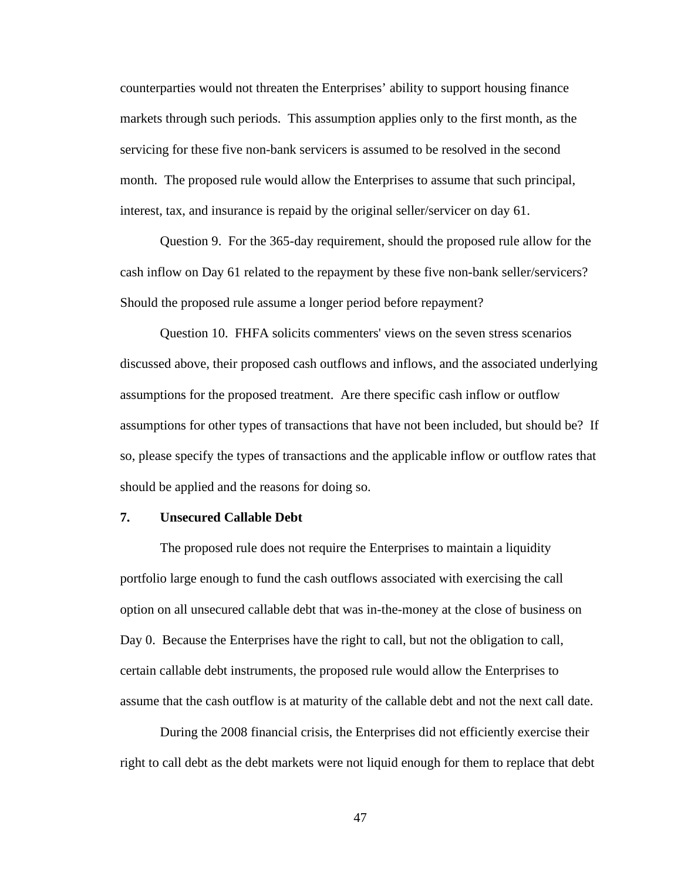counterparties would not threaten the Enterprises' ability to support housing finance markets through such periods. This assumption applies only to the first month, as the servicing for these five non-bank servicers is assumed to be resolved in the second month. The proposed rule would allow the Enterprises to assume that such principal, interest, tax, and insurance is repaid by the original seller/servicer on day 61.

Question 9. For the 365-day requirement, should the proposed rule allow for the cash inflow on Day 61 related to the repayment by these five non-bank seller/servicers? Should the proposed rule assume a longer period before repayment?

Question 10. FHFA solicits commenters' views on the seven stress scenarios discussed above, their proposed cash outflows and inflows, and the associated underlying assumptions for the proposed treatment. Are there specific cash inflow or outflow assumptions for other types of transactions that have not been included, but should be? If so, please specify the types of transactions and the applicable inflow or outflow rates that should be applied and the reasons for doing so.

### 7. Unsecured Callable Debt

The proposed rule does not require the Enterprises to maintain a liquidity portfolio large enough to fund the cash outflows associated with exercising the call option on all unsecured callable debt that was in-the-money at the close of business on Day 0. Because the Enterprises have the right to call, but not the obligation to call, certain callable debt instruments, the proposed rule would allow the Enterprises to assume that the cash outflow is at maturity of the callable debt and not the next call date.

During the 2008 financial crisis, the Enterprises did not efficiently exercise their right to call debt as the debt markets were not liquid enough for them to replace that debt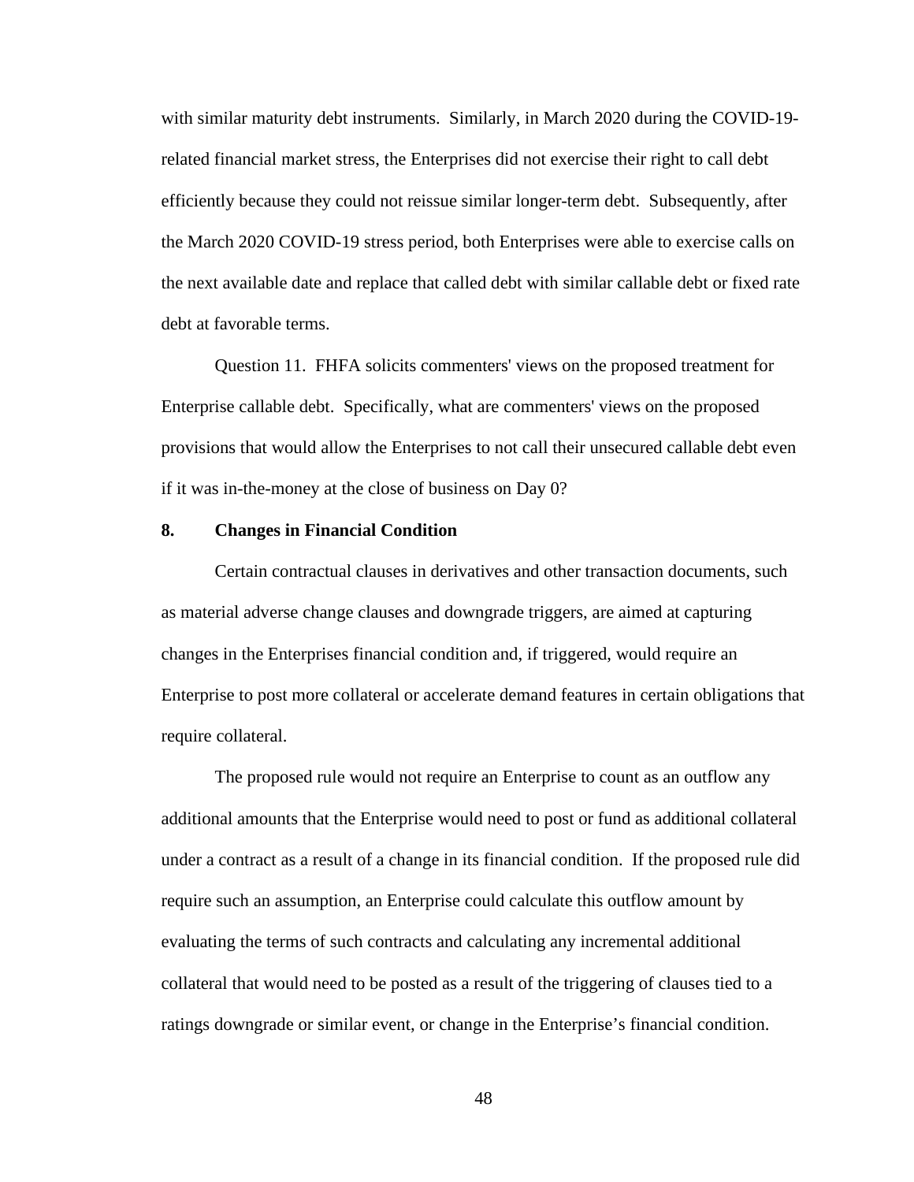with similar maturity debt instruments. Similarly, in March 2020 during the COVID-19-related financial market stress, the Enterprises did not exercise their right to call debt efficiently because they could not reissue similar longer-term debt. Subsequently, after the March 2020 COVID-19 stress period, both Enterprises were able to exercise calls on the next available date and replace that called debt with similar callable debt or fixed rate debt at favorable terms.

Question 11. FHFA solicits commenters' views on the proposed treatment for Enterprise callable debt. Specifically, what are commenters' views on the proposed provisions that would allow the Enterprises to not call their unsecured callable debt even if it was in-the-money at the close of business on Day 0?

### 8. Changes in Financial Condition

Certain contractual clauses in derivatives and other transaction documents, such as material adverse change clauses and downgrade triggers, are aimed at capturing changes in the Enterprises financial condition and, if triggered, would require an Enterprise to post more collateral or accelerate demand features in certain obligations that require collateral.

The proposed rule would not require an Enterprise to count as an outflow any additional amounts that the Enterprise would need to post or fund as additional collateral under a contract as a result of a change in its financial condition. If the proposed rule did require such an assumption, an Enterprise could calculate this outflow amount by evaluating the terms of such contracts and calculating any incremental additional collateral that would need to be posted as a result of the triggering of clauses tied to a ratings downgrade or similar event, or change in the Enterprise's financial condition.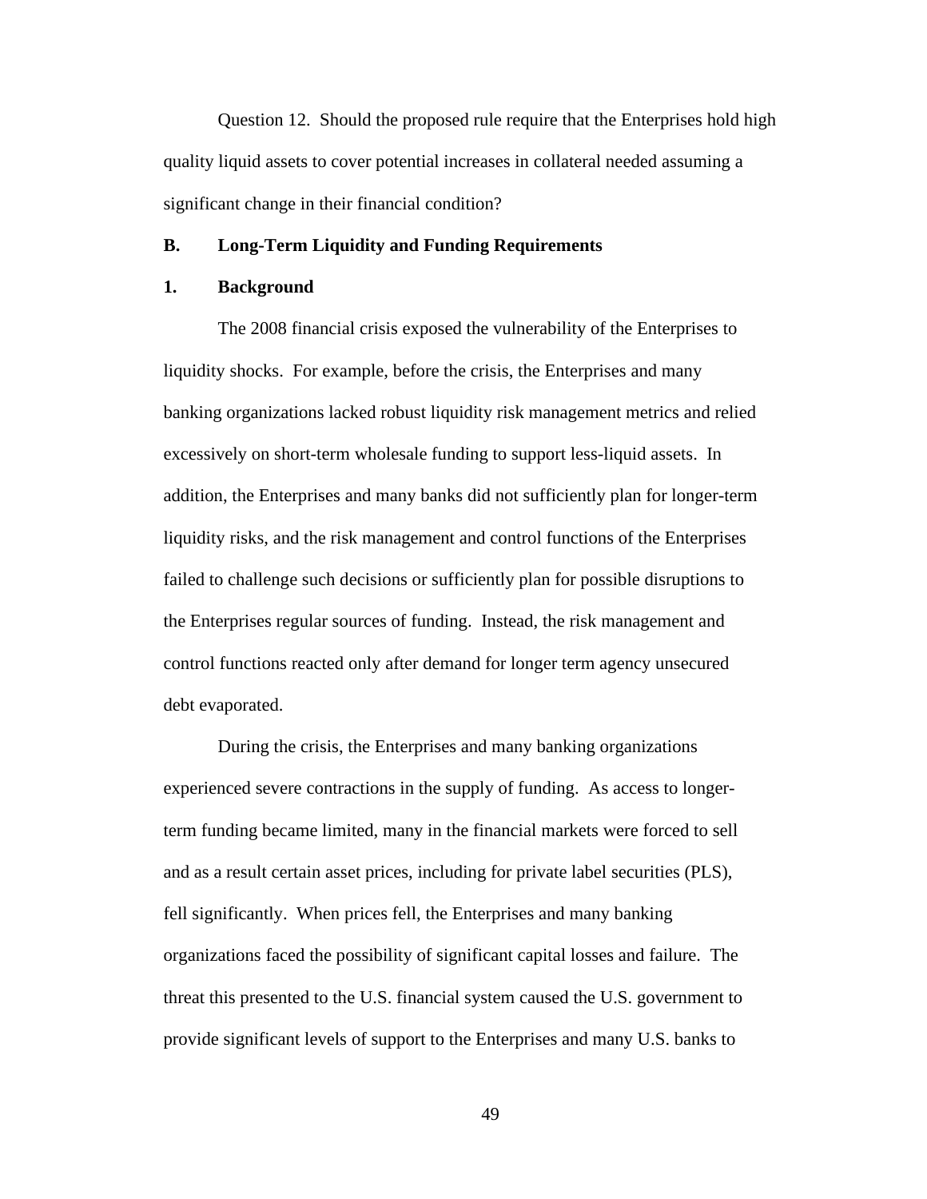Question 12. Should the proposed rule require that the Enterprises hold high quality liquid assets to cover potential increases in collateral needed assuming a significant change in their financial condition?

## B. Long-Term Liquidity and Funding Requirements

### 1. Background

The 2008 financial crisis exposed the vulnerability of the Enterprises to liquidity shocks. For example, before the crisis, the Enterprises and many banking organizations lacked robust liquidity risk management metrics and relied excessively on short-term wholesale funding to support less-liquid assets. In addition, the Enterprises and many banks did not sufficiently plan for longer-term liquidity risks, and the risk management and control functions of the Enterprises failed to challenge such decisions or sufficiently plan for possible disruptions to the Enterprises regular sources of funding. Instead, the risk management and control functions reacted only after demand for longer term agency unsecured debt evaporated.

During the crisis, the Enterprises and many banking organizations experienced severe contractions in the supply of funding. As access to longer-term funding became limited, many in the financial markets were forced to sell and as a result certain asset prices, including for private label securities (PLS), fell significantly. When prices fell, the Enterprises and many banking organizations faced the possibility of significant capital losses and failure. The threat this presented to the U.S. financial system caused the U.S. government to provide significant levels of support to the Enterprises and many U.S. banks to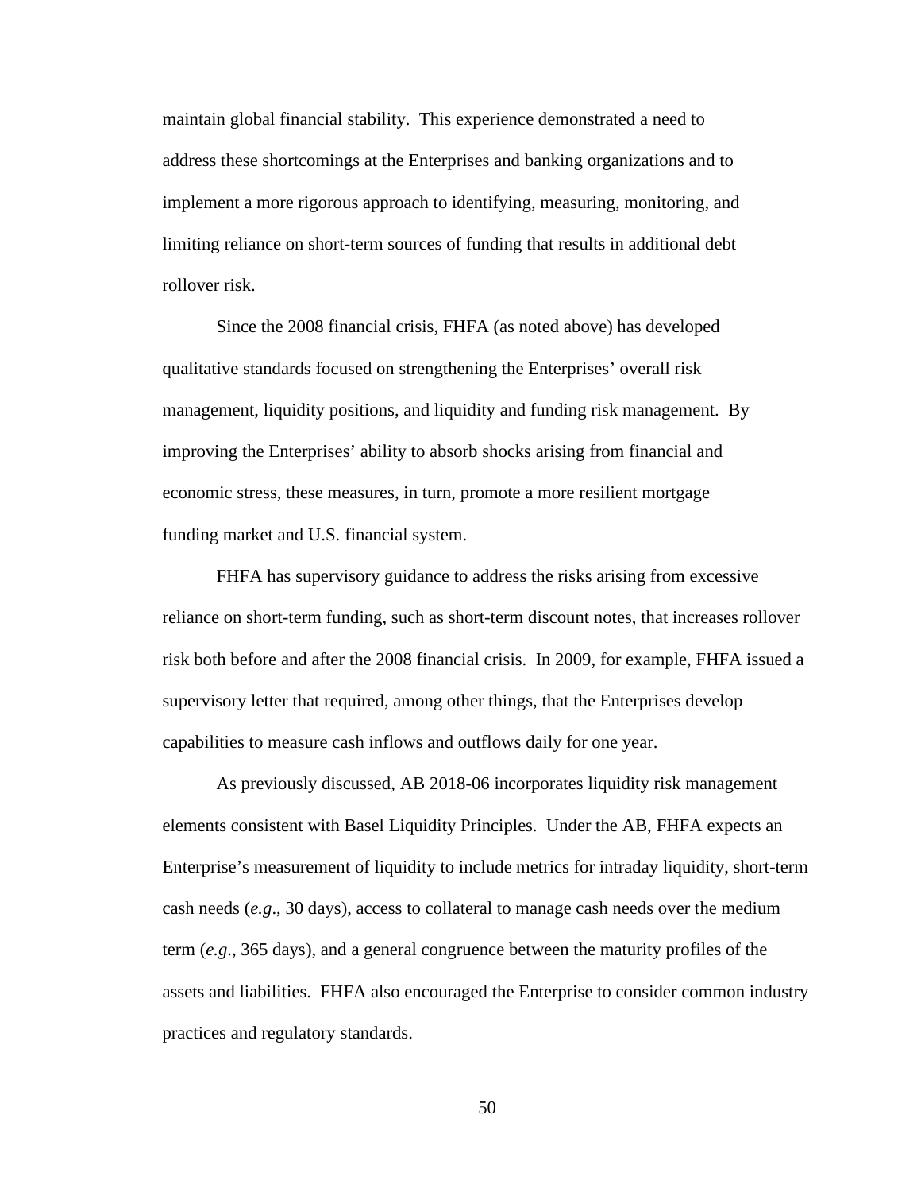maintain global financial stability. This experience demonstrated a need to address these shortcomings at the Enterprises and banking organizations and to implement a more rigorous approach to identifying, measuring, monitoring, and limiting reliance on short-term sources of funding that results in additional debt rollover risk.

Since the 2008 financial crisis, FHFA (as noted above) has developed qualitative standards focused on strengthening the Enterprises' overall risk management, liquidity positions, and liquidity and funding risk management. By improving the Enterprises' ability to absorb shocks arising from financial and economic stress, these measures, in turn, promote a more resilient mortgage funding market and U.S. financial system.

FHFA has supervisory guidance to address the risks arising from excessive reliance on short-term funding, such as short-term discount notes, that increases rollover risk both before and after the 2008 financial crisis. In 2009, for example, FHFA issued a supervisory letter that required, among other things, that the Enterprises develop capabilities to measure cash inflows and outflows daily for one year.

As previously discussed, AB 2018-06 incorporates liquidity risk management elements consistent with Basel Liquidity Principles. Under the AB, FHFA expects an Enterprise's measurement of liquidity to include metrics for intraday liquidity, short-term cash needs (*e.g*., 30 days), access to collateral to manage cash needs over the medium term (*e.g*., 365 days), and a general congruence between the maturity profiles of the assets and liabilities. FHFA also encouraged the Enterprise to consider common industry practices and regulatory standards.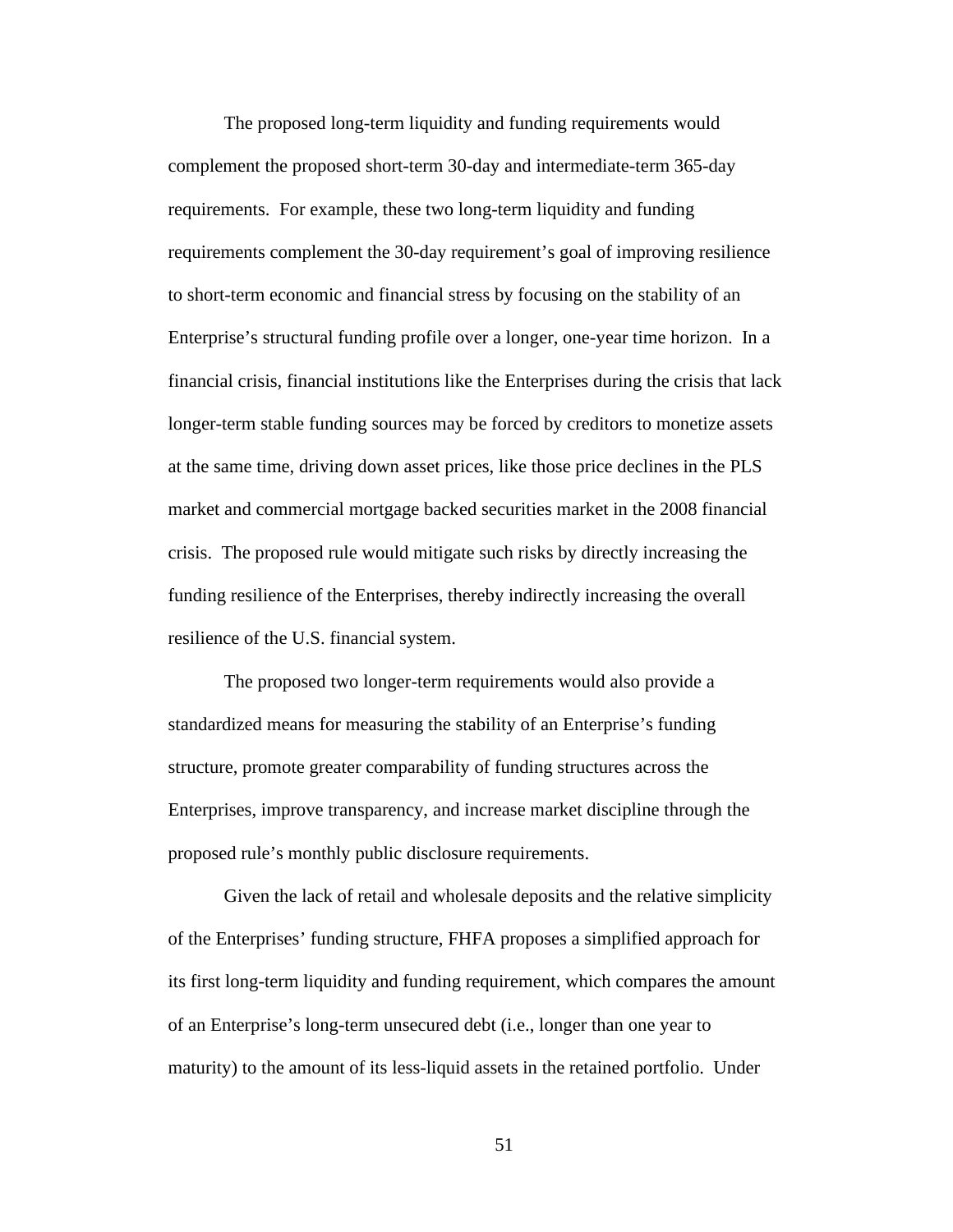The proposed long-term liquidity and funding requirements would complement the proposed short-term 30-day and intermediate-term 365-day requirements. For example, these two long-term liquidity and funding requirements complement the 30-day requirement's goal of improving resilience to short-term economic and financial stress by focusing on the stability of an Enterprise's structural funding profile over a longer, one-year time horizon. In a financial crisis, financial institutions like the Enterprises during the crisis that lack longer-term stable funding sources may be forced by creditors to monetize assets at the same time, driving down asset prices, like those price declines in the PLS market and commercial mortgage backed securities market in the 2008 financial crisis. The proposed rule would mitigate such risks by directly increasing the funding resilience of the Enterprises, thereby indirectly increasing the overall resilience of the U.S. financial system.

The proposed two longer-term requirements would also provide a standardized means for measuring the stability of an Enterprise's funding structure, promote greater comparability of funding structures across the Enterprises, improve transparency, and increase market discipline through the proposed rule's monthly public disclosure requirements.

Given the lack of retail and wholesale deposits and the relative simplicity of the Enterprises' funding structure, FHFA proposes a simplified approach for its first long-term liquidity and funding requirement, which compares the amount of an Enterprise's long-term unsecured debt (i.e., longer than one year to maturity) to the amount of its less-liquid assets in the retained portfolio. Under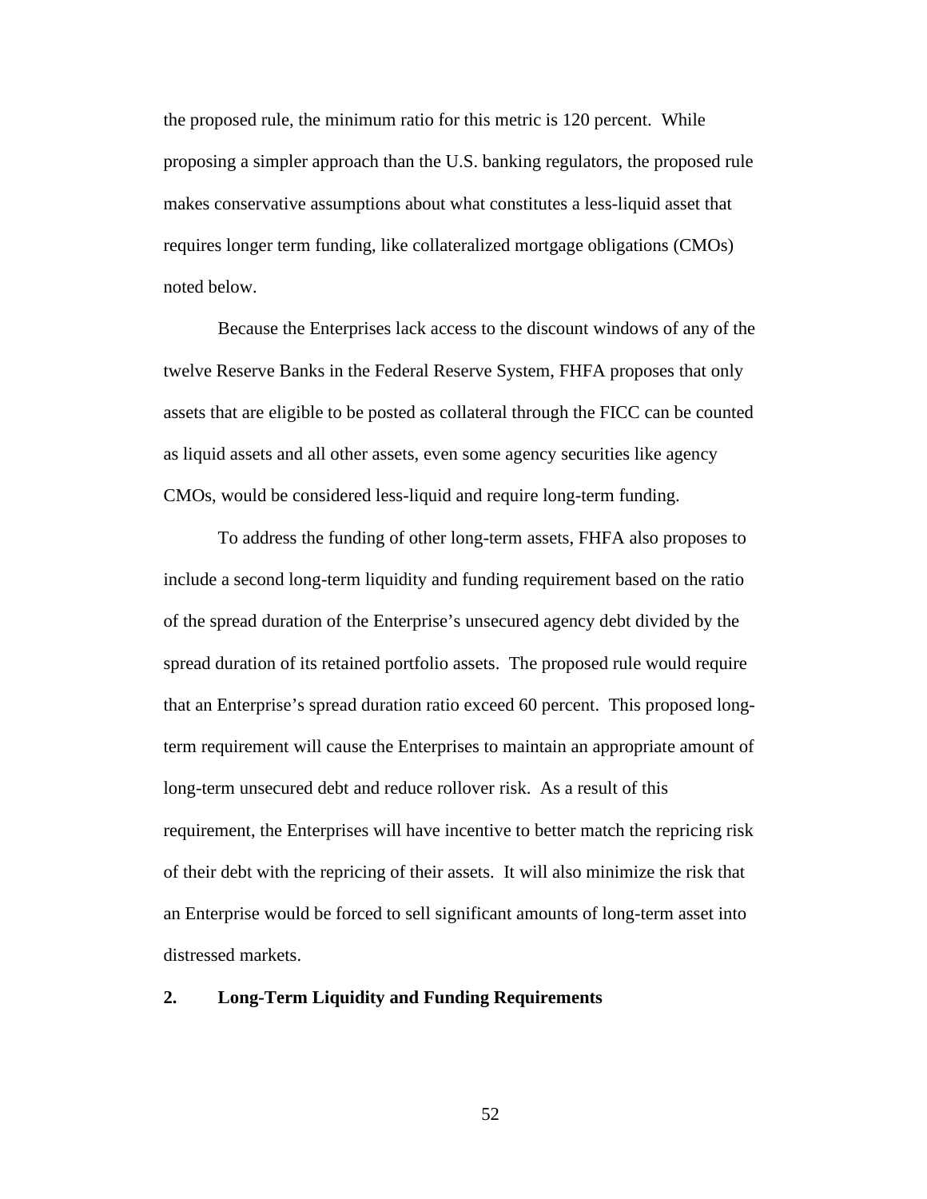the proposed rule, the minimum ratio for this metric is 120 percent. While proposing a simpler approach than the U.S. banking regulators, the proposed rule makes conservative assumptions about what constitutes a less-liquid asset that requires longer term funding, like collateralized mortgage obligations (CMOs) noted below.

Because the Enterprises lack access to the discount windows of any of the twelve Reserve Banks in the Federal Reserve System, FHFA proposes that only assets that are eligible to be posted as collateral through the FICC can be counted as liquid assets and all other assets, even some agency securities like agency CMOs, would be considered less-liquid and require long-term funding.

To address the funding of other long-term assets, FHFA also proposes to include a second long-term liquidity and funding requirement based on the ratio of the spread duration of the Enterprise's unsecured agency debt divided by the spread duration of its retained portfolio assets. The proposed rule would require that an Enterprise's spread duration ratio exceed 60 percent. This proposed long-term requirement will cause the Enterprises to maintain an appropriate amount of long-term unsecured debt and reduce rollover risk. As a result of this requirement, the Enterprises will have incentive to better match the repricing risk of their debt with the repricing of their assets. It will also minimize the risk that an Enterprise would be forced to sell significant amounts of long-term asset into distressed markets.

**2. Long-Term Liquidity and Funding Requirements**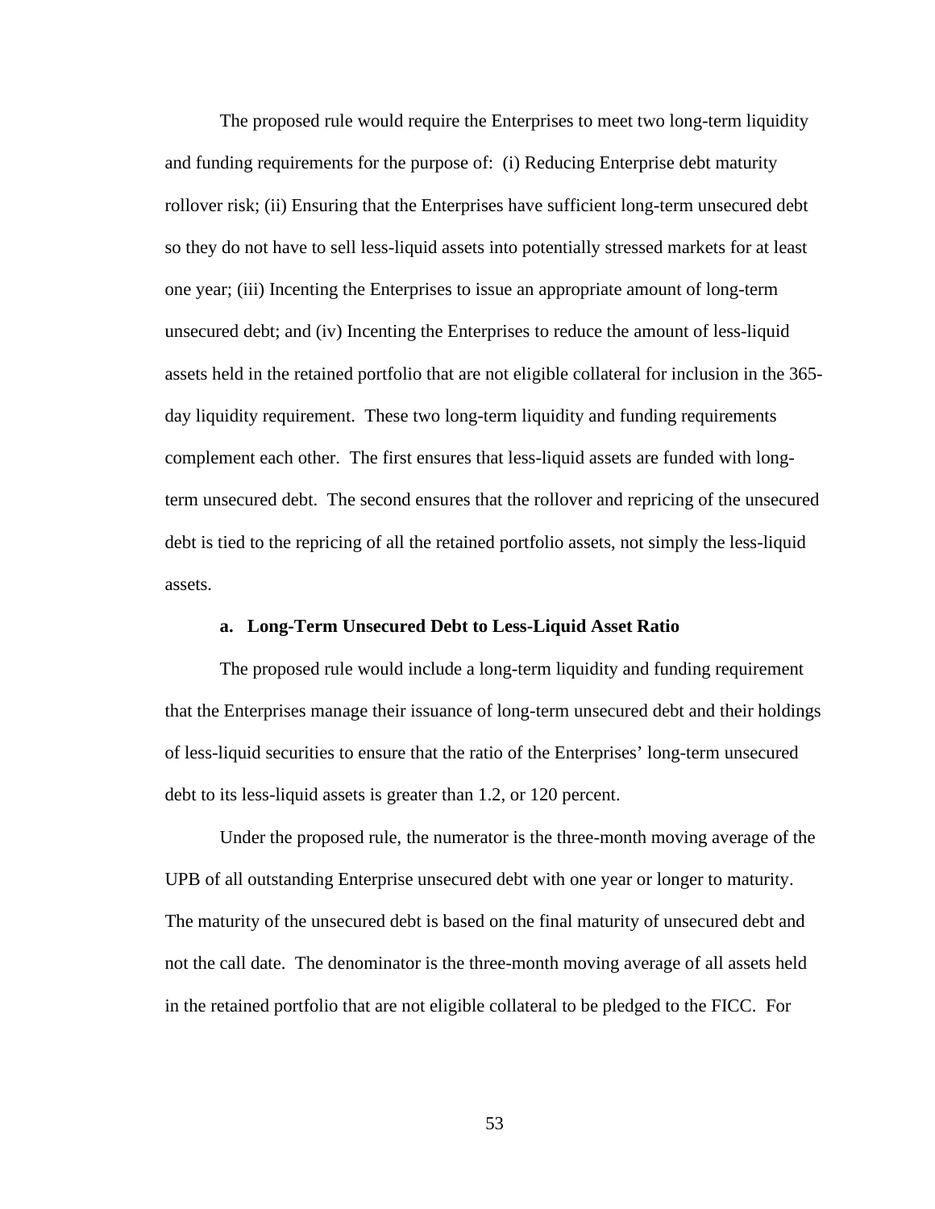The proposed rule would require the Enterprises to meet two long-term liquidity and funding requirements for the purpose of: (i) Reducing Enterprise debt maturity rollover risk; (ii) Ensuring that the Enterprises have sufficient long-term unsecured debt so they do not have to sell less-liquid assets into potentially stressed markets for at least one year; (iii) Incenting the Enterprises to issue an appropriate amount of long-term unsecured debt; and (iv) Incenting the Enterprises to reduce the amount of less-liquid assets held in the retained portfolio that are not eligible collateral for inclusion in the 365-day liquidity requirement. These two long-term liquidity and funding requirements complement each other. The first ensures that less-liquid assets are funded with long-term unsecured debt. The second ensures that the rollover and repricing of the unsecured debt is tied to the repricing of all the retained portfolio assets, not simply the less-liquid assets.

**a. Long-Term Unsecured Debt to Less-Liquid Asset Ratio**

The proposed rule would include a long-term liquidity and funding requirement that the Enterprises manage their issuance of long-term unsecured debt and their holdings of less-liquid securities to ensure that the ratio of the Enterprises' long-term unsecured debt to its less-liquid assets is greater than 1.2, or 120 percent.

Under the proposed rule, the numerator is the three-month moving average of the UPB of all outstanding Enterprise unsecured debt with one year or longer to maturity. The maturity of the unsecured debt is based on the final maturity of unsecured debt and not the call date. The denominator is the three-month moving average of all assets held in the retained portfolio that are not eligible collateral to be pledged to the FICC. For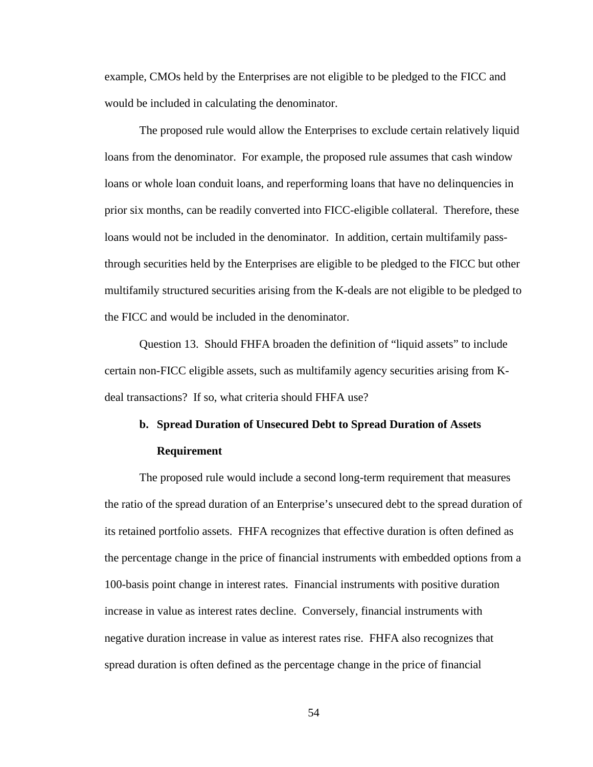example, CMOs held by the Enterprises are not eligible to be pledged to the FICC and would be included in calculating the denominator.

The proposed rule would allow the Enterprises to exclude certain relatively liquid loans from the denominator. For example, the proposed rule assumes that cash window loans or whole loan conduit loans, and reperforming loans that have no delinquencies in prior six months, can be readily converted into FICC-eligible collateral. Therefore, these loans would not be included in the denominator. In addition, certain multifamily pass-through securities held by the Enterprises are eligible to be pledged to the FICC but other multifamily structured securities arising from the K-deals are not eligible to be pledged to the FICC and would be included in the denominator.

Question 13. Should FHFA broaden the definition of "liquid assets" to include certain non-FICC eligible assets, such as multifamily agency securities arising from K-deal transactions? If so, what criteria should FHFA use?

**b. Spread Duration of Unsecured Debt to Spread Duration of Assets Requirement**

The proposed rule would include a second long-term requirement that measures the ratio of the spread duration of an Enterprise's unsecured debt to the spread duration of its retained portfolio assets. FHFA recognizes that effective duration is often defined as the percentage change in the price of financial instruments with embedded options from a 100-basis point change in interest rates. Financial instruments with positive duration increase in value as interest rates decline. Conversely, financial instruments with negative duration increase in value as interest rates rise. FHFA also recognizes that spread duration is often defined as the percentage change in the price of financial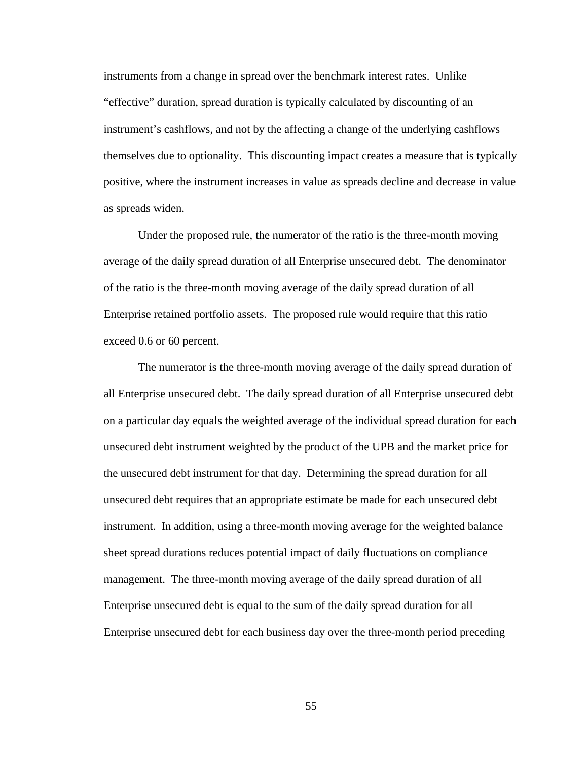instruments from a change in spread over the benchmark interest rates. Unlike "effective" duration, spread duration is typically calculated by discounting of an instrument's cashflows, and not by the affecting a change of the underlying cashflows themselves due to optionality. This discounting impact creates a measure that is typically positive, where the instrument increases in value as spreads decline and decrease in value as spreads widen.

Under the proposed rule, the numerator of the ratio is the three-month moving average of the daily spread duration of all Enterprise unsecured debt. The denominator of the ratio is the three-month moving average of the daily spread duration of all Enterprise retained portfolio assets. The proposed rule would require that this ratio exceed 0.6 or 60 percent.

The numerator is the three-month moving average of the daily spread duration of all Enterprise unsecured debt. The daily spread duration of all Enterprise unsecured debt on a particular day equals the weighted average of the individual spread duration for each unsecured debt instrument weighted by the product of the UPB and the market price for the unsecured debt instrument for that day. Determining the spread duration for all unsecured debt requires that an appropriate estimate be made for each unsecured debt instrument. In addition, using a three-month moving average for the weighted balance sheet spread durations reduces potential impact of daily fluctuations on compliance management. The three-month moving average of the daily spread duration of all Enterprise unsecured debt is equal to the sum of the daily spread duration for all Enterprise unsecured debt for each business day over the three-month period preceding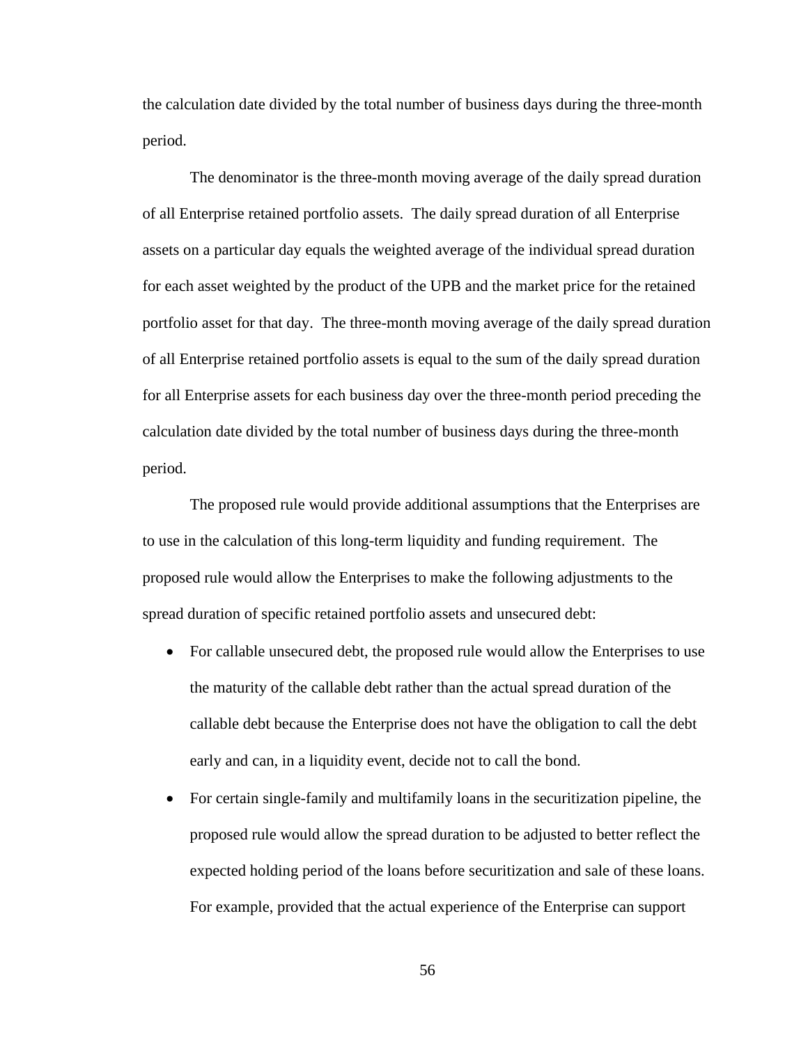the calculation date divided by the total number of business days during the three-month period.

The denominator is the three-month moving average of the daily spread duration of all Enterprise retained portfolio assets. The daily spread duration of all Enterprise assets on a particular day equals the weighted average of the individual spread duration for each asset weighted by the product of the UPB and the market price for the retained portfolio asset for that day. The three-month moving average of the daily spread duration of all Enterprise retained portfolio assets is equal to the sum of the daily spread duration for all Enterprise assets for each business day over the three-month period preceding the calculation date divided by the total number of business days during the three-month period.

The proposed rule would provide additional assumptions that the Enterprises are to use in the calculation of this long-term liquidity and funding requirement. The proposed rule would allow the Enterprises to make the following adjustments to the spread duration of specific retained portfolio assets and unsecured debt:

- For callable unsecured debt, the proposed rule would allow the Enterprises to use the maturity of the callable debt rather than the actual spread duration of the callable debt because the Enterprise does not have the obligation to call the debt early and can, in a liquidity event, decide not to call the bond.
- For certain single-family and multifamily loans in the securitization pipeline, the proposed rule would allow the spread duration to be adjusted to better reflect the expected holding period of the loans before securitization and sale of these loans. For example, provided that the actual experience of the Enterprise can support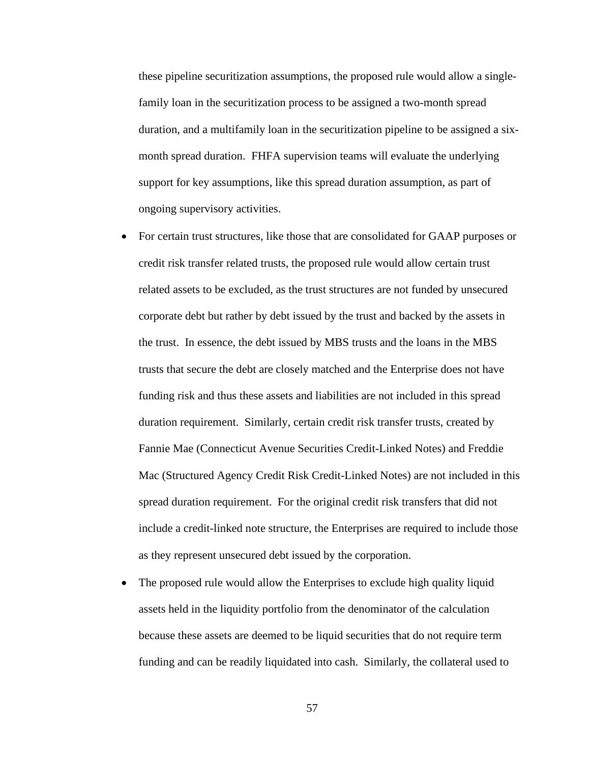these pipeline securitization assumptions, the proposed rule would allow a single-family loan in the securitization process to be assigned a two-month spread duration, and a multifamily loan in the securitization pipeline to be assigned a six-month spread duration. FHFA supervision teams will evaluate the underlying support for key assumptions, like this spread duration assumption, as part of ongoing supervisory activities.

- For certain trust structures, like those that are consolidated for GAAP purposes or credit risk transfer related trusts, the proposed rule would allow certain trust related assets to be excluded, as the trust structures are not funded by unsecured corporate debt but rather by debt issued by the trust and backed by the assets in the trust. In essence, the debt issued by MBS trusts and the loans in the MBS trusts that secure the debt are closely matched and the Enterprise does not have funding risk and thus these assets and liabilities are not included in this spread duration requirement. Similarly, certain credit risk transfer trusts, created by Fannie Mae (Connecticut Avenue Securities Credit-Linked Notes) and Freddie Mac (Structured Agency Credit Risk Credit-Linked Notes) are not included in this spread duration requirement. For the original credit risk transfers that did not include a credit-linked note structure, the Enterprises are required to include those as they represent unsecured debt issued by the corporation.
- The proposed rule would allow the Enterprises to exclude high quality liquid assets held in the liquidity portfolio from the denominator of the calculation because these assets are deemed to be liquid securities that do not require term funding and can be readily liquidated into cash. Similarly, the collateral used to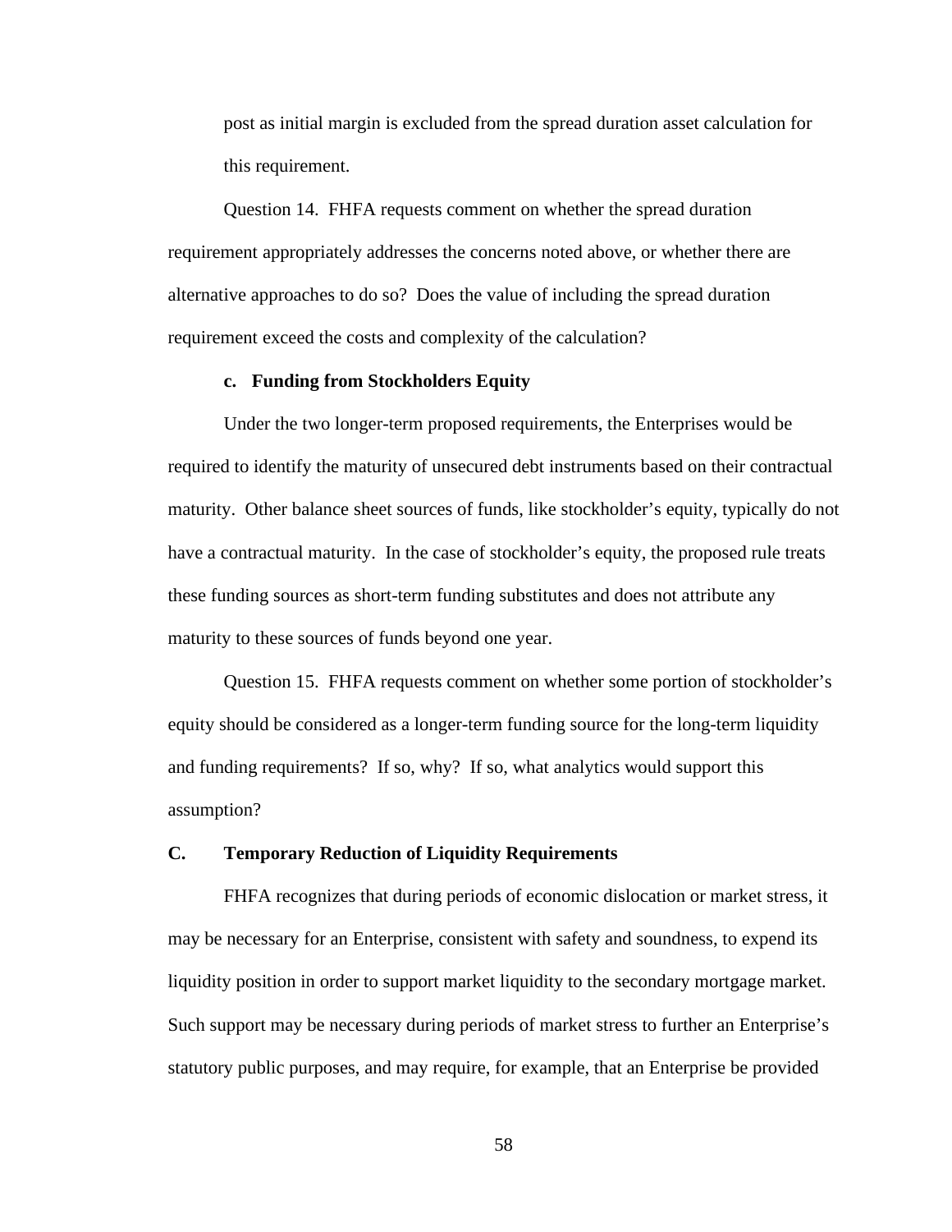post as initial margin is excluded from the spread duration asset calculation for this requirement.

Question 14. FHFA requests comment on whether the spread duration requirement appropriately addresses the concerns noted above, or whether there are alternative approaches to do so? Does the value of including the spread duration requirement exceed the costs and complexity of the calculation?

#### c. Funding from Stockholders Equity

Under the two longer-term proposed requirements, the Enterprises would be required to identify the maturity of unsecured debt instruments based on their contractual maturity. Other balance sheet sources of funds, like stockholder's equity, typically do not have a contractual maturity. In the case of stockholder's equity, the proposed rule treats these funding sources as short-term funding substitutes and does not attribute any maturity to these sources of funds beyond one year.

Question 15. FHFA requests comment on whether some portion of stockholder's equity should be considered as a longer-term funding source for the long-term liquidity and funding requirements? If so, why? If so, what analytics would support this assumption?

### C. Temporary Reduction of Liquidity Requirements

FHFA recognizes that during periods of economic dislocation or market stress, it may be necessary for an Enterprise, consistent with safety and soundness, to expend its liquidity position in order to support market liquidity to the secondary mortgage market. Such support may be necessary during periods of market stress to further an Enterprise's statutory public purposes, and may require, for example, that an Enterprise be provided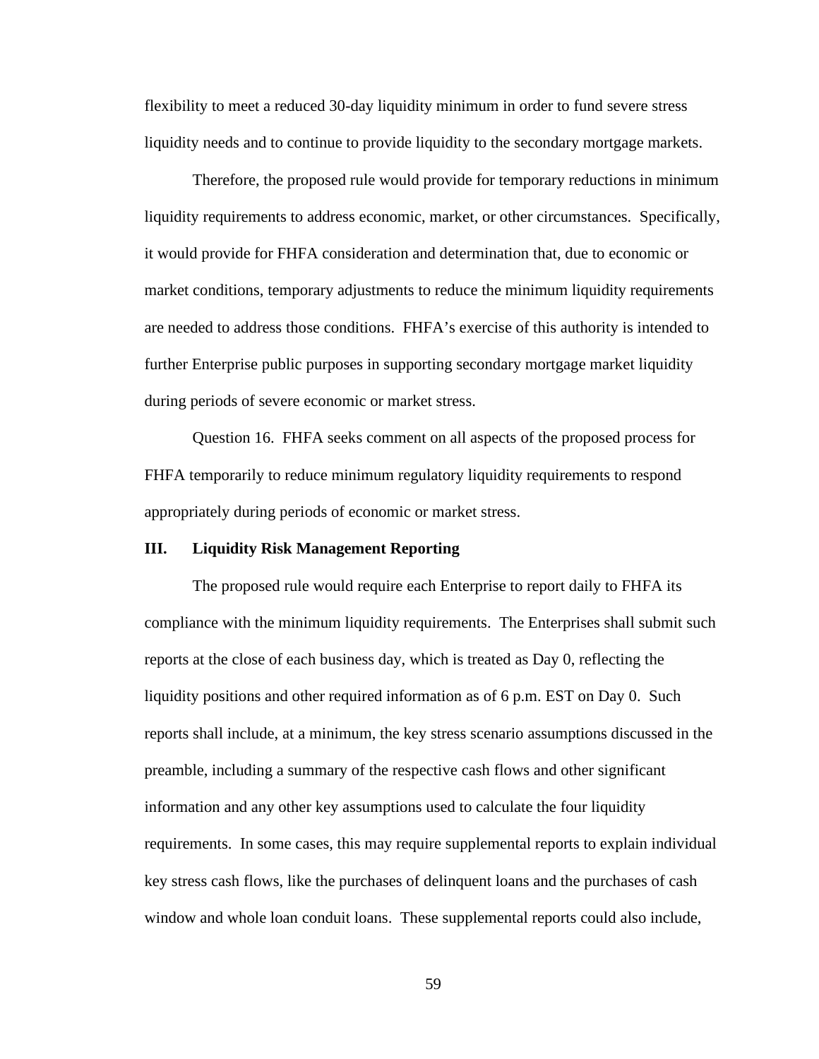flexibility to meet a reduced 30-day liquidity minimum in order to fund severe stress liquidity needs and to continue to provide liquidity to the secondary mortgage markets.

Therefore, the proposed rule would provide for temporary reductions in minimum liquidity requirements to address economic, market, or other circumstances. Specifically, it would provide for FHFA consideration and determination that, due to economic or market conditions, temporary adjustments to reduce the minimum liquidity requirements are needed to address those conditions. FHFA's exercise of this authority is intended to further Enterprise public purposes in supporting secondary mortgage market liquidity during periods of severe economic or market stress.

Question 16. FHFA seeks comment on all aspects of the proposed process for FHFA temporarily to reduce minimum regulatory liquidity requirements to respond appropriately during periods of economic or market stress.

## III. Liquidity Risk Management Reporting

The proposed rule would require each Enterprise to report daily to FHFA its compliance with the minimum liquidity requirements. The Enterprises shall submit such reports at the close of each business day, which is treated as Day 0, reflecting the liquidity positions and other required information as of 6 p.m. EST on Day 0. Such reports shall include, at a minimum, the key stress scenario assumptions discussed in the preamble, including a summary of the respective cash flows and other significant information and any other key assumptions used to calculate the four liquidity requirements. In some cases, this may require supplemental reports to explain individual key stress cash flows, like the purchases of delinquent loans and the purchases of cash window and whole loan conduit loans. These supplemental reports could also include,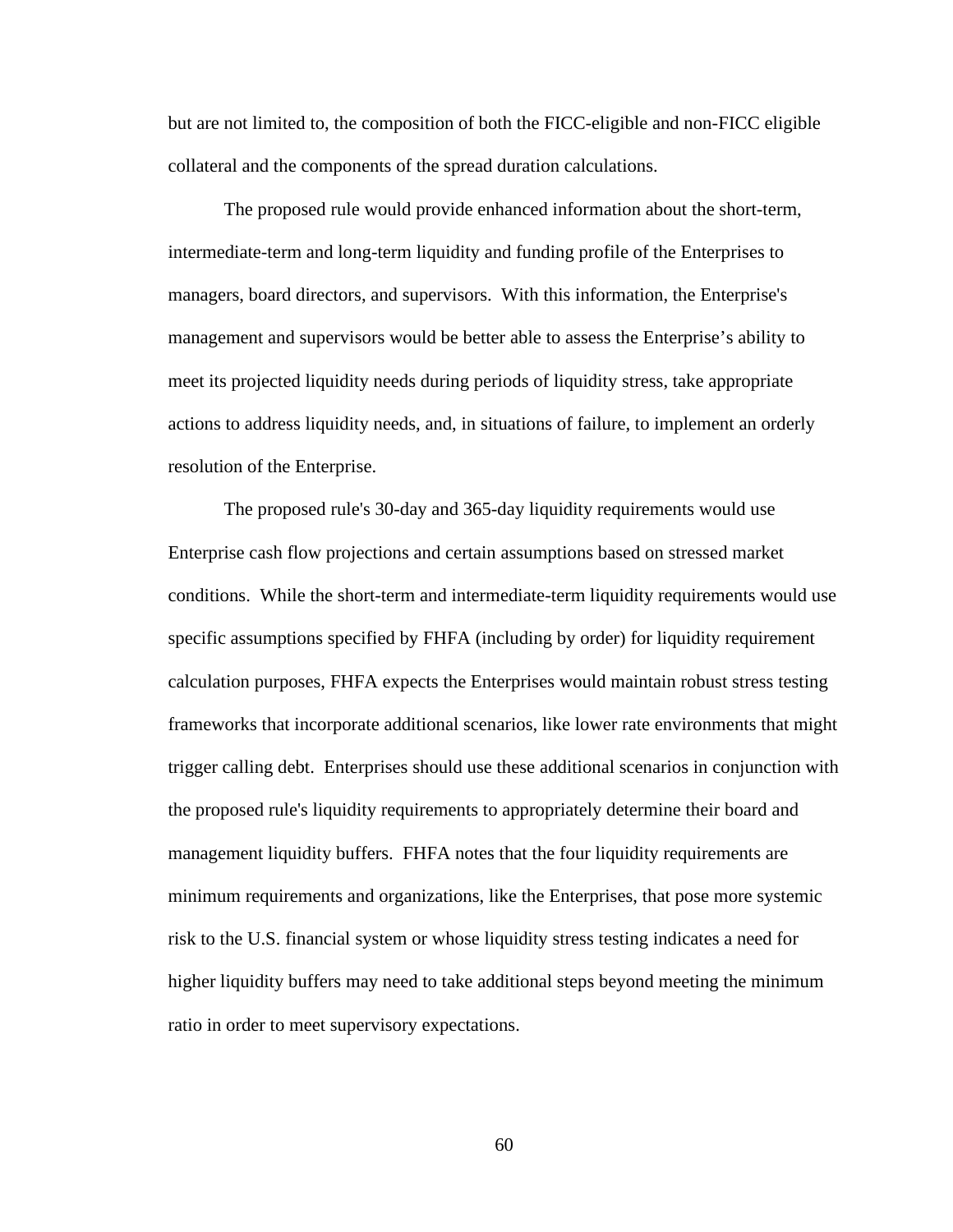but are not limited to, the composition of both the FICC-eligible and non-FICC eligible collateral and the components of the spread duration calculations.

The proposed rule would provide enhanced information about the short-term, intermediate-term and long-term liquidity and funding profile of the Enterprises to managers, board directors, and supervisors. With this information, the Enterprise's management and supervisors would be better able to assess the Enterprise’s ability to meet its projected liquidity needs during periods of liquidity stress, take appropriate actions to address liquidity needs, and, in situations of failure, to implement an orderly resolution of the Enterprise.

The proposed rule's 30-day and 365-day liquidity requirements would use Enterprise cash flow projections and certain assumptions based on stressed market conditions. While the short-term and intermediate-term liquidity requirements would use specific assumptions specified by FHFA (including by order) for liquidity requirement calculation purposes, FHFA expects the Enterprises would maintain robust stress testing frameworks that incorporate additional scenarios, like lower rate environments that might trigger calling debt. Enterprises should use these additional scenarios in conjunction with the proposed rule's liquidity requirements to appropriately determine their board and management liquidity buffers. FHFA notes that the four liquidity requirements are minimum requirements and organizations, like the Enterprises, that pose more systemic risk to the U.S. financial system or whose liquidity stress testing indicates a need for higher liquidity buffers may need to take additional steps beyond meeting the minimum ratio in order to meet supervisory expectations.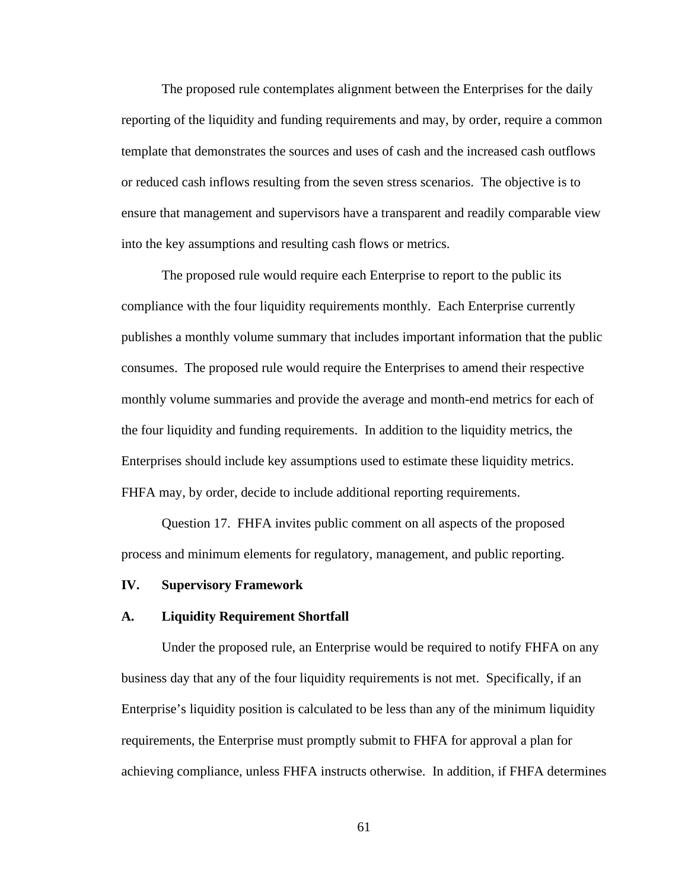The proposed rule contemplates alignment between the Enterprises for the daily reporting of the liquidity and funding requirements and may, by order, require a common template that demonstrates the sources and uses of cash and the increased cash outflows or reduced cash inflows resulting from the seven stress scenarios. The objective is to ensure that management and supervisors have a transparent and readily comparable view into the key assumptions and resulting cash flows or metrics.

The proposed rule would require each Enterprise to report to the public its compliance with the four liquidity requirements monthly. Each Enterprise currently publishes a monthly volume summary that includes important information that the public consumes. The proposed rule would require the Enterprises to amend their respective monthly volume summaries and provide the average and month-end metrics for each of the four liquidity and funding requirements. In addition to the liquidity metrics, the Enterprises should include key assumptions used to estimate these liquidity metrics. FHFA may, by order, decide to include additional reporting requirements.

Question 17. FHFA invites public comment on all aspects of the proposed process and minimum elements for regulatory, management, and public reporting.

## IV. Supervisory Framework

### A. Liquidity Requirement Shortfall

Under the proposed rule, an Enterprise would be required to notify FHFA on any business day that any of the four liquidity requirements is not met. Specifically, if an Enterprise's liquidity position is calculated to be less than any of the minimum liquidity requirements, the Enterprise must promptly submit to FHFA for approval a plan for achieving compliance, unless FHFA instructs otherwise. In addition, if FHFA determines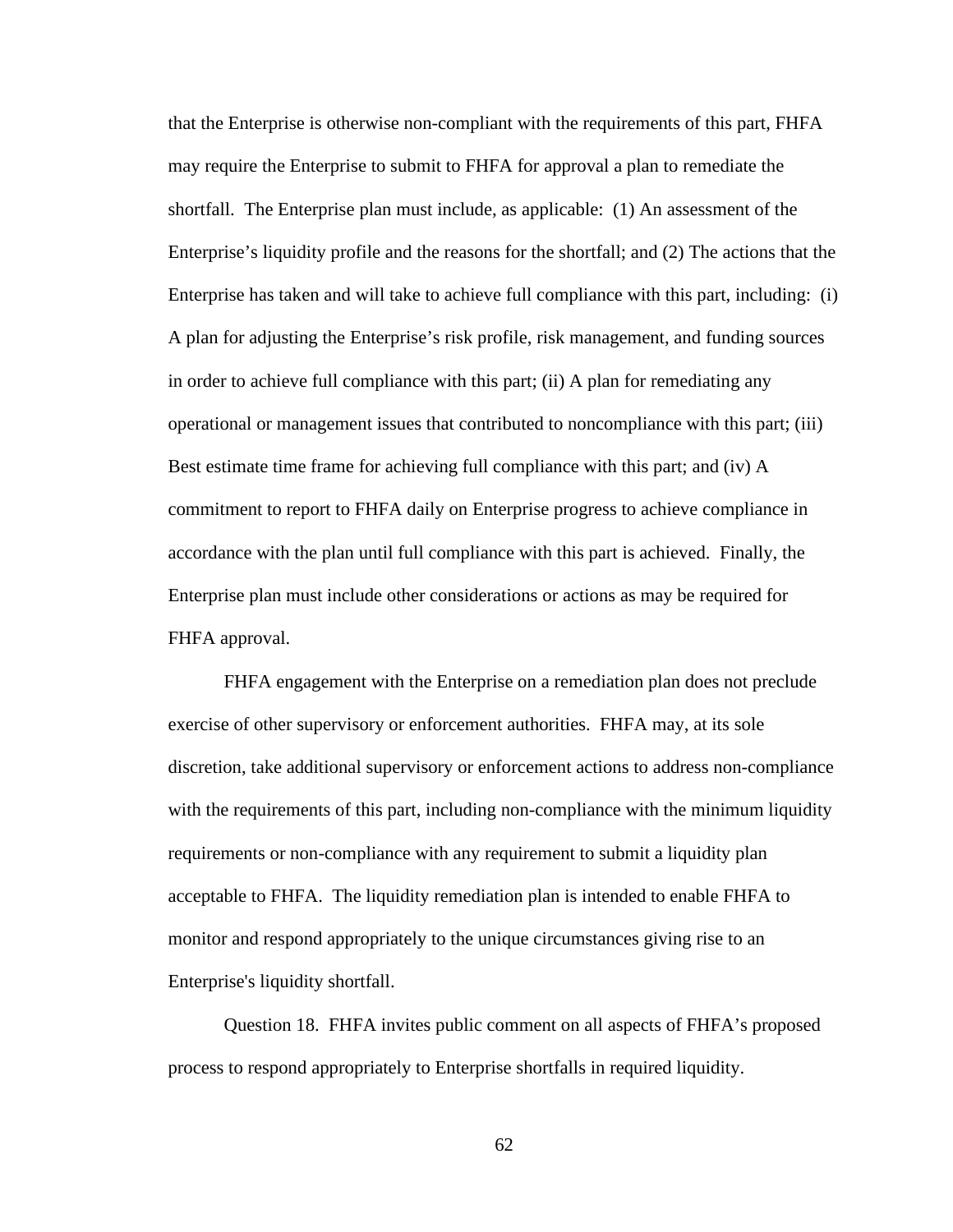that the Enterprise is otherwise non-compliant with the requirements of this part, FHFA may require the Enterprise to submit to FHFA for approval a plan to remediate the shortfall. The Enterprise plan must include, as applicable: (1) An assessment of the Enterprise's liquidity profile and the reasons for the shortfall; and (2) The actions that the Enterprise has taken and will take to achieve full compliance with this part, including: (i) A plan for adjusting the Enterprise's risk profile, risk management, and funding sources in order to achieve full compliance with this part; (ii) A plan for remediating any operational or management issues that contributed to noncompliance with this part; (iii) Best estimate time frame for achieving full compliance with this part; and (iv) A commitment to report to FHFA daily on Enterprise progress to achieve compliance in accordance with the plan until full compliance with this part is achieved. Finally, the Enterprise plan must include other considerations or actions as may be required for FHFA approval.

FHFA engagement with the Enterprise on a remediation plan does not preclude exercise of other supervisory or enforcement authorities. FHFA may, at its sole discretion, take additional supervisory or enforcement actions to address non-compliance with the requirements of this part, including non-compliance with the minimum liquidity requirements or non-compliance with any requirement to submit a liquidity plan acceptable to FHFA. The liquidity remediation plan is intended to enable FHFA to monitor and respond appropriately to the unique circumstances giving rise to an Enterprise's liquidity shortfall.

Question 18. FHFA invites public comment on all aspects of FHFA's proposed process to respond appropriately to Enterprise shortfalls in required liquidity.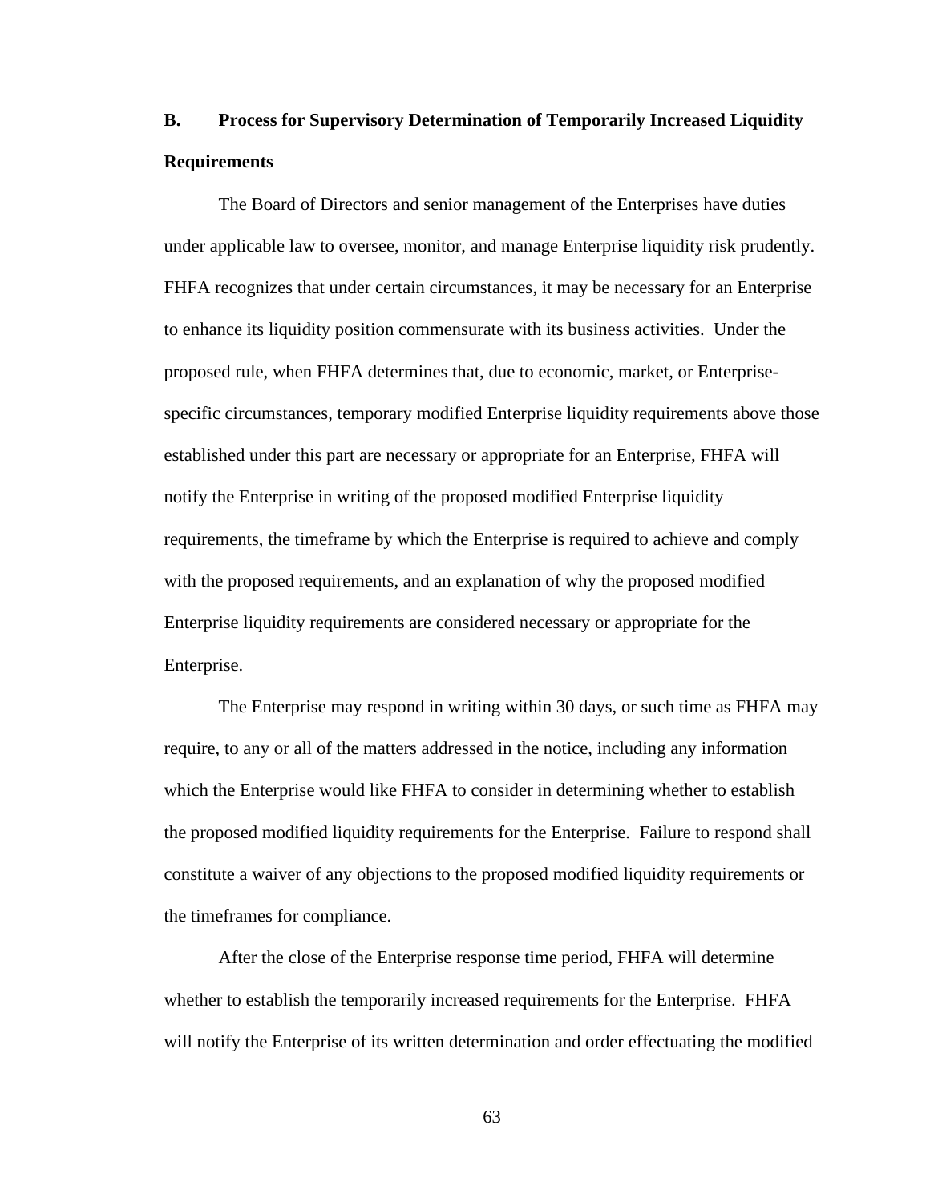## B. Process for Supervisory Determination of Temporarily Increased Liquidity Requirements

The Board of Directors and senior management of the Enterprises have duties under applicable law to oversee, monitor, and manage Enterprise liquidity risk prudently. FHFA recognizes that under certain circumstances, it may be necessary for an Enterprise to enhance its liquidity position commensurate with its business activities. Under the proposed rule, when FHFA determines that, due to economic, market, or Enterprise-specific circumstances, temporary modified Enterprise liquidity requirements above those established under this part are necessary or appropriate for an Enterprise, FHFA will notify the Enterprise in writing of the proposed modified Enterprise liquidity requirements, the timeframe by which the Enterprise is required to achieve and comply with the proposed requirements, and an explanation of why the proposed modified Enterprise liquidity requirements are considered necessary or appropriate for the Enterprise.

The Enterprise may respond in writing within 30 days, or such time as FHFA may require, to any or all of the matters addressed in the notice, including any information which the Enterprise would like FHFA to consider in determining whether to establish the proposed modified liquidity requirements for the Enterprise. Failure to respond shall constitute a waiver of any objections to the proposed modified liquidity requirements or the timeframes for compliance.

After the close of the Enterprise response time period, FHFA will determine whether to establish the temporarily increased requirements for the Enterprise. FHFA will notify the Enterprise of its written determination and order effectuating the modified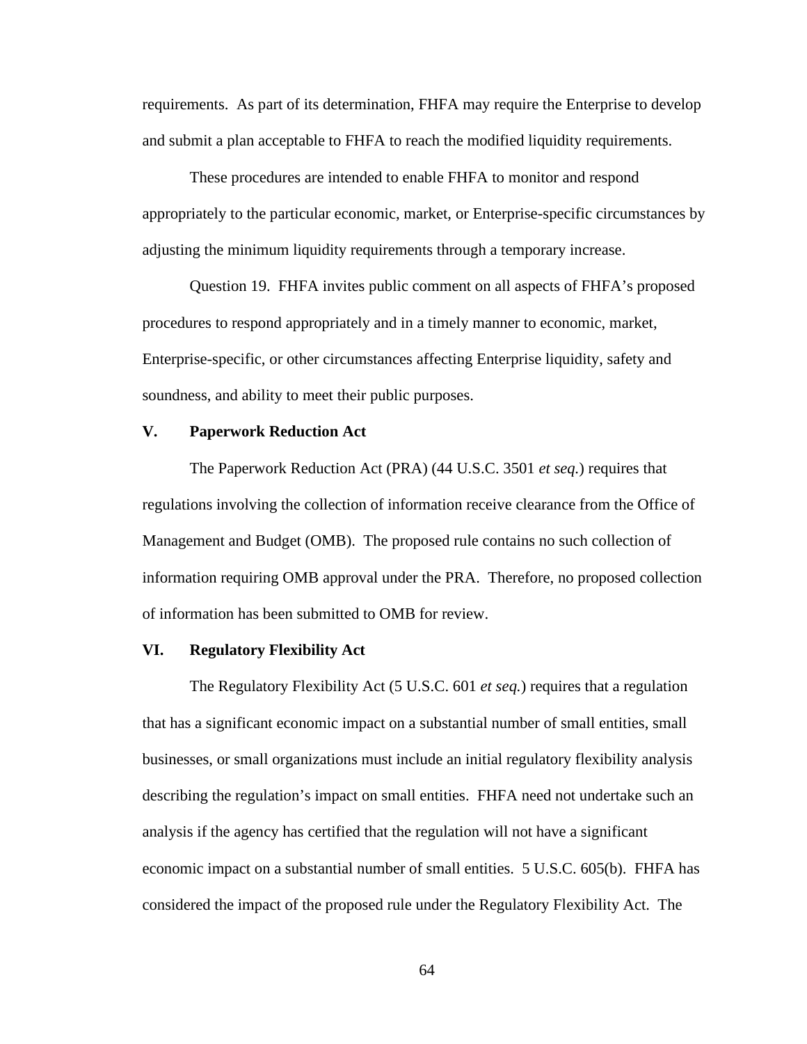requirements. As part of its determination, FHFA may require the Enterprise to develop and submit a plan acceptable to FHFA to reach the modified liquidity requirements.

These procedures are intended to enable FHFA to monitor and respond appropriately to the particular economic, market, or Enterprise-specific circumstances by adjusting the minimum liquidity requirements through a temporary increase.

Question 19. FHFA invites public comment on all aspects of FHFA's proposed procedures to respond appropriately and in a timely manner to economic, market, Enterprise-specific, or other circumstances affecting Enterprise liquidity, safety and soundness, and ability to meet their public purposes.

## V. Paperwork Reduction Act

The Paperwork Reduction Act (PRA) (44 U.S.C. 3501 *et seq.*) requires that regulations involving the collection of information receive clearance from the Office of Management and Budget (OMB). The proposed rule contains no such collection of information requiring OMB approval under the PRA. Therefore, no proposed collection of information has been submitted to OMB for review.

## VI. Regulatory Flexibility Act

The Regulatory Flexibility Act (5 U.S.C. 601 *et seq.*) requires that a regulation that has a significant economic impact on a substantial number of small entities, small businesses, or small organizations must include an initial regulatory flexibility analysis describing the regulation's impact on small entities. FHFA need not undertake such an analysis if the agency has certified that the regulation will not have a significant economic impact on a substantial number of small entities. 5 U.S.C. 605(b). FHFA has considered the impact of the proposed rule under the Regulatory Flexibility Act. The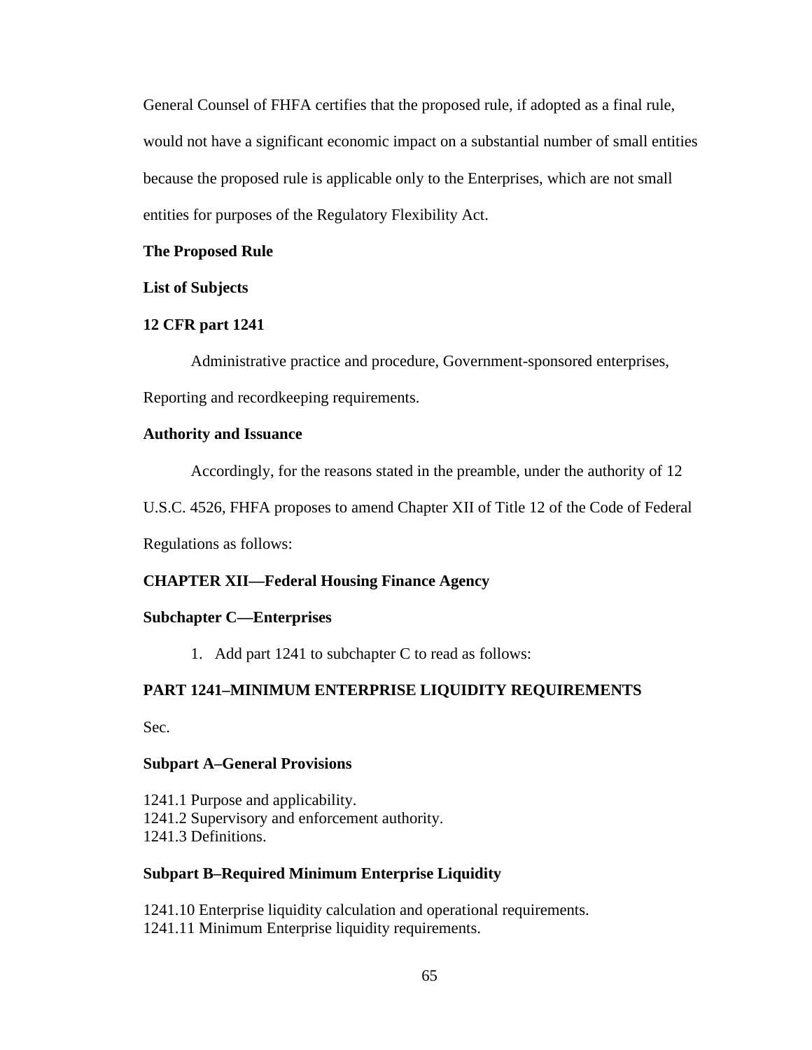General Counsel of FHFA certifies that the proposed rule, if adopted as a final rule, would not have a significant economic impact on a substantial number of small entities because the proposed rule is applicable only to the Enterprises, which are not small entities for purposes of the Regulatory Flexibility Act.

**The Proposed Rule**

**List of Subjects**

**12 CFR part 1241**

Administrative practice and procedure, Government-sponsored enterprises, Reporting and recordkeeping requirements.

**Authority and Issuance**

Accordingly, for the reasons stated in the preamble, under the authority of 12 U.S.C. 4526, FHFA proposes to amend Chapter XII of Title 12 of the Code of Federal Regulations as follows:

**CHAPTER XII—Federal Housing Finance Agency**

**Subchapter C—Enterprises**

1. Add part 1241 to subchapter C to read as follows:

**PART 1241–MINIMUM ENTERPRISE LIQUIDITY REQUIREMENTS**

Sec.

**Subpart A–General Provisions**

1241.1 Purpose and applicability.
1241.2 Supervisory and enforcement authority.
1241.3 Definitions.

**Subpart B–Required Minimum Enterprise Liquidity**

1241.10 Enterprise liquidity calculation and operational requirements.
1241.11 Minimum Enterprise liquidity requirements.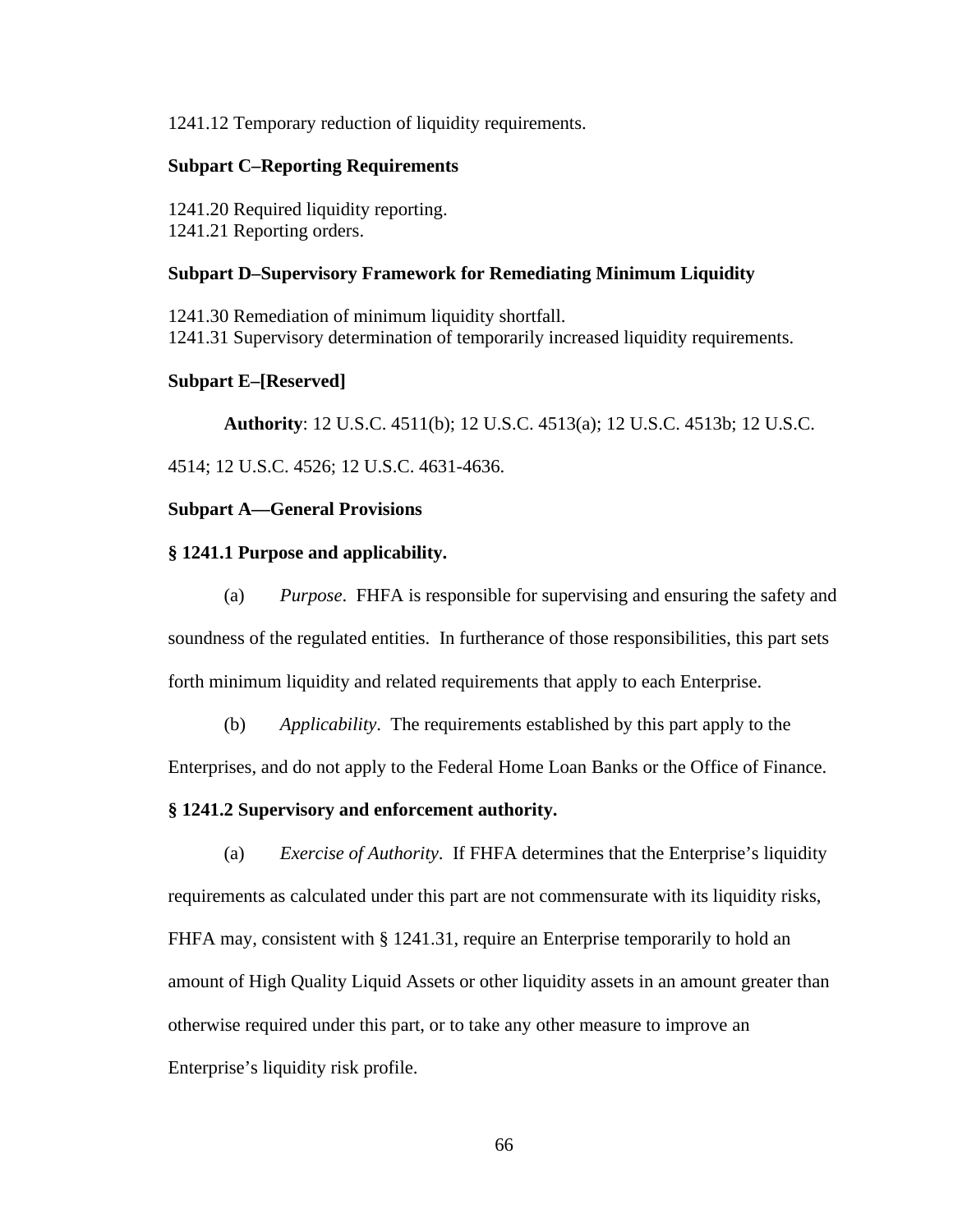1241.12 Temporary reduction of liquidity requirements.

**Subpart C–Reporting Requirements**

1241.20 Required liquidity reporting.
1241.21 Reporting orders.

**Subpart D–Supervisory Framework for Remediating Minimum Liquidity**

1241.30 Remediation of minimum liquidity shortfall.
1241.31 Supervisory determination of temporarily increased liquidity requirements.

**Subpart E–[Reserved]**

**Authority**: 12 U.S.C. 4511(b); 12 U.S.C. 4513(a); 12 U.S.C. 4513b; 12 U.S.C. 4514; 12 U.S.C. 4526; 12 U.S.C. 4631-4636.

**Subpart A—General Provisions**

**§ 1241.1 Purpose and applicability.**

(a) *Purpose*. FHFA is responsible for supervising and ensuring the safety and soundness of the regulated entities. In furtherance of those responsibilities, this part sets forth minimum liquidity and related requirements that apply to each Enterprise.

(b) *Applicability*. The requirements established by this part apply to the Enterprises, and do not apply to the Federal Home Loan Banks or the Office of Finance.

**§ 1241.2 Supervisory and enforcement authority.**

(a) *Exercise of Authority*. If FHFA determines that the Enterprise's liquidity requirements as calculated under this part are not commensurate with its liquidity risks, FHFA may, consistent with § 1241.31, require an Enterprise temporarily to hold an amount of High Quality Liquid Assets or other liquidity assets in an amount greater than otherwise required under this part, or to take any other measure to improve an Enterprise's liquidity risk profile.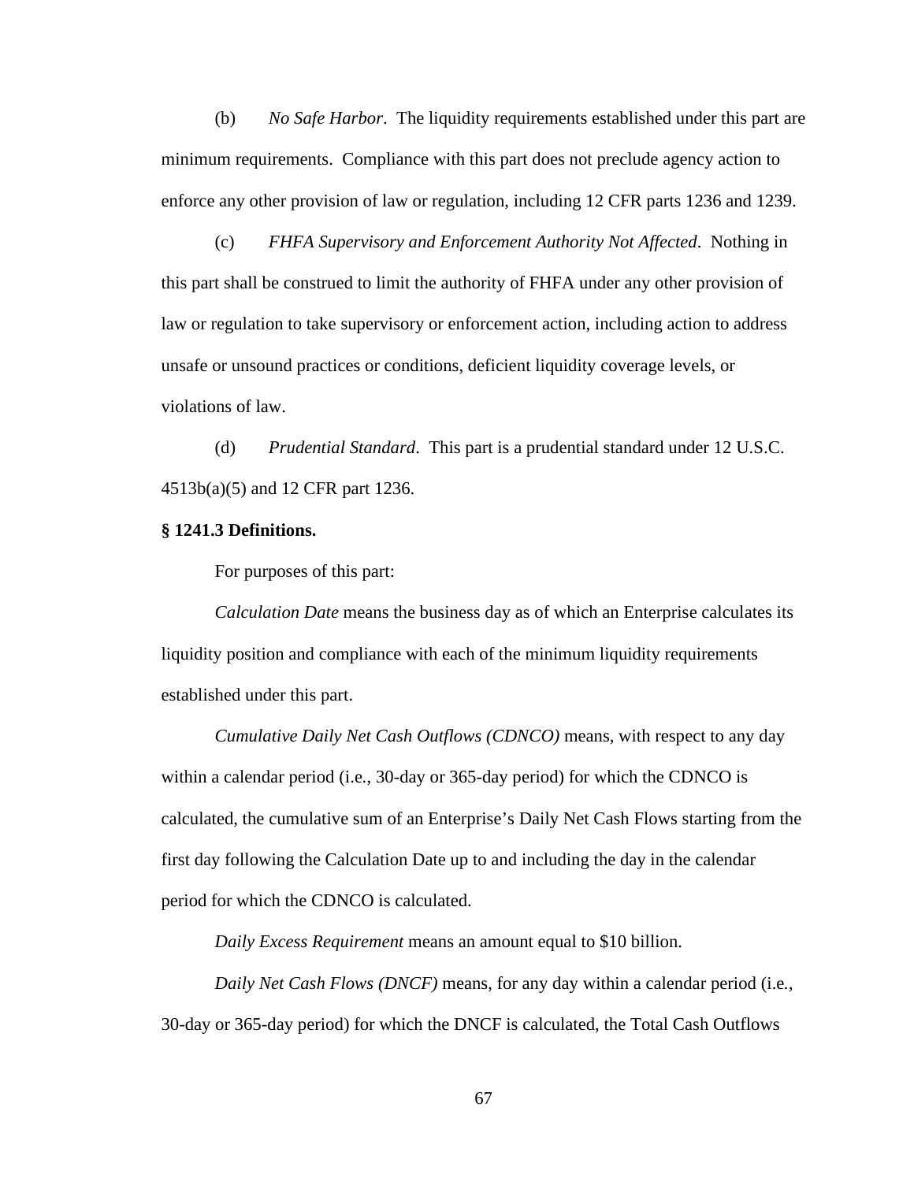(b) *No Safe Harbor*. The liquidity requirements established under this part are minimum requirements. Compliance with this part does not preclude agency action to enforce any other provision of law or regulation, including 12 CFR parts 1236 and 1239.

(c) *FHFA Supervisory and Enforcement Authority Not Affected*. Nothing in this part shall be construed to limit the authority of FHFA under any other provision of law or regulation to take supervisory or enforcement action, including action to address unsafe or unsound practices or conditions, deficient liquidity coverage levels, or violations of law.

(d) *Prudential Standard*. This part is a prudential standard under 12 U.S.C. 4513b(a)(5) and 12 CFR part 1236.

**§ 1241.3 Definitions.**

For purposes of this part:

*Calculation Date* means the business day as of which an Enterprise calculates its liquidity position and compliance with each of the minimum liquidity requirements established under this part.

*Cumulative Daily Net Cash Outflows (CDNCO)* means, with respect to any day within a calendar period (i.e., 30-day or 365-day period) for which the CDNCO is calculated, the cumulative sum of an Enterprise's Daily Net Cash Flows starting from the first day following the Calculation Date up to and including the day in the calendar period for which the CDNCO is calculated.

*Daily Excess Requirement* means an amount equal to $10 billion.

*Daily Net Cash Flows (DNCF)* means, for any day within a calendar period (i.e., 30-day or 365-day period) for which the DNCF is calculated, the Total Cash Outflows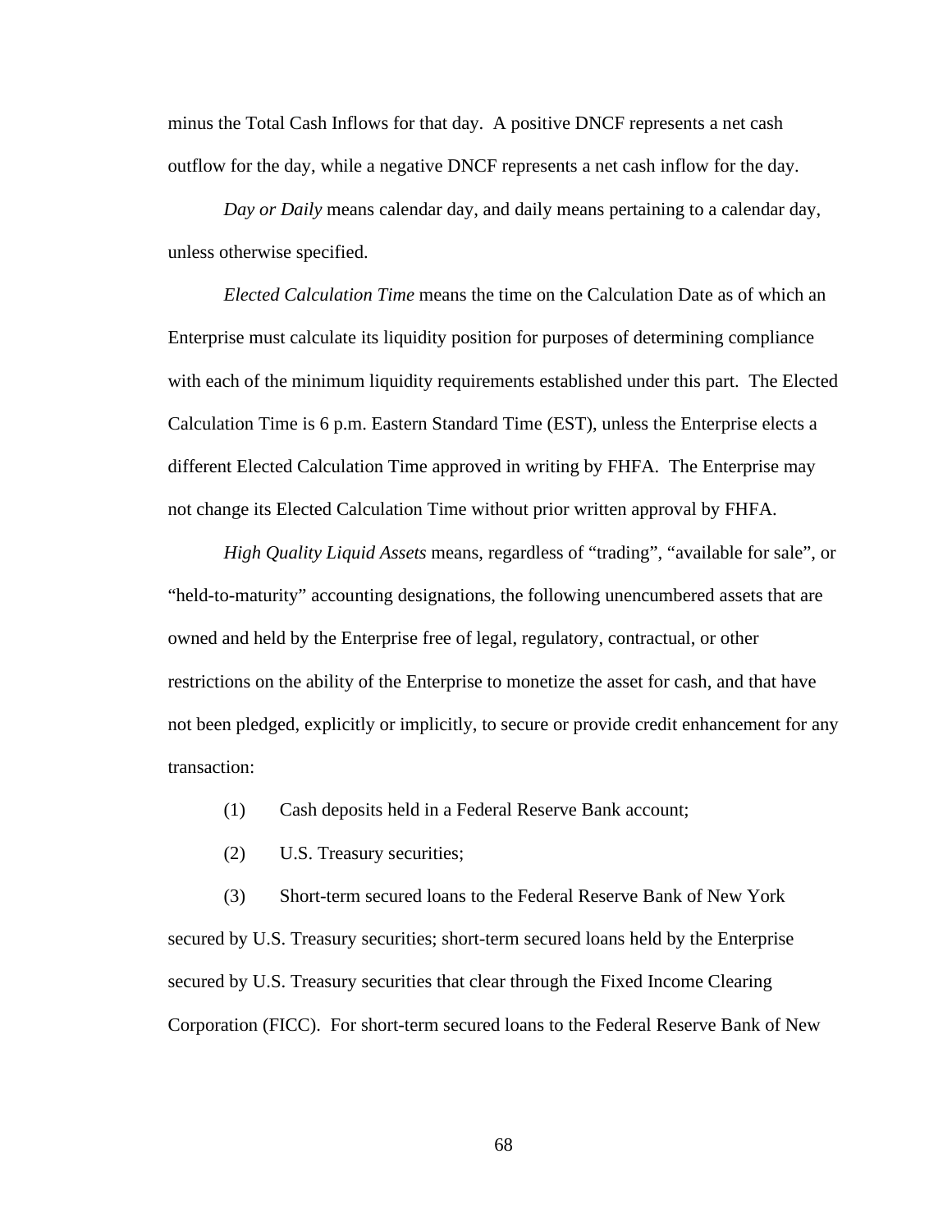minus the Total Cash Inflows for that day. A positive DNCF represents a net cash outflow for the day, while a negative DNCF represents a net cash inflow for the day.

*Day or Daily* means calendar day, and daily means pertaining to a calendar day, unless otherwise specified.

*Elected Calculation Time* means the time on the Calculation Date as of which an Enterprise must calculate its liquidity position for purposes of determining compliance with each of the minimum liquidity requirements established under this part. The Elected Calculation Time is 6 p.m. Eastern Standard Time (EST), unless the Enterprise elects a different Elected Calculation Time approved in writing by FHFA. The Enterprise may not change its Elected Calculation Time without prior written approval by FHFA.

*High Quality Liquid Assets* means, regardless of "trading", "available for sale", or "held-to-maturity" accounting designations, the following unencumbered assets that are owned and held by the Enterprise free of legal, regulatory, contractual, or other restrictions on the ability of the Enterprise to monetize the asset for cash, and that have not been pledged, explicitly or implicitly, to secure or provide credit enhancement for any transaction:

(1) Cash deposits held in a Federal Reserve Bank account;

(2) U.S. Treasury securities;

(3) Short-term secured loans to the Federal Reserve Bank of New York secured by U.S. Treasury securities; short-term secured loans held by the Enterprise secured by U.S. Treasury securities that clear through the Fixed Income Clearing Corporation (FICC). For short-term secured loans to the Federal Reserve Bank of New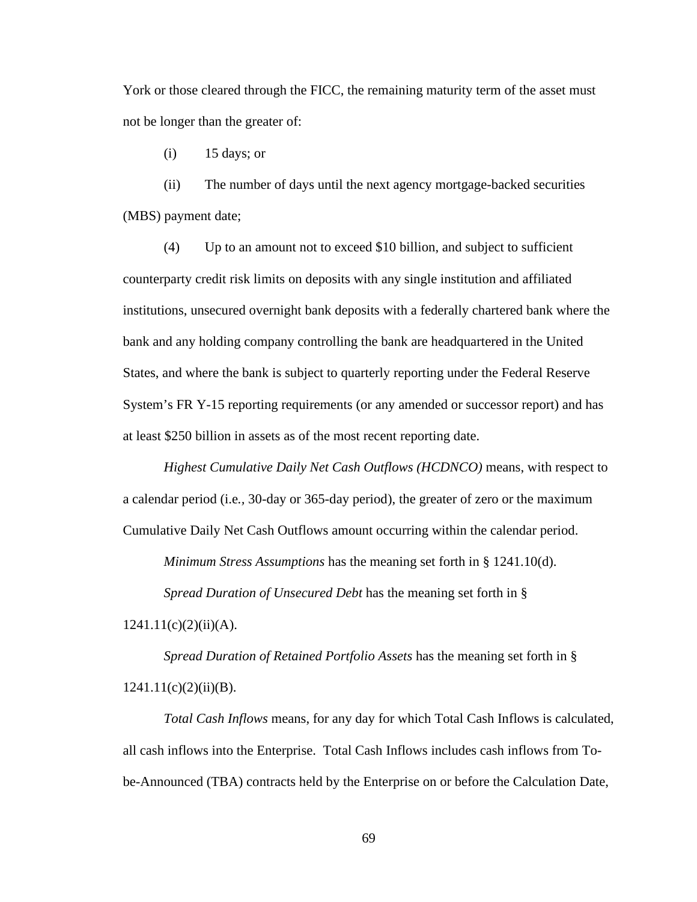York or those cleared through the FICC, the remaining maturity term of the asset must not be longer than the greater of:

(i) 15 days; or

(ii) The number of days until the next agency mortgage-backed securities (MBS) payment date;

(4) Up to an amount not to exceed $10 billion, and subject to sufficient counterparty credit risk limits on deposits with any single institution and affiliated institutions, unsecured overnight bank deposits with a federally chartered bank where the bank and any holding company controlling the bank are headquartered in the United States, and where the bank is subject to quarterly reporting under the Federal Reserve System's FR Y-15 reporting requirements (or any amended or successor report) and has at least $250 billion in assets as of the most recent reporting date.

*Highest Cumulative Daily Net Cash Outflows (HCDNCO)* means, with respect to a calendar period (i.e., 30-day or 365-day period), the greater of zero or the maximum Cumulative Daily Net Cash Outflows amount occurring within the calendar period.

*Minimum Stress Assumptions* has the meaning set forth in § 1241.10(d).

*Spread Duration of Unsecured Debt* has the meaning set forth in § 1241.11(c)(2)(ii)(A).

*Spread Duration of Retained Portfolio Assets* has the meaning set forth in § 1241.11(c)(2)(ii)(B).

*Total Cash Inflows* means, for any day for which Total Cash Inflows is calculated, all cash inflows into the Enterprise. Total Cash Inflows includes cash inflows from To-be-Announced (TBA) contracts held by the Enterprise on or before the Calculation Date,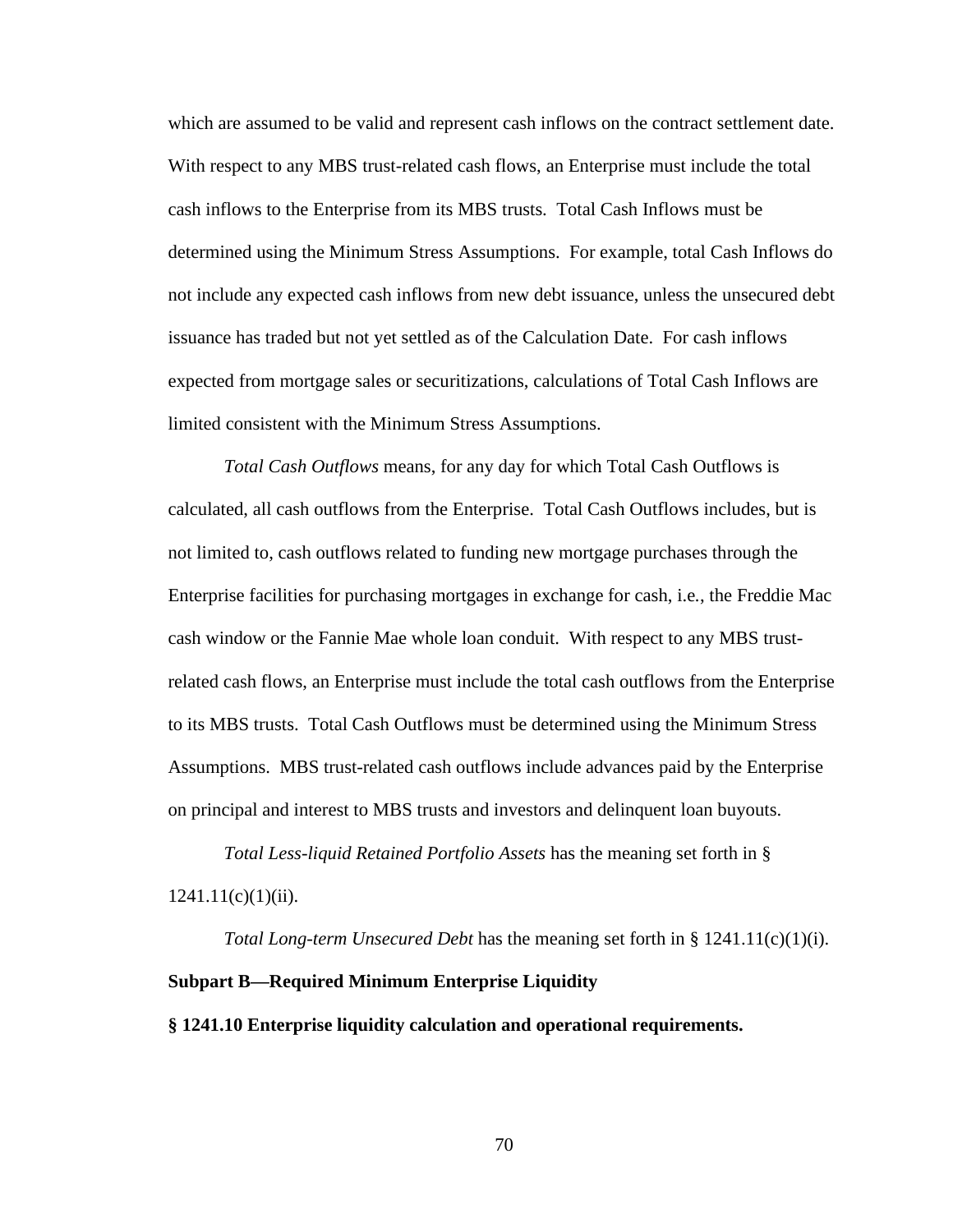which are assumed to be valid and represent cash inflows on the contract settlement date. With respect to any MBS trust-related cash flows, an Enterprise must include the total cash inflows to the Enterprise from its MBS trusts. Total Cash Inflows must be determined using the Minimum Stress Assumptions. For example, total Cash Inflows do not include any expected cash inflows from new debt issuance, unless the unsecured debt issuance has traded but not yet settled as of the Calculation Date. For cash inflows expected from mortgage sales or securitizations, calculations of Total Cash Inflows are limited consistent with the Minimum Stress Assumptions.

*Total Cash Outflows* means, for any day for which Total Cash Outflows is calculated, all cash outflows from the Enterprise. Total Cash Outflows includes, but is not limited to, cash outflows related to funding new mortgage purchases through the Enterprise facilities for purchasing mortgages in exchange for cash, i.e., the Freddie Mac cash window or the Fannie Mae whole loan conduit. With respect to any MBS trust-related cash flows, an Enterprise must include the total cash outflows from the Enterprise to its MBS trusts. Total Cash Outflows must be determined using the Minimum Stress Assumptions. MBS trust-related cash outflows include advances paid by the Enterprise on principal and interest to MBS trusts and investors and delinquent loan buyouts.

*Total Less-liquid Retained Portfolio Assets* has the meaning set forth in § 1241.11(c)(1)(ii).

*Total Long-term Unsecured Debt* has the meaning set forth in § 1241.11(c)(1)(i).

**Subpart B—Required Minimum Enterprise Liquidity**

**§ 1241.10 Enterprise liquidity calculation and operational requirements.**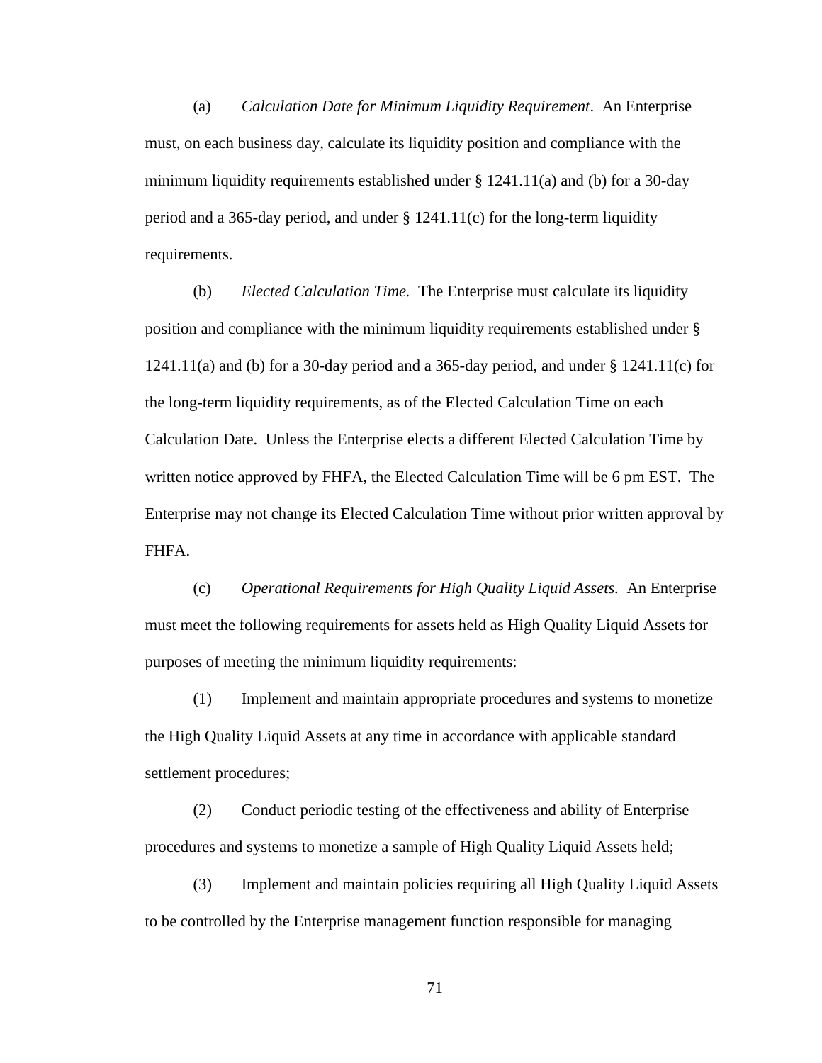(a) *Calculation Date for Minimum Liquidity Requirement*. An Enterprise must, on each business day, calculate its liquidity position and compliance with the minimum liquidity requirements established under § 1241.11(a) and (b) for a 30-day period and a 365-day period, and under § 1241.11(c) for the long-term liquidity requirements.

(b) *Elected Calculation Time.* The Enterprise must calculate its liquidity position and compliance with the minimum liquidity requirements established under § 1241.11(a) and (b) for a 30-day period and a 365-day period, and under § 1241.11(c) for the long-term liquidity requirements, as of the Elected Calculation Time on each Calculation Date. Unless the Enterprise elects a different Elected Calculation Time by written notice approved by FHFA, the Elected Calculation Time will be 6 pm EST. The Enterprise may not change its Elected Calculation Time without prior written approval by FHFA.

(c) *Operational Requirements for High Quality Liquid Assets.* An Enterprise must meet the following requirements for assets held as High Quality Liquid Assets for purposes of meeting the minimum liquidity requirements:

(1) Implement and maintain appropriate procedures and systems to monetize the High Quality Liquid Assets at any time in accordance with applicable standard settlement procedures;

(2) Conduct periodic testing of the effectiveness and ability of Enterprise procedures and systems to monetize a sample of High Quality Liquid Assets held;

(3) Implement and maintain policies requiring all High Quality Liquid Assets to be controlled by the Enterprise management function responsible for managing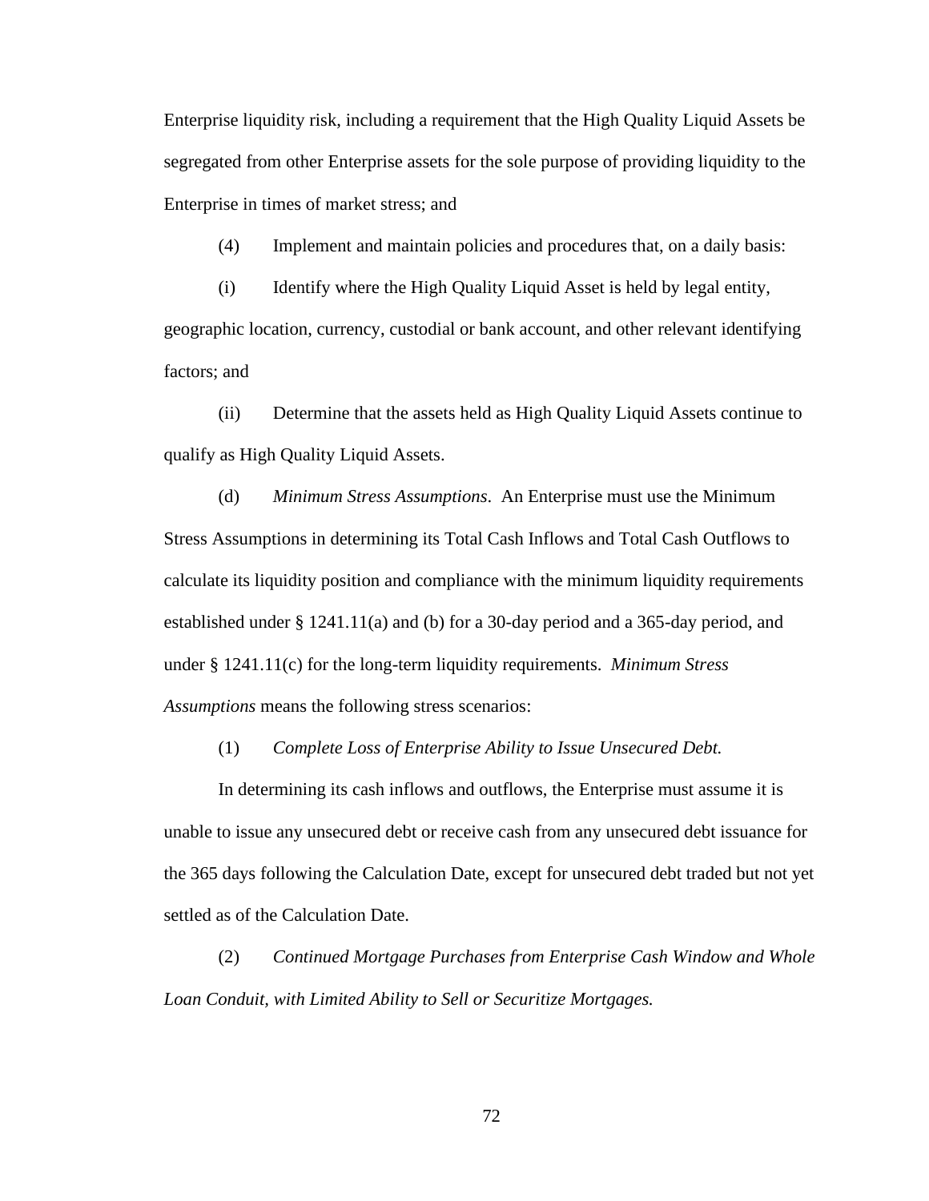Enterprise liquidity risk, including a requirement that the High Quality Liquid Assets be segregated from other Enterprise assets for the sole purpose of providing liquidity to the Enterprise in times of market stress; and

(4) Implement and maintain policies and procedures that, on a daily basis:

(i) Identify where the High Quality Liquid Asset is held by legal entity, geographic location, currency, custodial or bank account, and other relevant identifying factors; and

(ii) Determine that the assets held as High Quality Liquid Assets continue to qualify as High Quality Liquid Assets.

(d) *Minimum Stress Assumptions*. An Enterprise must use the Minimum Stress Assumptions in determining its Total Cash Inflows and Total Cash Outflows to calculate its liquidity position and compliance with the minimum liquidity requirements established under § 1241.11(a) and (b) for a 30-day period and a 365-day period, and under § 1241.11(c) for the long-term liquidity requirements. *Minimum Stress Assumptions* means the following stress scenarios:

(1) *Complete Loss of Enterprise Ability to Issue Unsecured Debt.*

In determining its cash inflows and outflows, the Enterprise must assume it is unable to issue any unsecured debt or receive cash from any unsecured debt issuance for the 365 days following the Calculation Date, except for unsecured debt traded but not yet settled as of the Calculation Date.

(2) *Continued Mortgage Purchases from Enterprise Cash Window and Whole Loan Conduit, with Limited Ability to Sell or Securitize Mortgages.*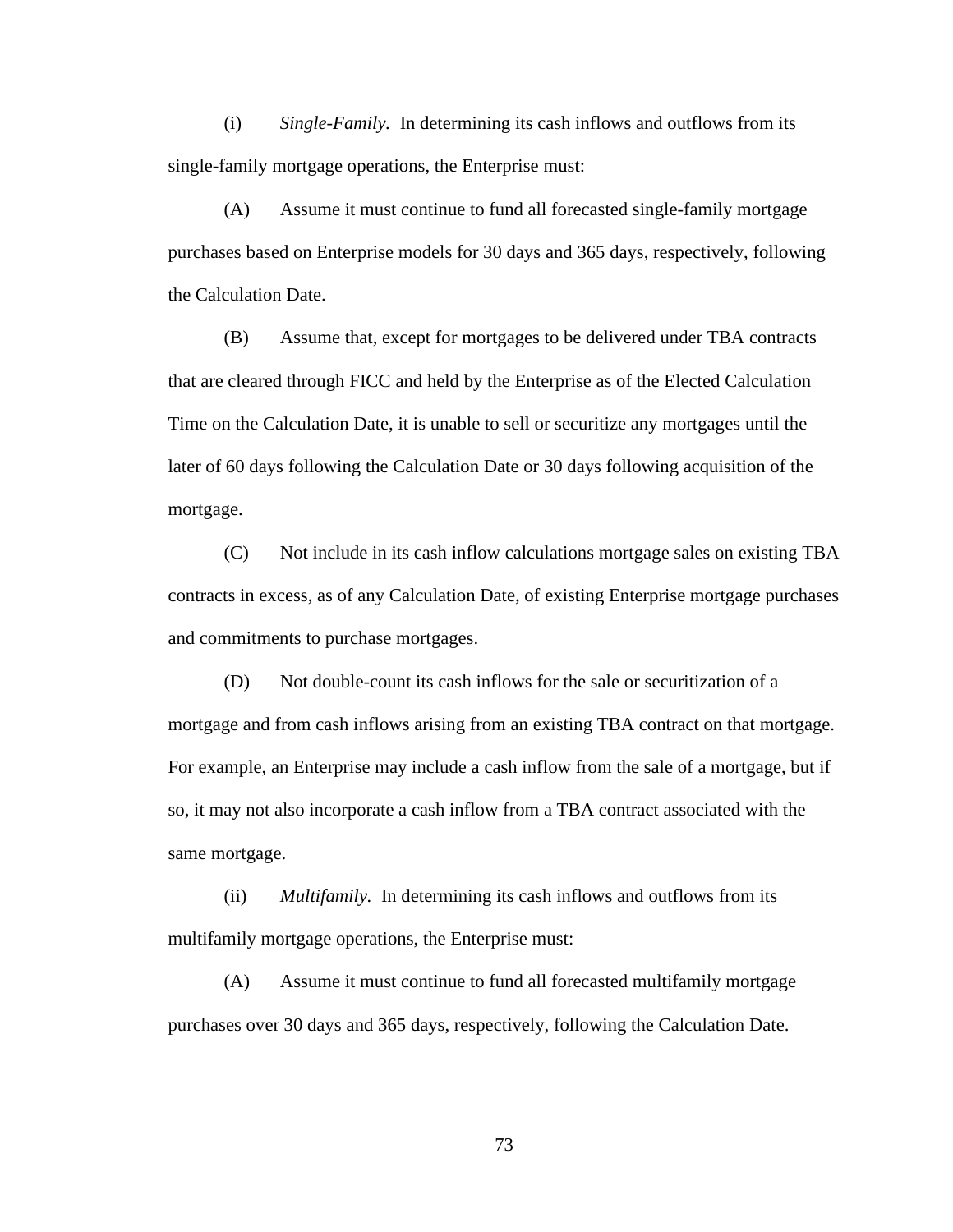(i) *Single-Family.* In determining its cash inflows and outflows from its single-family mortgage operations, the Enterprise must:

(A) Assume it must continue to fund all forecasted single-family mortgage purchases based on Enterprise models for 30 days and 365 days, respectively, following the Calculation Date.

(B) Assume that, except for mortgages to be delivered under TBA contracts that are cleared through FICC and held by the Enterprise as of the Elected Calculation Time on the Calculation Date, it is unable to sell or securitize any mortgages until the later of 60 days following the Calculation Date or 30 days following acquisition of the mortgage.

(C) Not include in its cash inflow calculations mortgage sales on existing TBA contracts in excess, as of any Calculation Date, of existing Enterprise mortgage purchases and commitments to purchase mortgages.

(D) Not double-count its cash inflows for the sale or securitization of a mortgage and from cash inflows arising from an existing TBA contract on that mortgage. For example, an Enterprise may include a cash inflow from the sale of a mortgage, but if so, it may not also incorporate a cash inflow from a TBA contract associated with the same mortgage.

(ii) *Multifamily.* In determining its cash inflows and outflows from its multifamily mortgage operations, the Enterprise must:

(A) Assume it must continue to fund all forecasted multifamily mortgage purchases over 30 days and 365 days, respectively, following the Calculation Date.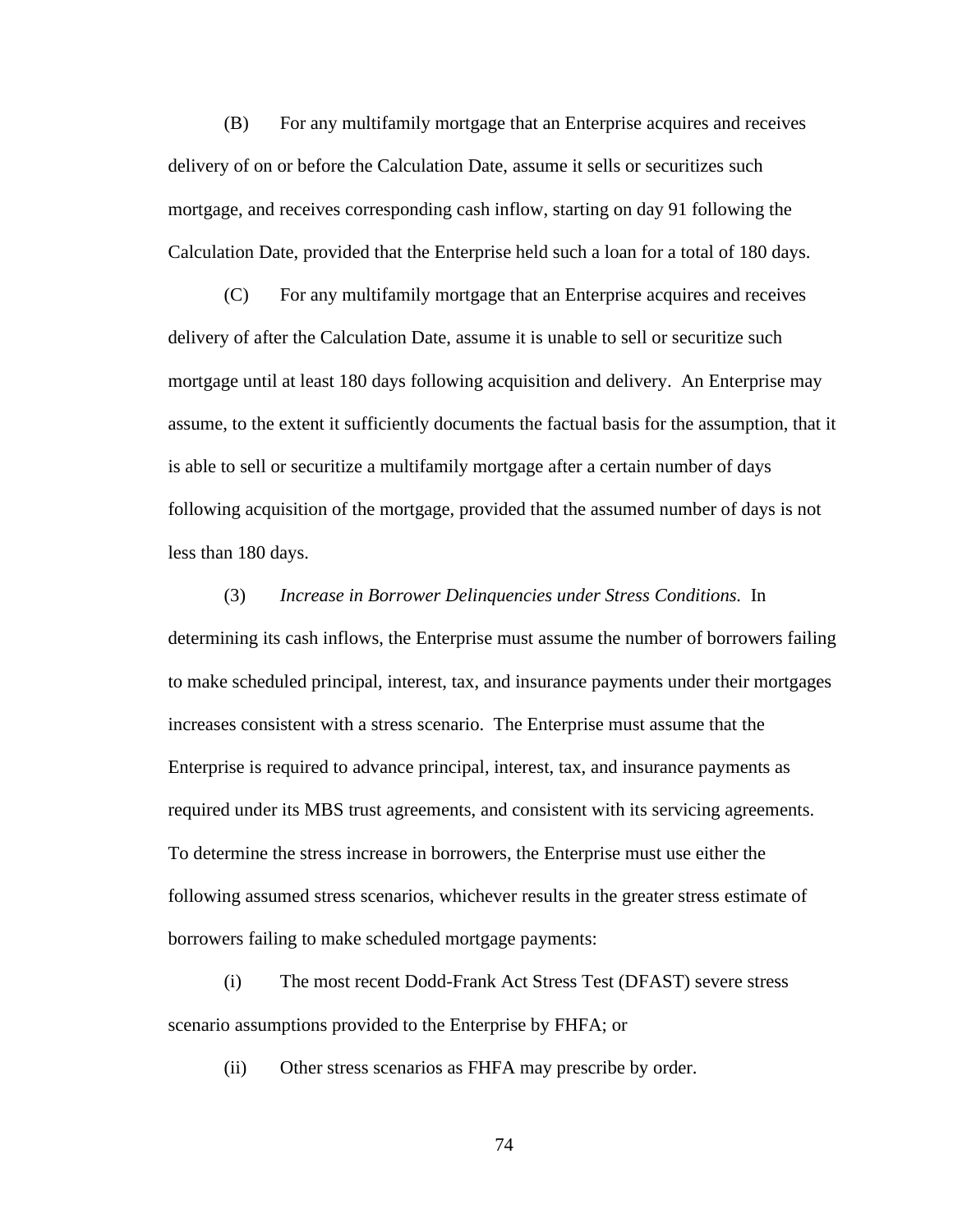(B) For any multifamily mortgage that an Enterprise acquires and receives delivery of on or before the Calculation Date, assume it sells or securitizes such mortgage, and receives corresponding cash inflow, starting on day 91 following the Calculation Date, provided that the Enterprise held such a loan for a total of 180 days.

(C) For any multifamily mortgage that an Enterprise acquires and receives delivery of after the Calculation Date, assume it is unable to sell or securitize such mortgage until at least 180 days following acquisition and delivery. An Enterprise may assume, to the extent it sufficiently documents the factual basis for the assumption, that it is able to sell or securitize a multifamily mortgage after a certain number of days following acquisition of the mortgage, provided that the assumed number of days is not less than 180 days.

(3) *Increase in Borrower Delinquencies under Stress Conditions.* In determining its cash inflows, the Enterprise must assume the number of borrowers failing to make scheduled principal, interest, tax, and insurance payments under their mortgages increases consistent with a stress scenario. The Enterprise must assume that the Enterprise is required to advance principal, interest, tax, and insurance payments as required under its MBS trust agreements, and consistent with its servicing agreements. To determine the stress increase in borrowers, the Enterprise must use either the following assumed stress scenarios, whichever results in the greater stress estimate of borrowers failing to make scheduled mortgage payments:

(i) The most recent Dodd-Frank Act Stress Test (DFAST) severe stress scenario assumptions provided to the Enterprise by FHFA; or

(ii) Other stress scenarios as FHFA may prescribe by order.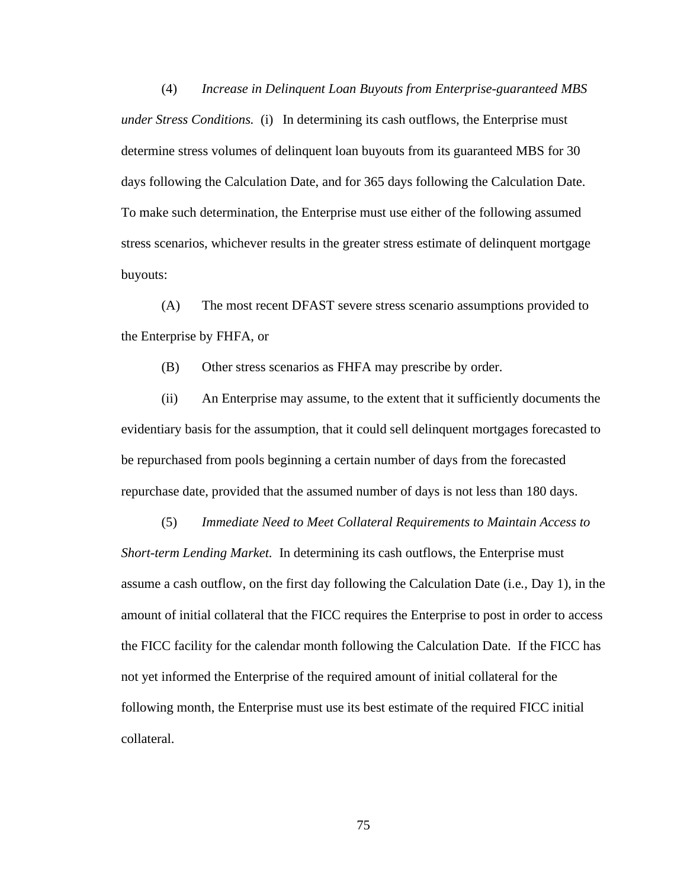(4) *Increase in Delinquent Loan Buyouts from Enterprise-guaranteed MBS under Stress Conditions.* (i) In determining its cash outflows, the Enterprise must determine stress volumes of delinquent loan buyouts from its guaranteed MBS for 30 days following the Calculation Date, and for 365 days following the Calculation Date. To make such determination, the Enterprise must use either of the following assumed stress scenarios, whichever results in the greater stress estimate of delinquent mortgage buyouts:

(A) The most recent DFAST severe stress scenario assumptions provided to the Enterprise by FHFA, or

(B) Other stress scenarios as FHFA may prescribe by order.

(ii) An Enterprise may assume, to the extent that it sufficiently documents the evidentiary basis for the assumption, that it could sell delinquent mortgages forecasted to be repurchased from pools beginning a certain number of days from the forecasted repurchase date, provided that the assumed number of days is not less than 180 days.

(5) *Immediate Need to Meet Collateral Requirements to Maintain Access to Short-term Lending Market.* In determining its cash outflows, the Enterprise must assume a cash outflow, on the first day following the Calculation Date (i.e., Day 1), in the amount of initial collateral that the FICC requires the Enterprise to post in order to access the FICC facility for the calendar month following the Calculation Date. If the FICC has not yet informed the Enterprise of the required amount of initial collateral for the following month, the Enterprise must use its best estimate of the required FICC initial collateral.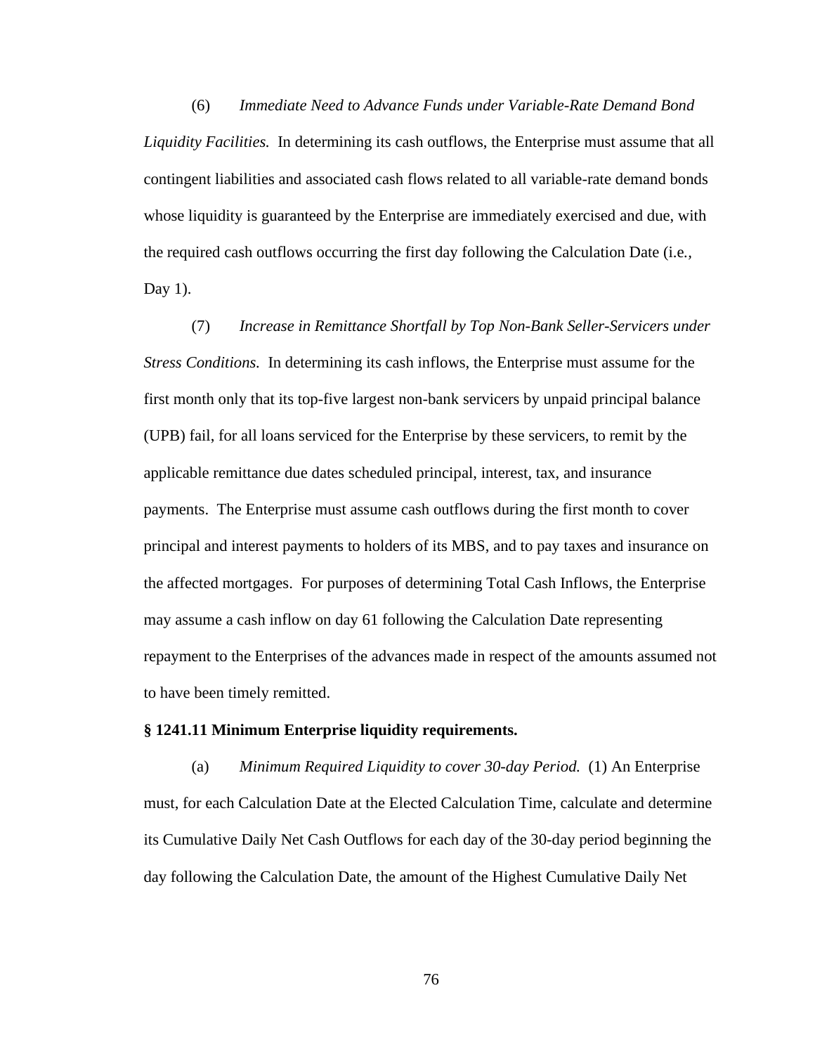(6) *Immediate Need to Advance Funds under Variable-Rate Demand Bond Liquidity Facilities.* In determining its cash outflows, the Enterprise must assume that all contingent liabilities and associated cash flows related to all variable-rate demand bonds whose liquidity is guaranteed by the Enterprise are immediately exercised and due, with the required cash outflows occurring the first day following the Calculation Date (i.e., Day 1).

(7) *Increase in Remittance Shortfall by Top Non-Bank Seller-Servicers under Stress Conditions.* In determining its cash inflows, the Enterprise must assume for the first month only that its top-five largest non-bank servicers by unpaid principal balance (UPB) fail, for all loans serviced for the Enterprise by these servicers, to remit by the applicable remittance due dates scheduled principal, interest, tax, and insurance payments. The Enterprise must assume cash outflows during the first month to cover principal and interest payments to holders of its MBS, and to pay taxes and insurance on the affected mortgages. For purposes of determining Total Cash Inflows, the Enterprise may assume a cash inflow on day 61 following the Calculation Date representing repayment to the Enterprises of the advances made in respect of the amounts assumed not to have been timely remitted.

**§ 1241.11 Minimum Enterprise liquidity requirements.**

(a) *Minimum Required Liquidity to cover 30-day Period.* (1) An Enterprise must, for each Calculation Date at the Elected Calculation Time, calculate and determine its Cumulative Daily Net Cash Outflows for each day of the 30-day period beginning the day following the Calculation Date, the amount of the Highest Cumulative Daily Net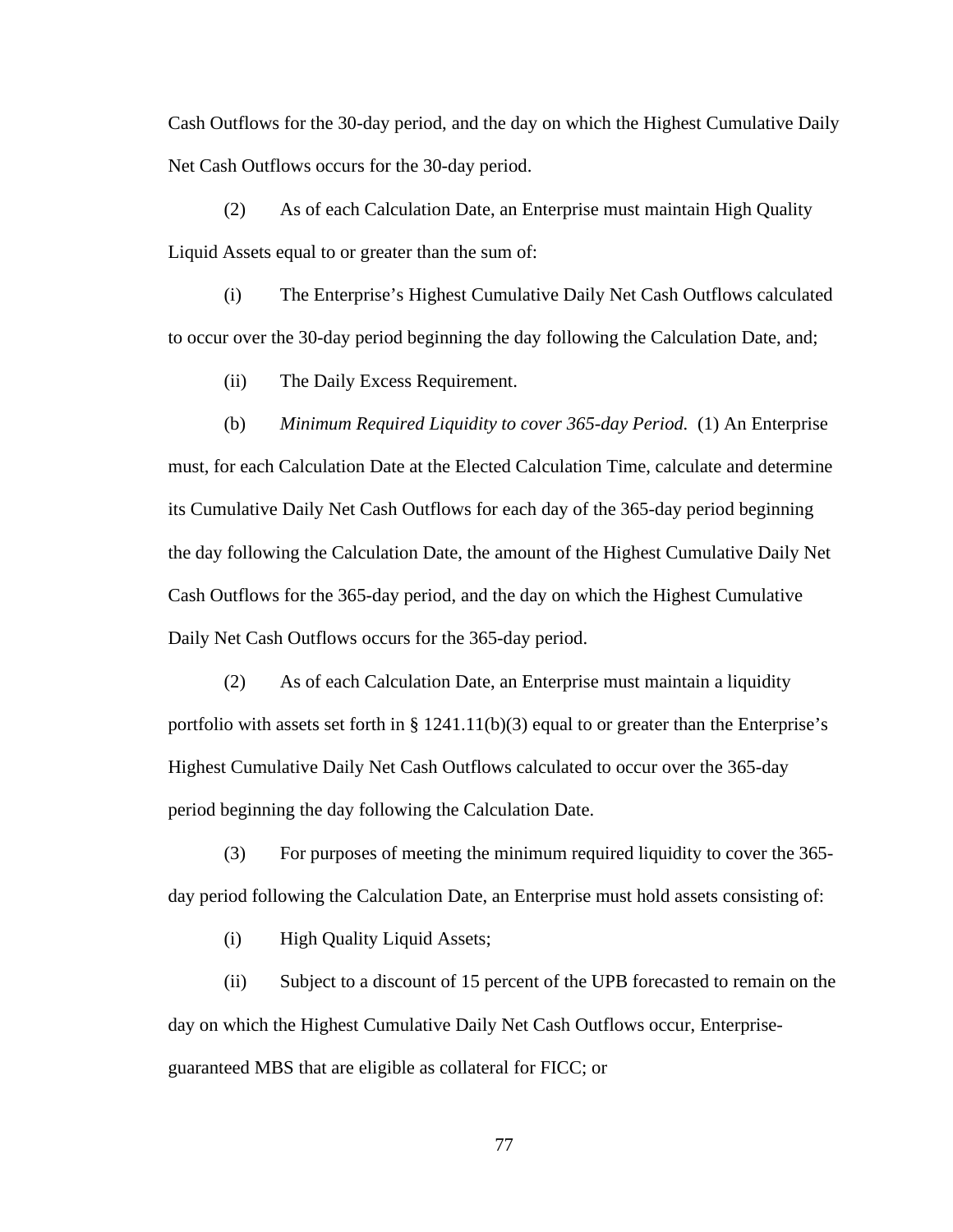Cash Outflows for the 30-day period, and the day on which the Highest Cumulative Daily Net Cash Outflows occurs for the 30-day period.

(2) As of each Calculation Date, an Enterprise must maintain High Quality Liquid Assets equal to or greater than the sum of:

(i) The Enterprise's Highest Cumulative Daily Net Cash Outflows calculated to occur over the 30-day period beginning the day following the Calculation Date, and;

(ii) The Daily Excess Requirement.

(b) *Minimum Required Liquidity to cover 365-day Period.* (1) An Enterprise must, for each Calculation Date at the Elected Calculation Time, calculate and determine its Cumulative Daily Net Cash Outflows for each day of the 365-day period beginning the day following the Calculation Date, the amount of the Highest Cumulative Daily Net Cash Outflows for the 365-day period, and the day on which the Highest Cumulative Daily Net Cash Outflows occurs for the 365-day period.

(2) As of each Calculation Date, an Enterprise must maintain a liquidity portfolio with assets set forth in § 1241.11(b)(3) equal to or greater than the Enterprise's Highest Cumulative Daily Net Cash Outflows calculated to occur over the 365-day period beginning the day following the Calculation Date.

(3) For purposes of meeting the minimum required liquidity to cover the 365-day period following the Calculation Date, an Enterprise must hold assets consisting of:

(i) High Quality Liquid Assets;

(ii) Subject to a discount of 15 percent of the UPB forecasted to remain on the day on which the Highest Cumulative Daily Net Cash Outflows occur, Enterprise-guaranteed MBS that are eligible as collateral for FICC; or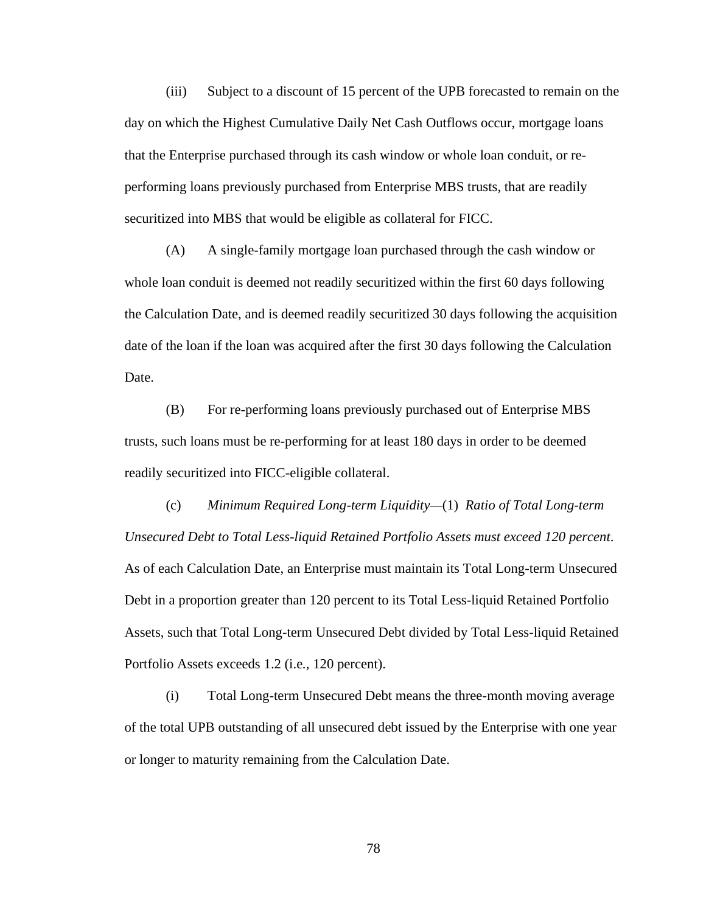(iii) Subject to a discount of 15 percent of the UPB forecasted to remain on the day on which the Highest Cumulative Daily Net Cash Outflows occur, mortgage loans that the Enterprise purchased through its cash window or whole loan conduit, or re-performing loans previously purchased from Enterprise MBS trusts, that are readily securitized into MBS that would be eligible as collateral for FICC.

(A) A single-family mortgage loan purchased through the cash window or whole loan conduit is deemed not readily securitized within the first 60 days following the Calculation Date, and is deemed readily securitized 30 days following the acquisition date of the loan if the loan was acquired after the first 30 days following the Calculation Date.

(B) For re-performing loans previously purchased out of Enterprise MBS trusts, such loans must be re-performing for at least 180 days in order to be deemed readily securitized into FICC-eligible collateral.

(c) *Minimum Required Long-term Liquidity*—(1) *Ratio of Total Long-term Unsecured Debt to Total Less-liquid Retained Portfolio Assets must exceed 120 percent*. As of each Calculation Date, an Enterprise must maintain its Total Long-term Unsecured Debt in a proportion greater than 120 percent to its Total Less-liquid Retained Portfolio Assets, such that Total Long-term Unsecured Debt divided by Total Less-liquid Retained Portfolio Assets exceeds 1.2 (i.e., 120 percent).

(i) Total Long-term Unsecured Debt means the three-month moving average of the total UPB outstanding of all unsecured debt issued by the Enterprise with one year or longer to maturity remaining from the Calculation Date.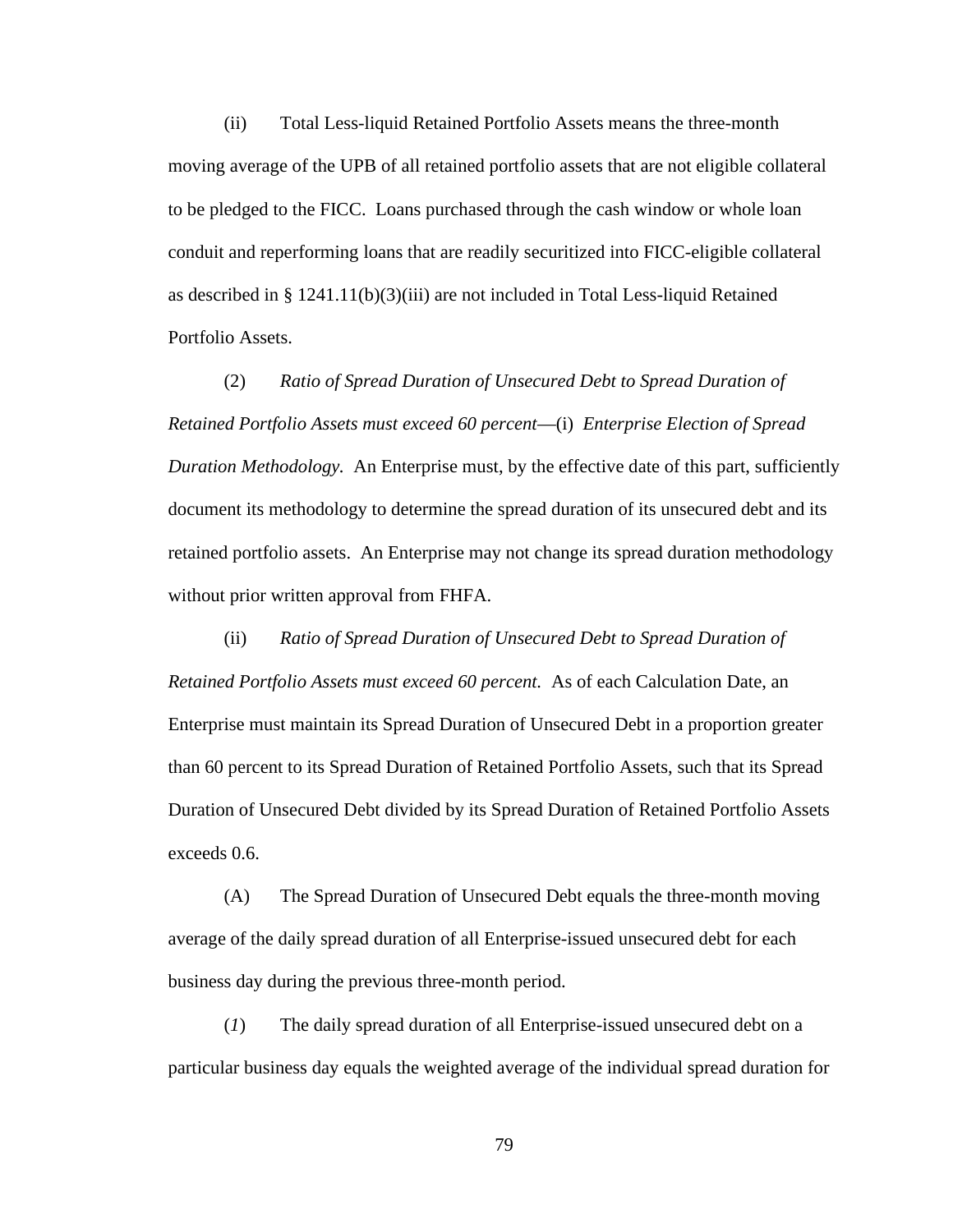(ii) Total Less-liquid Retained Portfolio Assets means the three-month moving average of the UPB of all retained portfolio assets that are not eligible collateral to be pledged to the FICC. Loans purchased through the cash window or whole loan conduit and reperforming loans that are readily securitized into FICC-eligible collateral as described in § 1241.11(b)(3)(iii) are not included in Total Less-liquid Retained Portfolio Assets.

(2) *Ratio of Spread Duration of Unsecured Debt to Spread Duration of Retained Portfolio Assets must exceed 60 percent*—(i) *Enterprise Election of Spread Duration Methodology.* An Enterprise must, by the effective date of this part, sufficiently document its methodology to determine the spread duration of its unsecured debt and its retained portfolio assets. An Enterprise may not change its spread duration methodology without prior written approval from FHFA.

(ii) *Ratio of Spread Duration of Unsecured Debt to Spread Duration of Retained Portfolio Assets must exceed 60 percent.* As of each Calculation Date, an Enterprise must maintain its Spread Duration of Unsecured Debt in a proportion greater than 60 percent to its Spread Duration of Retained Portfolio Assets, such that its Spread Duration of Unsecured Debt divided by its Spread Duration of Retained Portfolio Assets exceeds 0.6.

(A) The Spread Duration of Unsecured Debt equals the three-month moving average of the daily spread duration of all Enterprise-issued unsecured debt for each business day during the previous three-month period.

(*1*) The daily spread duration of all Enterprise-issued unsecured debt on a particular business day equals the weighted average of the individual spread duration for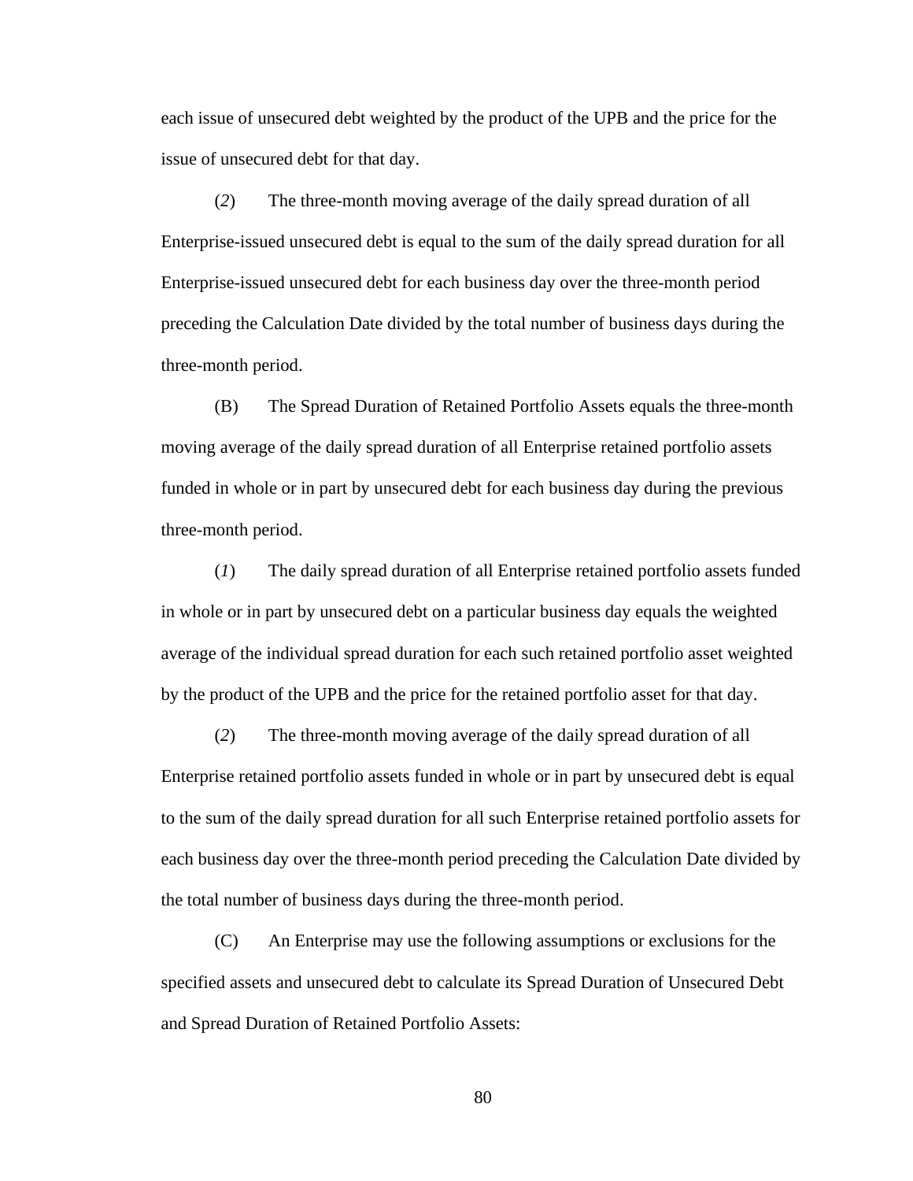each issue of unsecured debt weighted by the product of the UPB and the price for the issue of unsecured debt for that day.

(*2*) The three-month moving average of the daily spread duration of all Enterprise-issued unsecured debt is equal to the sum of the daily spread duration for all Enterprise-issued unsecured debt for each business day over the three-month period preceding the Calculation Date divided by the total number of business days during the three-month period.

(B) The Spread Duration of Retained Portfolio Assets equals the three-month moving average of the daily spread duration of all Enterprise retained portfolio assets funded in whole or in part by unsecured debt for each business day during the previous three-month period.

(*1*) The daily spread duration of all Enterprise retained portfolio assets funded in whole or in part by unsecured debt on a particular business day equals the weighted average of the individual spread duration for each such retained portfolio asset weighted by the product of the UPB and the price for the retained portfolio asset for that day.

(*2*) The three-month moving average of the daily spread duration of all Enterprise retained portfolio assets funded in whole or in part by unsecured debt is equal to the sum of the daily spread duration for all such Enterprise retained portfolio assets for each business day over the three-month period preceding the Calculation Date divided by the total number of business days during the three-month period.

(C) An Enterprise may use the following assumptions or exclusions for the specified assets and unsecured debt to calculate its Spread Duration of Unsecured Debt and Spread Duration of Retained Portfolio Assets: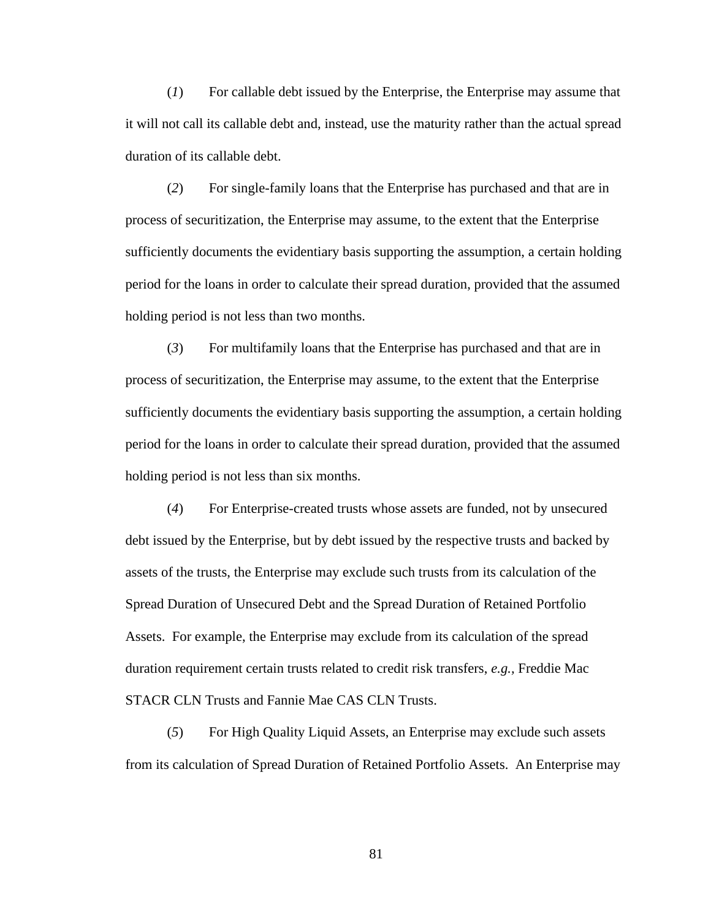(*1*) For callable debt issued by the Enterprise, the Enterprise may assume that it will not call its callable debt and, instead, use the maturity rather than the actual spread duration of its callable debt.

(*2*) For single-family loans that the Enterprise has purchased and that are in process of securitization, the Enterprise may assume, to the extent that the Enterprise sufficiently documents the evidentiary basis supporting the assumption, a certain holding period for the loans in order to calculate their spread duration, provided that the assumed holding period is not less than two months.

(*3*) For multifamily loans that the Enterprise has purchased and that are in process of securitization, the Enterprise may assume, to the extent that the Enterprise sufficiently documents the evidentiary basis supporting the assumption, a certain holding period for the loans in order to calculate their spread duration, provided that the assumed holding period is not less than six months.

(*4*) For Enterprise-created trusts whose assets are funded, not by unsecured debt issued by the Enterprise, but by debt issued by the respective trusts and backed by assets of the trusts, the Enterprise may exclude such trusts from its calculation of the Spread Duration of Unsecured Debt and the Spread Duration of Retained Portfolio Assets. For example, the Enterprise may exclude from its calculation of the spread duration requirement certain trusts related to credit risk transfers, *e.g.,* Freddie Mac STACR CLN Trusts and Fannie Mae CAS CLN Trusts.

(*5*) For High Quality Liquid Assets, an Enterprise may exclude such assets from its calculation of Spread Duration of Retained Portfolio Assets. An Enterprise may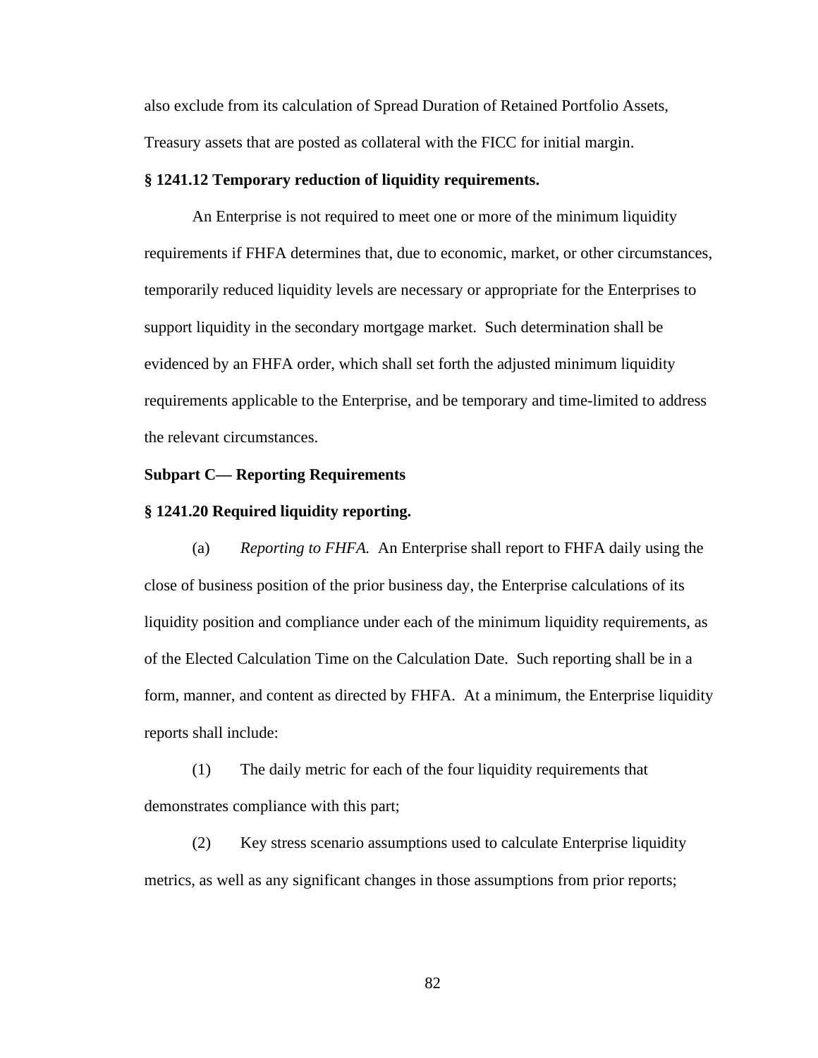also exclude from its calculation of Spread Duration of Retained Portfolio Assets, Treasury assets that are posted as collateral with the FICC for initial margin.

**§ 1241.12 Temporary reduction of liquidity requirements.**

An Enterprise is not required to meet one or more of the minimum liquidity requirements if FHFA determines that, due to economic, market, or other circumstances, temporarily reduced liquidity levels are necessary or appropriate for the Enterprises to support liquidity in the secondary mortgage market. Such determination shall be evidenced by an FHFA order, which shall set forth the adjusted minimum liquidity requirements applicable to the Enterprise, and be temporary and time-limited to address the relevant circumstances.

**Subpart C— Reporting Requirements**

**§ 1241.20 Required liquidity reporting.**

(a) *Reporting to FHFA.* An Enterprise shall report to FHFA daily using the close of business position of the prior business day, the Enterprise calculations of its liquidity position and compliance under each of the minimum liquidity requirements, as of the Elected Calculation Time on the Calculation Date. Such reporting shall be in a form, manner, and content as directed by FHFA. At a minimum, the Enterprise liquidity reports shall include:

(1) The daily metric for each of the four liquidity requirements that demonstrates compliance with this part;

(2) Key stress scenario assumptions used to calculate Enterprise liquidity metrics, as well as any significant changes in those assumptions from prior reports;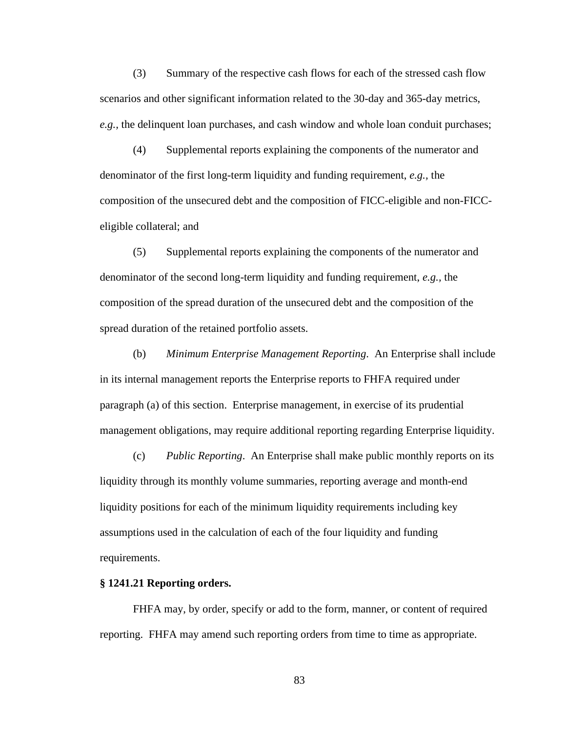(3) Summary of the respective cash flows for each of the stressed cash flow scenarios and other significant information related to the 30-day and 365-day metrics, *e.g.*, the delinquent loan purchases, and cash window and whole loan conduit purchases;

(4) Supplemental reports explaining the components of the numerator and denominator of the first long-term liquidity and funding requirement, *e.g.*, the composition of the unsecured debt and the composition of FICC-eligible and non-FICC-eligible collateral; and

(5) Supplemental reports explaining the components of the numerator and denominator of the second long-term liquidity and funding requirement, *e.g.*, the composition of the spread duration of the unsecured debt and the composition of the spread duration of the retained portfolio assets.

(b) *Minimum Enterprise Management Reporting*. An Enterprise shall include in its internal management reports the Enterprise reports to FHFA required under paragraph (a) of this section. Enterprise management, in exercise of its prudential management obligations, may require additional reporting regarding Enterprise liquidity.

(c) *Public Reporting*. An Enterprise shall make public monthly reports on its liquidity through its monthly volume summaries, reporting average and month-end liquidity positions for each of the minimum liquidity requirements including key assumptions used in the calculation of each of the four liquidity and funding requirements.

**§ 1241.21 Reporting orders.**

FHFA may, by order, specify or add to the form, manner, or content of required reporting. FHFA may amend such reporting orders from time to time as appropriate.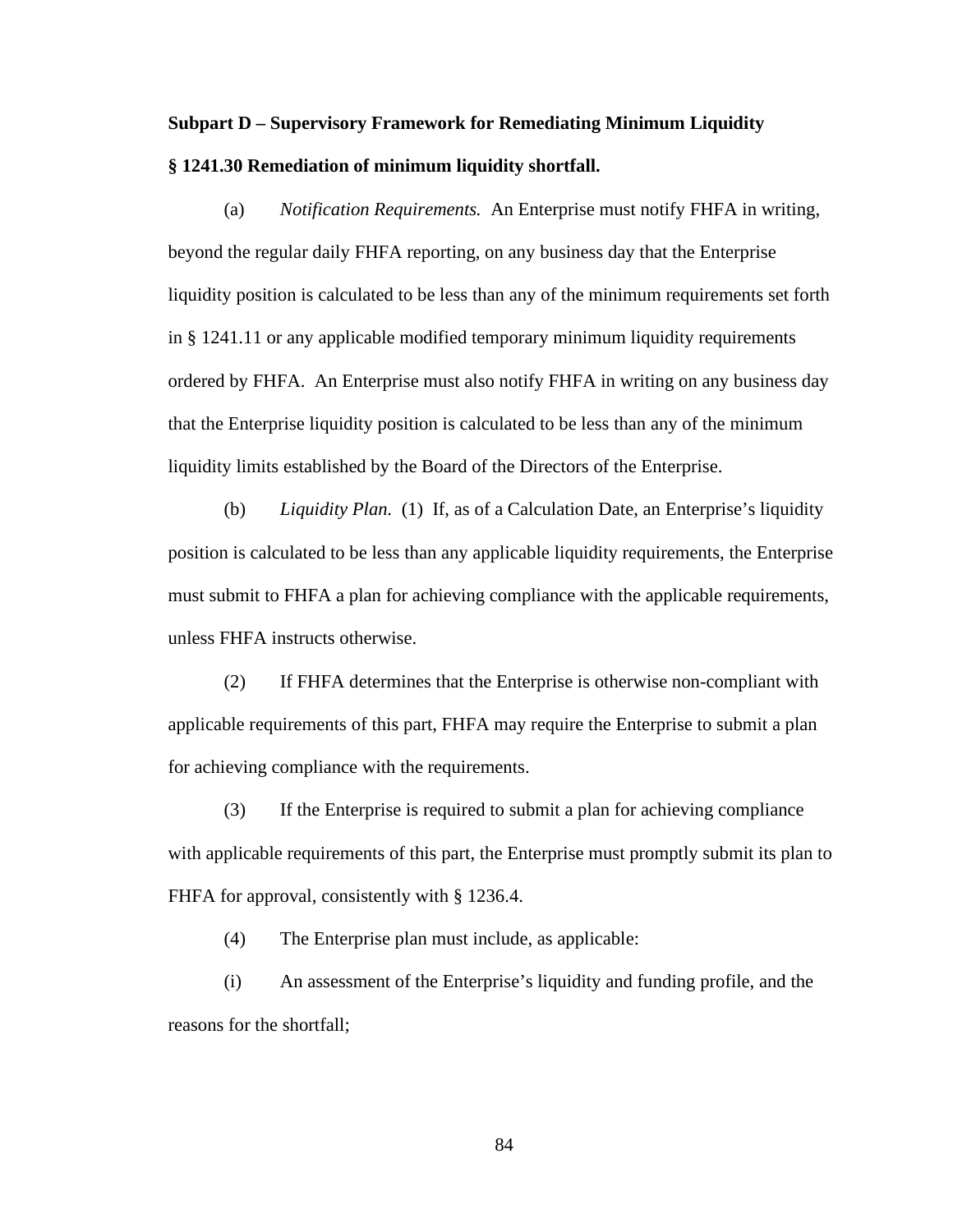**Subpart D – Supervisory Framework for Remediating Minimum Liquidity**

**§ 1241.30 Remediation of minimum liquidity shortfall.**

(a) *Notification Requirements.* An Enterprise must notify FHFA in writing, beyond the regular daily FHFA reporting, on any business day that the Enterprise liquidity position is calculated to be less than any of the minimum requirements set forth in § 1241.11 or any applicable modified temporary minimum liquidity requirements ordered by FHFA. An Enterprise must also notify FHFA in writing on any business day that the Enterprise liquidity position is calculated to be less than any of the minimum liquidity limits established by the Board of the Directors of the Enterprise.

(b) *Liquidity Plan.* (1) If, as of a Calculation Date, an Enterprise's liquidity position is calculated to be less than any applicable liquidity requirements, the Enterprise must submit to FHFA a plan for achieving compliance with the applicable requirements, unless FHFA instructs otherwise.

(2) If FHFA determines that the Enterprise is otherwise non-compliant with applicable requirements of this part, FHFA may require the Enterprise to submit a plan for achieving compliance with the requirements.

(3) If the Enterprise is required to submit a plan for achieving compliance with applicable requirements of this part, the Enterprise must promptly submit its plan to FHFA for approval, consistently with § 1236.4.

(4) The Enterprise plan must include, as applicable:

(i) An assessment of the Enterprise's liquidity and funding profile, and the reasons for the shortfall;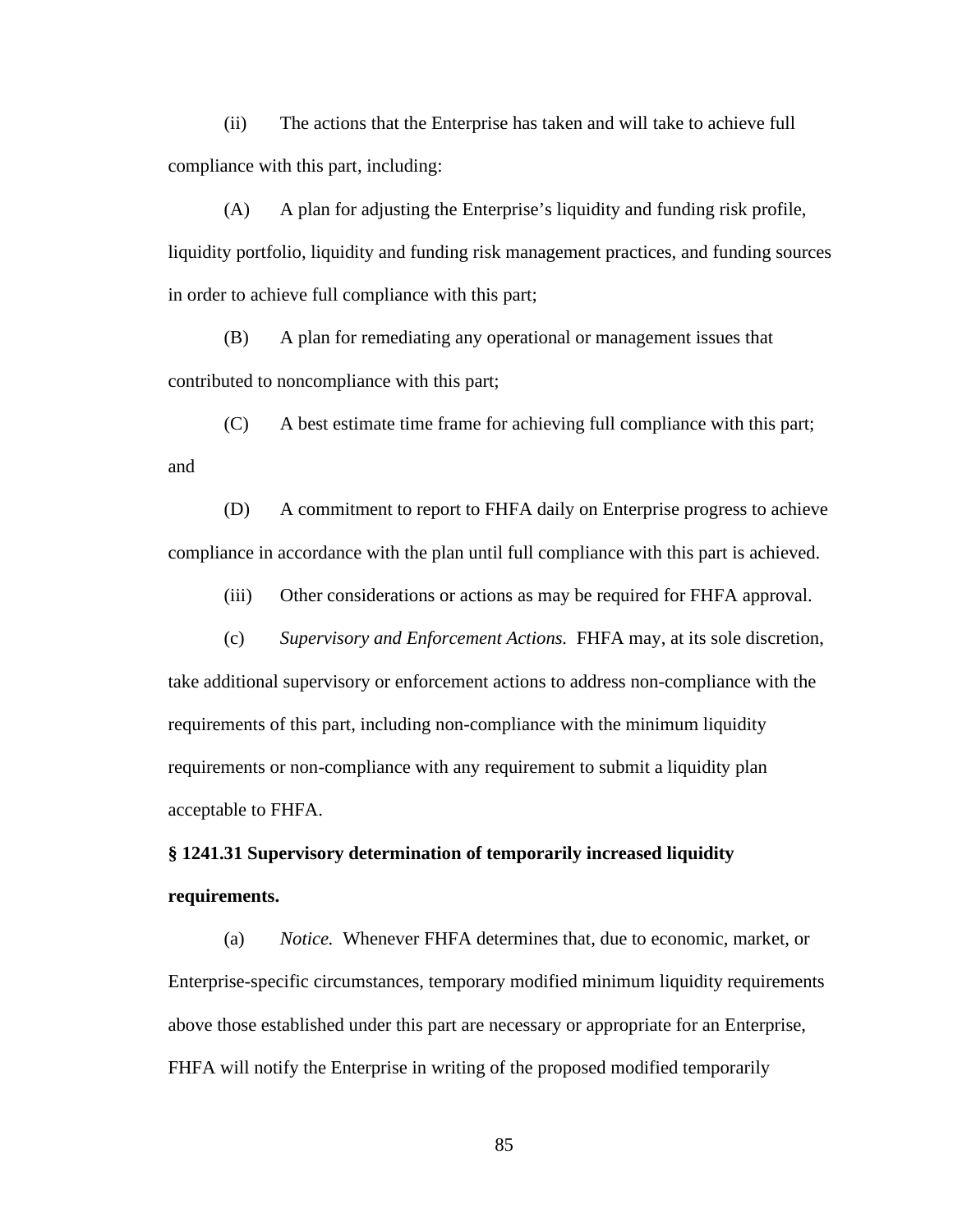(ii) The actions that the Enterprise has taken and will take to achieve full compliance with this part, including:

(A) A plan for adjusting the Enterprise's liquidity and funding risk profile, liquidity portfolio, liquidity and funding risk management practices, and funding sources in order to achieve full compliance with this part;

(B) A plan for remediating any operational or management issues that contributed to noncompliance with this part;

(C) A best estimate time frame for achieving full compliance with this part; and

(D) A commitment to report to FHFA daily on Enterprise progress to achieve compliance in accordance with the plan until full compliance with this part is achieved.

(iii) Other considerations or actions as may be required for FHFA approval.

(c) *Supervisory and Enforcement Actions.* FHFA may, at its sole discretion, take additional supervisory or enforcement actions to address non-compliance with the requirements of this part, including non-compliance with the minimum liquidity requirements or non-compliance with any requirement to submit a liquidity plan acceptable to FHFA.

**§ 1241.31 Supervisory determination of temporarily increased liquidity requirements.**

(a) *Notice.* Whenever FHFA determines that, due to economic, market, or Enterprise-specific circumstances, temporary modified minimum liquidity requirements above those established under this part are necessary or appropriate for an Enterprise, FHFA will notify the Enterprise in writing of the proposed modified temporarily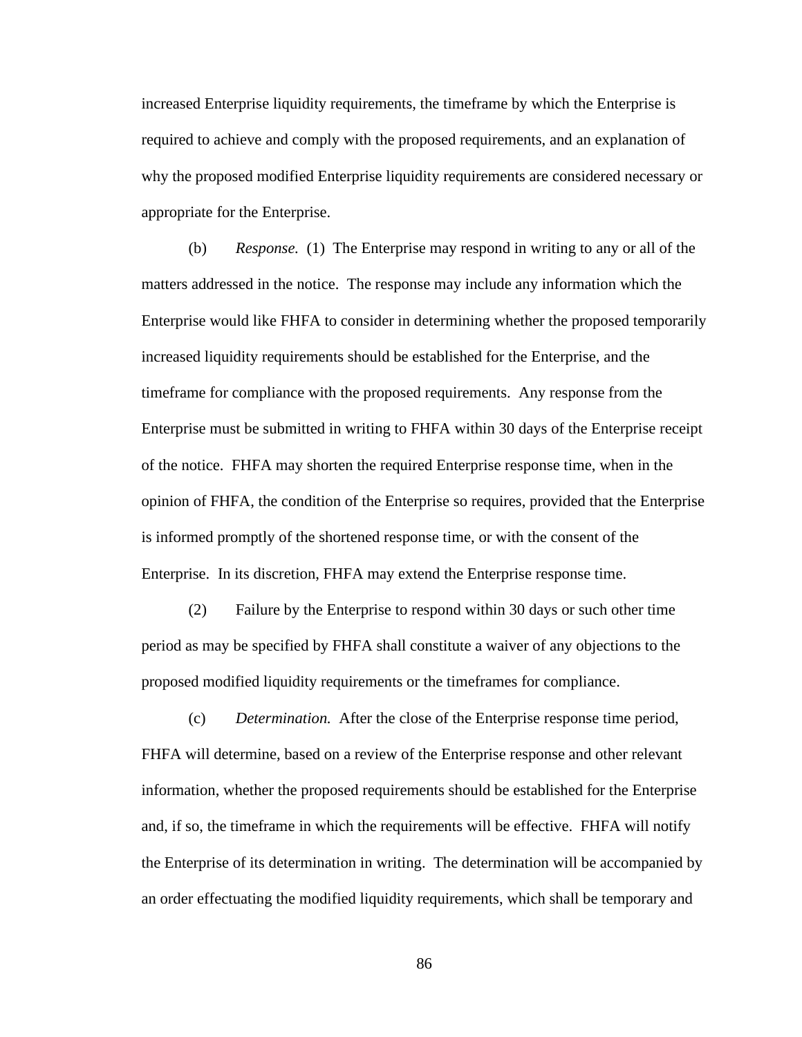increased Enterprise liquidity requirements, the timeframe by which the Enterprise is required to achieve and comply with the proposed requirements, and an explanation of why the proposed modified Enterprise liquidity requirements are considered necessary or appropriate for the Enterprise.

(b) *Response.* (1) The Enterprise may respond in writing to any or all of the matters addressed in the notice. The response may include any information which the Enterprise would like FHFA to consider in determining whether the proposed temporarily increased liquidity requirements should be established for the Enterprise, and the timeframe for compliance with the proposed requirements. Any response from the Enterprise must be submitted in writing to FHFA within 30 days of the Enterprise receipt of the notice. FHFA may shorten the required Enterprise response time, when in the opinion of FHFA, the condition of the Enterprise so requires, provided that the Enterprise is informed promptly of the shortened response time, or with the consent of the Enterprise. In its discretion, FHFA may extend the Enterprise response time.

(2) Failure by the Enterprise to respond within 30 days or such other time period as may be specified by FHFA shall constitute a waiver of any objections to the proposed modified liquidity requirements or the timeframes for compliance.

(c) *Determination.* After the close of the Enterprise response time period, FHFA will determine, based on a review of the Enterprise response and other relevant information, whether the proposed requirements should be established for the Enterprise and, if so, the timeframe in which the requirements will be effective. FHFA will notify the Enterprise of its determination in writing. The determination will be accompanied by an order effectuating the modified liquidity requirements, which shall be temporary and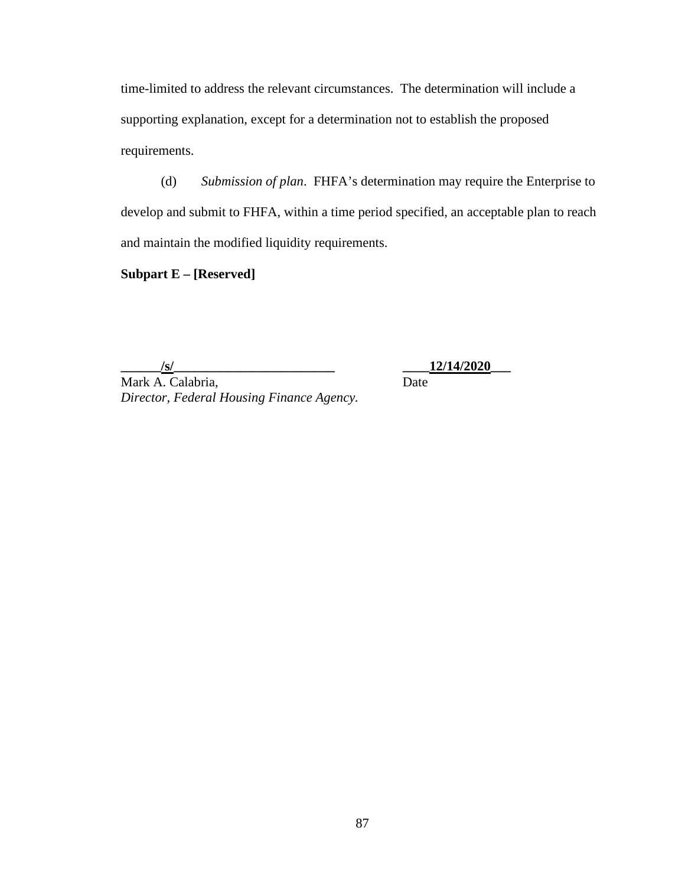time-limited to address the relevant circumstances. The determination will include a supporting explanation, except for a determination not to establish the proposed requirements.

(d) *Submission of plan*. FHFA's determination may require the Enterprise to develop and submit to FHFA, within a time period specified, an acceptable plan to reach and maintain the modified liquidity requirements.

**Subpart E – [Reserved]**

/s/ 
Mark A. Calabria,
*Director, Federal Housing Finance Agency.*

12/14/2020
Date